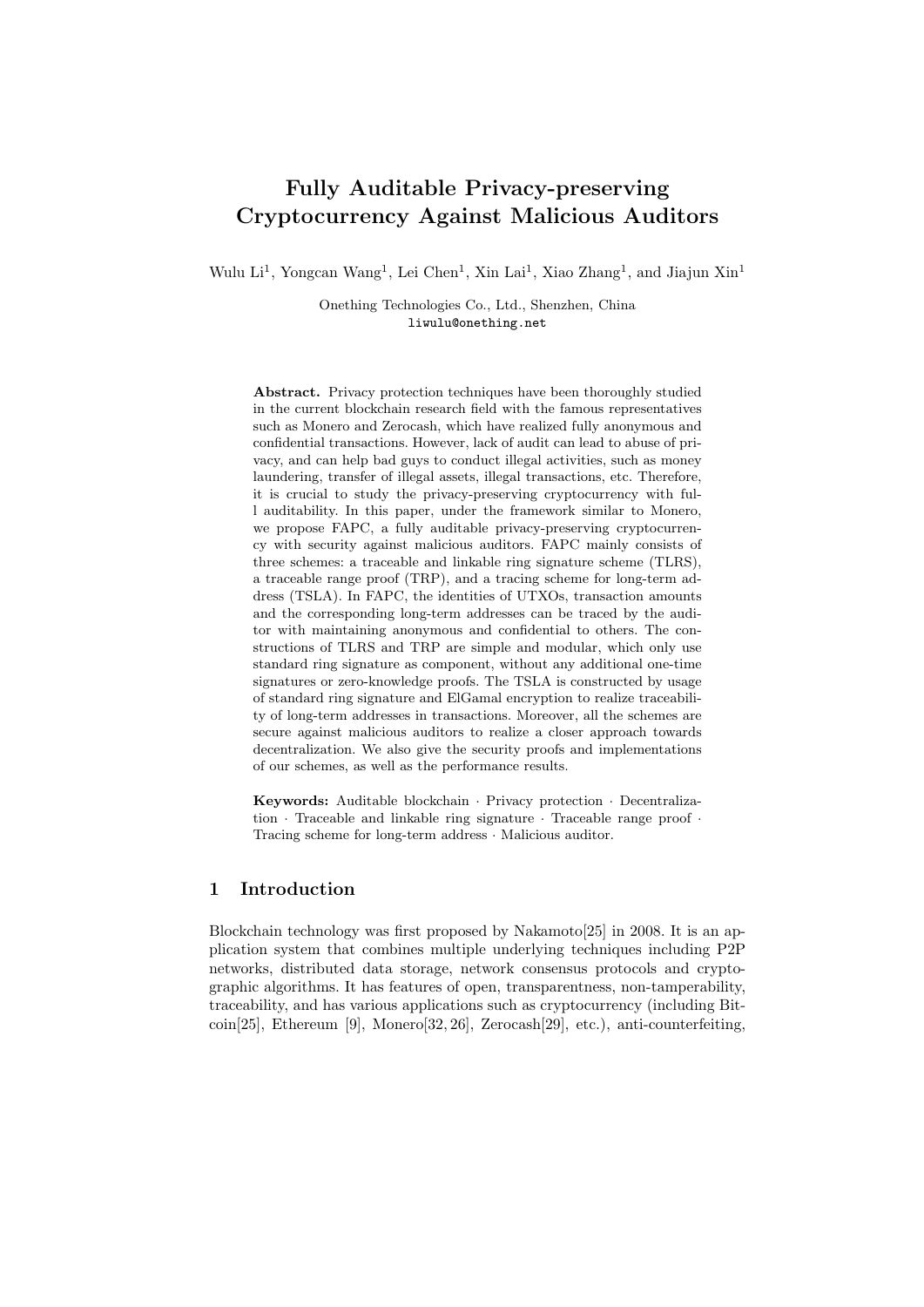# Fully Auditable Privacy-preserving Cryptocurrency Against Malicious Auditors

Wulu Li[1], Yongcan Wang[1], Lei Chen[1], Xin Lai[1], Xiao Zhang[1], and Jiajun Xin[1]

Onething Technologies Co., Ltd., Shenzhen, China
liwulu@onething.net

**Abstract.** Privacy protection techniques have been thoroughly studied in the current blockchain research field with the famous representatives such as Monero and Zerocash, which have realized fully anonymous and confidential transactions. However, lack of audit can lead to abuse of privacy, and can help bad guys to conduct illegal activities, such as money laundering, transfer of illegal assets, illegal transactions, etc. Therefore, it is crucial to study the privacy-preserving cryptocurrency with full auditability. In this paper, under the framework similar to Monero, we propose FAPC, a fully auditable privacy-preserving cryptocurrency with security against malicious auditors. FAPC mainly consists of three schemes: a traceable and linkable ring signature scheme (TLRS), a traceable range proof (TRP), and a tracing scheme for long-term address (TSLA). In FAPC, the identities of UTXOs, transaction amounts and the corresponding long-term addresses can be traced by the auditor with maintaining anonymous and confidential to others. The constructions of TLRS and TRP are simple and modular, which only use standard ring signature as component, without any additional one-time signatures or zero-knowledge proofs. The TSLA is constructed by usage of standard ring signature and ElGamal encryption to realize traceability of long-term addresses in transactions. Moreover, all the schemes are secure against malicious auditors to realize a closer approach towards decentralization. We also give the security proofs and implementations of our schemes, as well as the performance results.

**Keywords:** Auditable blockchain · Privacy protection · Decentralization · Traceable and linkable ring signature · Traceable range proof · Tracing scheme for long-term address · Malicious auditor.

## 1 Introduction

Blockchain technology was first proposed by Nakamoto[25] in 2008. It is an application system that combines multiple underlying techniques including P2P networks, distributed data storage, network consensus protocols and cryptographic algorithms. It has features of open, transparentness, non-tamperability, traceability, and has various applications such as cryptocurrency (including Bitcoin[25], Ethereum [9], Monero[32, 26], Zerocash[29], etc.), anti-counterfeiting,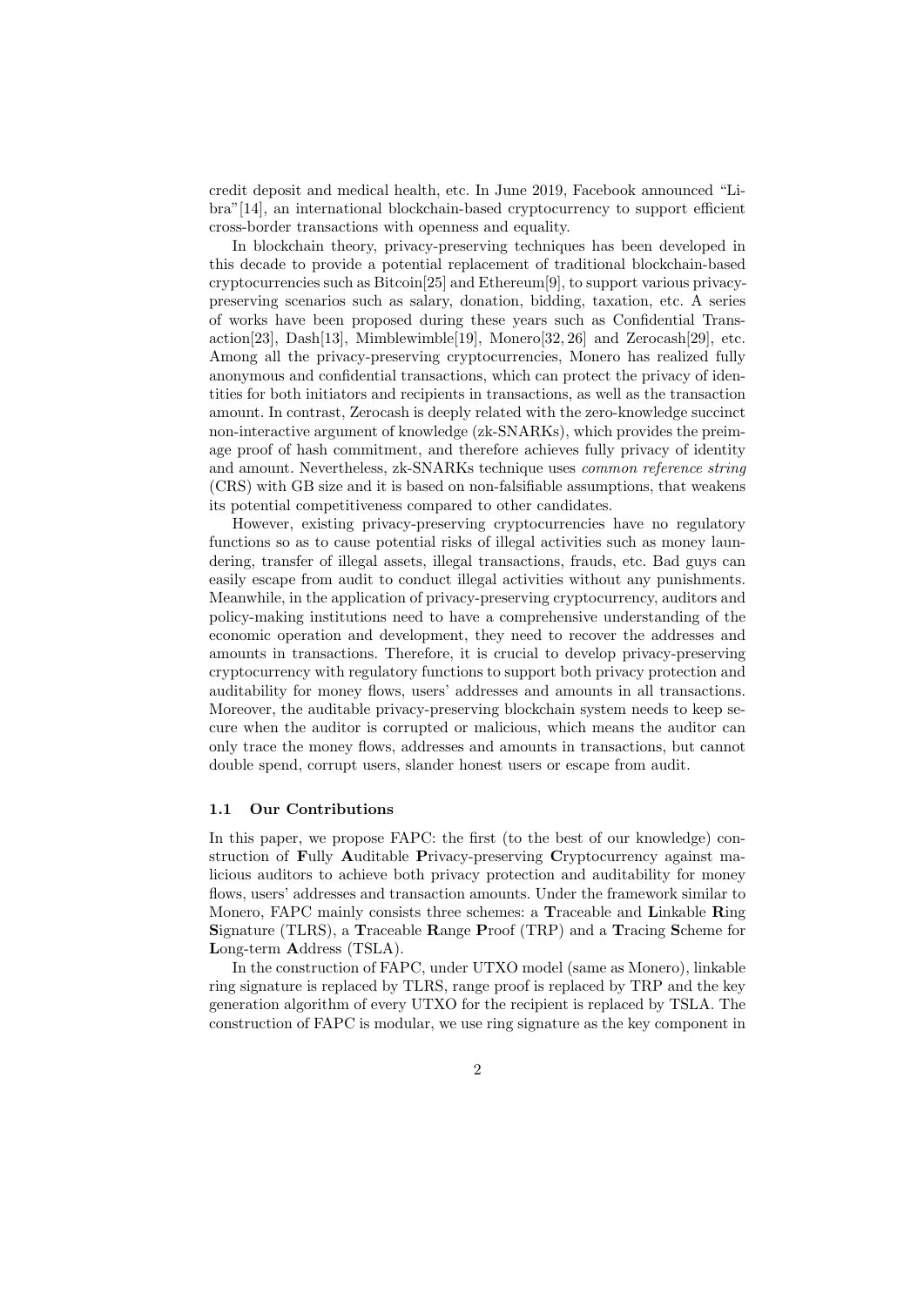credit deposit and medical health, etc. In June 2019, Facebook announced "Libra"[14], an international blockchain-based cryptocurrency to support efficient cross-border transactions with openness and equality.

In blockchain theory, privacy-preserving techniques has been developed in this decade to provide a potential replacement of traditional blockchain-based cryptocurrencies such as Bitcoin[25] and Ethereum[9], to support various privacy-preserving scenarios such as salary, donation, bidding, taxation, etc. A series of works have been proposed during these years such as Confidential Transaction[23], Dash[13], Mimblewimble[19], Monero[32, 26] and Zerocash[29], etc. Among all the privacy-preserving cryptocurrencies, Monero has realized fully anonymous and confidential transactions, which can protect the privacy of identities for both initiators and recipients in transactions, as well as the transaction amount. In contrast, Zerocash is deeply related with the zero-knowledge succinct non-interactive argument of knowledge (zk-SNARKs), which provides the preimage proof of hash commitment, and therefore achieves fully privacy of identity and amount. Nevertheless, zk-SNARKs technique uses *common reference string* (CRS) with GB size and it is based on non-falsifiable assumptions, that weakens its potential competitiveness compared to other candidates.

However, existing privacy-preserving cryptocurrencies have no regulatory functions so as to cause potential risks of illegal activities such as money laundering, transfer of illegal assets, illegal transactions, frauds, etc. Bad guys can easily escape from audit to conduct illegal activities without any punishments. Meanwhile, in the application of privacy-preserving cryptocurrency, auditors and policy-making institutions need to have a comprehensive understanding of the economic operation and development, they need to recover the addresses and amounts in transactions. Therefore, it is crucial to develop privacy-preserving cryptocurrency with regulatory functions to support both privacy protection and auditability for money flows, users' addresses and amounts in all transactions. Moreover, the auditable privacy-preserving blockchain system needs to keep secure when the auditor is corrupted or malicious, which means the auditor can only trace the money flows, addresses and amounts in transactions, but cannot double spend, corrupt users, slander honest users or escape from audit.

### 1.1 Our Contributions

In this paper, we propose FAPC: the first (to the best of our knowledge) construction of **F**ully **A**uditable **P**rivacy-preserving **C**ryptocurrency against malicious auditors to achieve both privacy protection and auditability for money flows, users' addresses and transaction amounts. Under the framework similar to Monero, FAPC mainly consists three schemes: a **T**raceable and **L**inkable **R**ing **S**ignature (TLRS), a **T**raceable **R**ange **P**roof (TRP) and a **T**racing **S**cheme for **L**ong-term **A**ddress (TSLA).

In the construction of FAPC, under UTXO model (same as Monero), linkable ring signature is replaced by TLRS, range proof is replaced by TRP and the key generation algorithm of every UTXO for the recipient is replaced by TSLA. The construction of FAPC is modular, we use ring signature as the key component in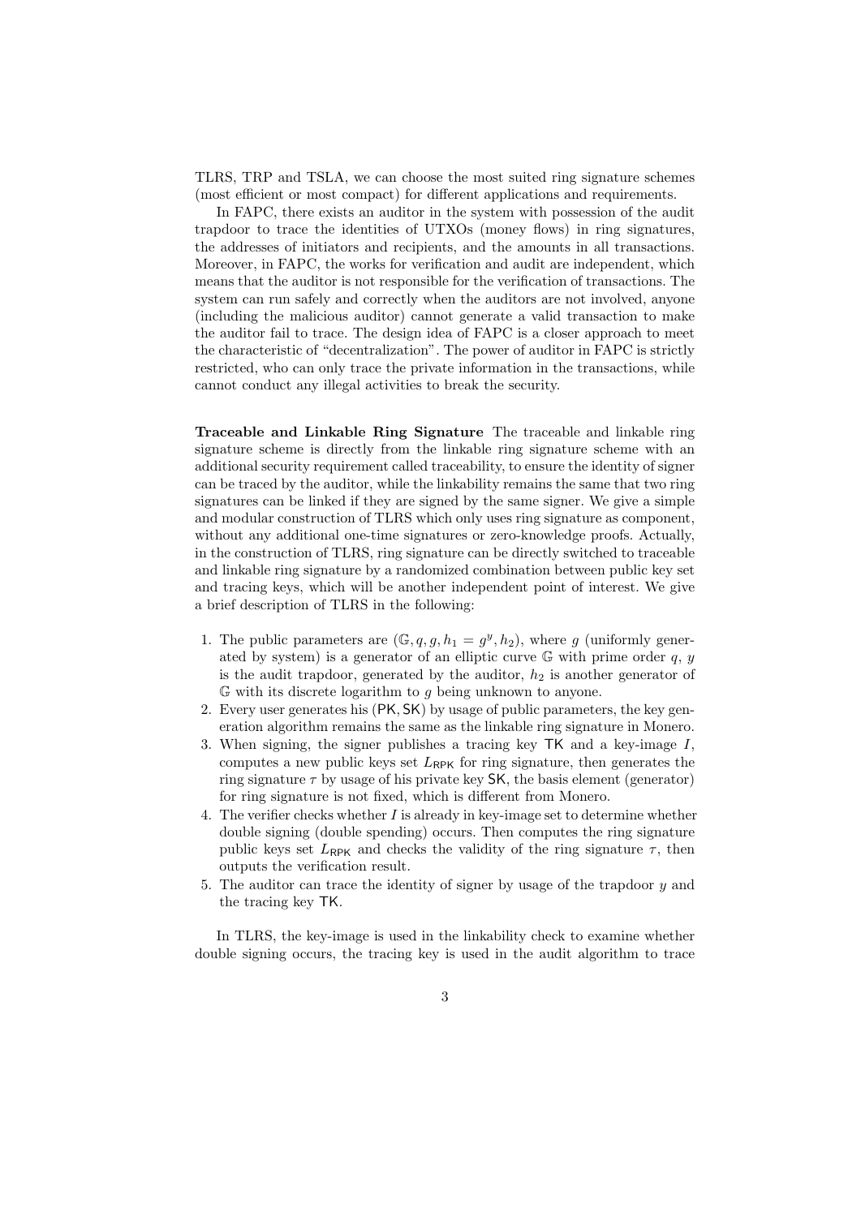TLRS, TRP and TSLA, we can choose the most suited ring signature schemes (most efficient or most compact) for different applications and requirements.

In FAPC, there exists an auditor in the system with possession of the audit trapdoor to trace the identities of UTXOs (money flows) in ring signatures, the addresses of initiators and recipients, and the amounts in all transactions. Moreover, in FAPC, the works for verification and audit are independent, which means that the auditor is not responsible for the verification of transactions. The system can run safely and correctly when the auditors are not involved, anyone (including the malicious auditor) cannot generate a valid transaction to make the auditor fail to trace. The design idea of FAPC is a closer approach to meet the characteristic of "decentralization". The power of auditor in FAPC is strictly restricted, who can only trace the private information in the transactions, while cannot conduct any illegal activities to break the security.

**Traceable and Linkable Ring Signature** The traceable and linkable ring signature scheme is directly from the linkable ring signature scheme with an additional security requirement called traceability, to ensure the identity of signer can be traced by the auditor, while the linkability remains the same that two ring signatures can be linked if they are signed by the same signer. We give a simple and modular construction of TLRS which only uses ring signature as component, without any additional one-time signatures or zero-knowledge proofs. Actually, in the construction of TLRS, ring signature can be directly switched to traceable and linkable ring signature by a randomized combination between public key set and tracing keys, which will be another independent point of interest. We give a brief description of TLRS in the following:

1. The public parameters are $(\mathbb{G}, q, g, h_1 = g^y, h_2)$, where $g$ (uniformly generated by system) is a generator of an elliptic curve $\mathbb{G}$ with prime order $q$, $y$ is the audit trapdoor, generated by the auditor, $h_2$ is another generator of $\mathbb{G}$ with its discrete logarithm to $g$ being unknown to anyone.
2. Every user generates his $(\mathsf{PK}, \mathsf{SK})$ by usage of public parameters, the key generation algorithm remains the same as the linkable ring signature in Monero.
3. When signing, the signer publishes a tracing key $\mathsf{TK}$ and a key-image $I$, computes a new public keys set $L_{\mathsf{RPK}}$ for ring signature, then generates the ring signature $\tau$ by usage of his private key $\mathsf{SK}$, the basis element (generator) for ring signature is not fixed, which is different from Monero.
4. The verifier checks whether $I$ is already in key-image set to determine whether double signing (double spending) occurs. Then computes the ring signature public keys set $L_{\mathsf{RPK}}$ and checks the validity of the ring signature $\tau$, then outputs the verification result.
5. The auditor can trace the identity of signer by usage of the trapdoor $y$ and the tracing key $\mathsf{TK}$.

In TLRS, the key-image is used in the linkability check to examine whether double signing occurs, the tracing key is used in the audit algorithm to trace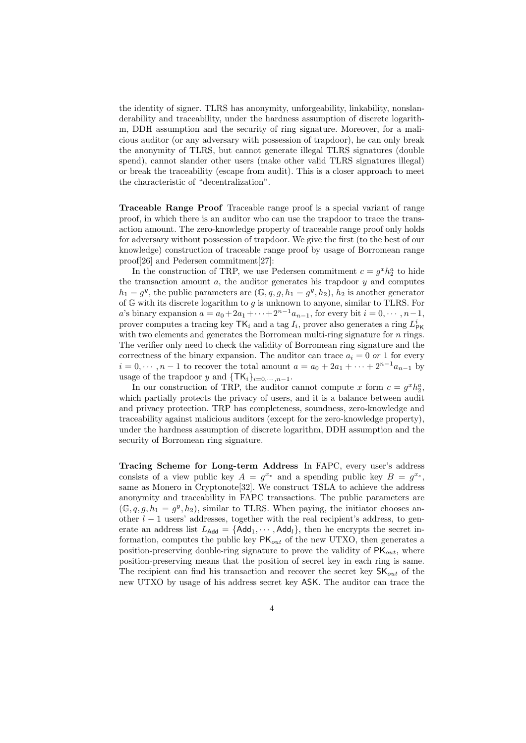the identity of signer. TLRS has anonymity, unforgeability, linkability, nonslanderability and traceability, under the hardness assumption of discrete logarithm, DDH assumption and the security of ring signature. Moreover, for a malicious auditor (or any adversary with possession of trapdoor), he can only break the anonymity of TLRS, but cannot generate illegal TLRS signatures (double spend), cannot slander other users (make other valid TLRS signatures illegal) or break the traceability (escape from audit). This is a closer approach to meet the characteristic of "decentralization".

**Traceable Range Proof** Traceable range proof is a special variant of range proof, in which there is an auditor who can use the trapdoor to trace the transaction amount. The zero-knowledge property of traceable range proof only holds for adversary without possession of trapdoor. We give the first (to the best of our knowledge) construction of traceable range proof by usage of Borromean range proof[26] and Pedersen commitment[27]:

In the construction of TRP, we use Pedersen commitment $c = g^x h_2^a$ to hide the transaction amount $a$, the auditor generates his trapdoor $y$ and computes $h_1 = g^y$, the public parameters are $(\mathbb{G}, q, g, h_1 = g^y, h_2)$, $h_2$ is another generator of $\mathbb{G}$ with its discrete logarithm to $g$ is unknown to anyone, similar to TLRS. For $a$'s binary expansion $a = a_0 + 2a_1 + \cdots + 2^{n-1}a_{n-1}$, for every bit $i = 0, \cdots, n-1$, prover computes a tracing key $\mathsf{TK}_i$ and a tag $I_i$, prover also generates a ring $L^i_{\mathsf{PK}}$ with two elements and generates the Borromean multi-ring signature for $n$ rings. The verifier only need to check the validity of Borromean ring signature and the correctness of the binary expansion. The auditor can trace $a_i = 0$ *or* $1$ for every $i = 0, \cdots, n-1$ to recover the total amount $a = a_0 + 2a_1 + \cdots + 2^{n-1}a_{n-1}$ by usage of the trapdoor $y$ and $\{\mathsf{TK}_i\}_{i=0,\cdots,n-1}$.

In our construction of TRP, the auditor cannot compute $x$ form $c = g^x h_2^a$, which partially protects the privacy of users, and it is a balance between audit and privacy protection. TRP has completeness, soundness, zero-knowledge and traceability against malicious auditors (except for the zero-knowledge property), under the hardness assumption of discrete logarithm, DDH assumption and the security of Borromean ring signature.

**Tracing Scheme for Long-term Address** In FAPC, every user's address consists of a view public key $A = g^{x_v}$ and a spending public key $B = g^{x_s}$, same as Monero in Cryptonote[32]. We construct TSLA to achieve the address anonymity and traceability in FAPC transactions. The public parameters are $(\mathbb{G}, q, g, h_1 = g^y, h_2)$, similar to TLRS. When paying, the initiator chooses another $l-1$ users' addresses, together with the real recipient's address, to generate an address list $L_{\mathsf{Add}} = \{\mathsf{Add}_1, \cdots, \mathsf{Add}_l\}$, then he encrypts the secret information, computes the public key $\mathsf{PK}_{out}$ of the new UTXO, then generates a position-preserving double-ring signature to prove the validity of $\mathsf{PK}_{out}$, where position-preserving means that the position of secret key in each ring is same. The recipient can find his transaction and recover the secret key $\mathsf{SK}_{out}$ of the new UTXO by usage of his address secret key $\mathsf{ASK}$. The auditor can trace the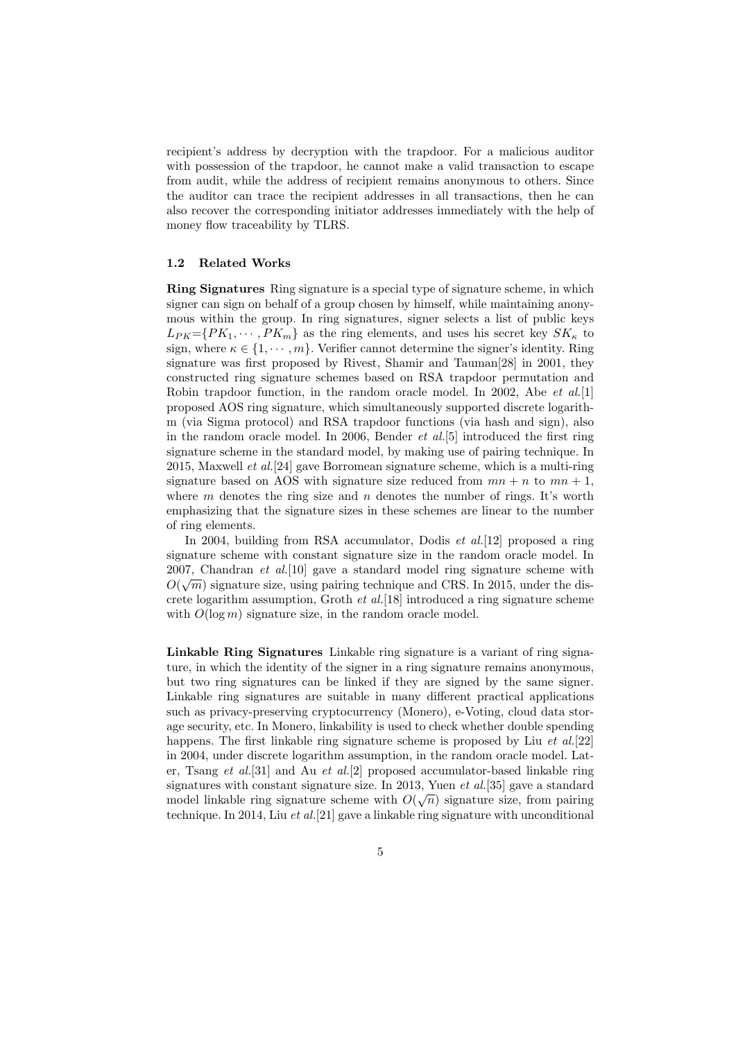recipient's address by decryption with the trapdoor. For a malicious auditor with possession of the trapdoor, he cannot make a valid transaction to escape from audit, while the address of recipient remains anonymous to others. Since the auditor can trace the recipient addresses in all transactions, then he can also recover the corresponding initiator addresses immediately with the help of money flow traceability by TLRS.

### 1.2 Related Works

**Ring Signatures** Ring signature is a special type of signature scheme, in which signer can sign on behalf of a group chosen by himself, while maintaining anonymous within the group. In ring signatures, signer selects a list of public keys $L_{PK}=\{PK_1, \cdots, PK_m\}$ as the ring elements, and uses his secret key $SK_\kappa$ to sign, where $\kappa \in \{1, \cdots, m\}$. Verifier cannot determine the signer's identity. Ring signature was first proposed by Rivest, Shamir and Tauman[28] in 2001, they constructed ring signature schemes based on RSA trapdoor permutation and Robin trapdoor function, in the random oracle model. In 2002, Abe *et al.*[1] proposed AOS ring signature, which simultaneously supported discrete logarithm (via Sigma protocol) and RSA trapdoor functions (via hash and sign), also in the random oracle model. In 2006, Bender *et al.*[5] introduced the first ring signature scheme in the standard model, by making use of pairing technique. In 2015, Maxwell *et al.*[24] gave Borromean signature scheme, which is a multi-ring signature based on AOS with signature size reduced from $mn + n$ to $mn + 1$, where $m$ denotes the ring size and $n$ denotes the number of rings. It's worth emphasizing that the signature sizes in these schemes are linear to the number of ring elements.

In 2004, building from RSA accumulator, Dodis *et al.*[12] proposed a ring signature scheme with constant signature size in the random oracle model. In 2007, Chandran *et al.*[10] gave a standard model ring signature scheme with $O(\sqrt{m})$ signature size, using pairing technique and CRS. In 2015, under the discrete logarithm assumption, Groth *et al.*[18] introduced a ring signature scheme with $O(\log m)$ signature size, in the random oracle model.

**Linkable Ring Signatures** Linkable ring signature is a variant of ring signature, in which the identity of the signer in a ring signature remains anonymous, but two ring signatures can be linked if they are signed by the same signer. Linkable ring signatures are suitable in many different practical applications such as privacy-preserving cryptocurrency (Monero), e-Voting, cloud data storage security, etc. In Monero, linkability is used to check whether double spending happens. The first linkable ring signature scheme is proposed by Liu *et al.*[22] in 2004, under discrete logarithm assumption, in the random oracle model. Later, Tsang *et al.*[31] and Au *et al.*[2] proposed accumulator-based linkable ring signatures with constant signature size. In 2013, Yuen *et al.*[35] gave a standard model linkable ring signature scheme with $O(\sqrt{n})$ signature size, from pairing technique. In 2014, Liu *et al.*[21] gave a linkable ring signature with unconditional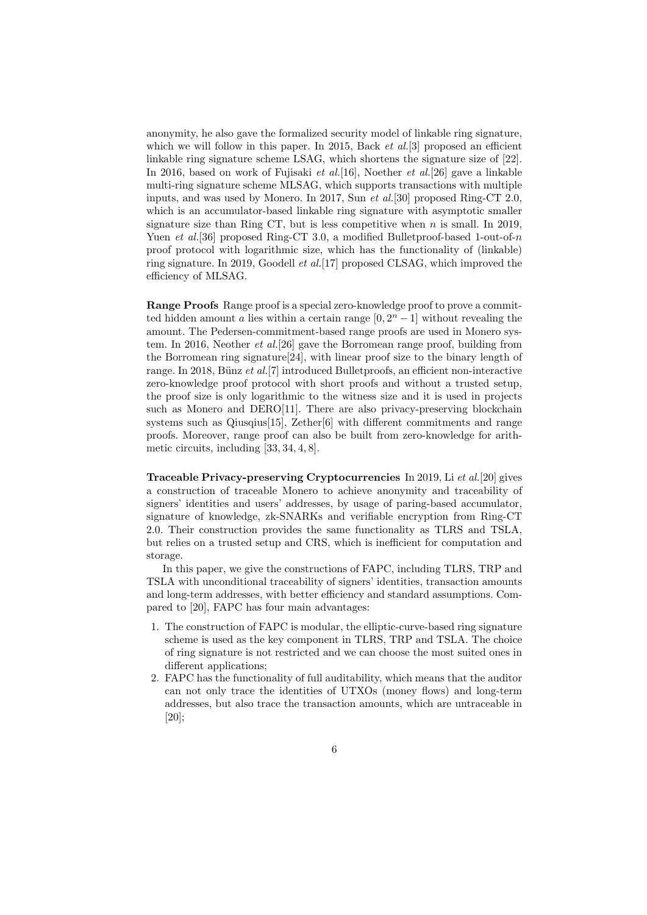anonymity, he also gave the formalized security model of linkable ring signature, which we will follow in this paper. In 2015, Back *et al.*[3] proposed an efficient linkable ring signature scheme LSAG, which shortens the signature size of [22]. In 2016, based on work of Fujisaki *et al.*[16], Noether *et al.*[26] gave a linkable multi-ring signature scheme MLSAG, which supports transactions with multiple inputs, and was used by Monero. In 2017, Sun *et al.*[30] proposed Ring-CT 2.0, which is an accumulator-based linkable ring signature with asymptotic smaller signature size than Ring CT, but is less competitive when $n$ is small. In 2019, Yuen *et al.*[36] proposed Ring-CT 3.0, a modified Bulletproof-based 1-out-of-$n$ proof protocol with logarithmic size, which has the functionality of (linkable) ring signature. In 2019, Goodell *et al.*[17] proposed CLSAG, which improved the efficiency of MLSAG.

**Range Proofs** Range proof is a special zero-knowledge proof to prove a committed hidden amount $a$ lies within a certain range $[0, 2^n - 1]$ without revealing the amount. The Pedersen-commitment-based range proofs are used in Monero system. In 2016, Neother *et al.*[26] gave the Borromean range proof, building from the Borromean ring signature[24], with linear proof size to the binary length of range. In 2018, Bünz *et al.*[7] introduced Bulletproofs, an efficient non-interactive zero-knowledge proof protocol with short proofs and without a trusted setup, the proof size is only logarithmic to the witness size and it is used in projects such as Monero and DERO[11]. There are also privacy-preserving blockchain systems such as Qiusqius[15], Zether[6] with different commitments and range proofs. Moreover, range proof can also be built from zero-knowledge for arithmetic circuits, including [33, 34, 4, 8].

**Traceable Privacy-preserving Cryptocurrencies** In 2019, Li *et al.*[20] gives a construction of traceable Monero to achieve anonymity and traceability of signers' identities and users' addresses, by usage of paring-based accumulator, signature of knowledge, zk-SNARKs and verifiable encryption from Ring-CT 2.0. Their construction provides the same functionality as TLRS and TSLA, but relies on a trusted setup and CRS, which is inefficient for computation and storage.

In this paper, we give the constructions of FAPC, including TLRS, TRP and TSLA with unconditional traceability of signers' identities, transaction amounts and long-term addresses, with better efficiency and standard assumptions. Compared to [20], FAPC has four main advantages:

1. The construction of FAPC is modular, the elliptic-curve-based ring signature scheme is used as the key component in TLRS, TRP and TSLA. The choice of ring signature is not restricted and we can choose the most suited ones in different applications;
2. FAPC has the functionality of full auditability, which means that the auditor can not only trace the identities of UTXOs (money flows) and long-term addresses, but also trace the transaction amounts, which are untraceable in [20];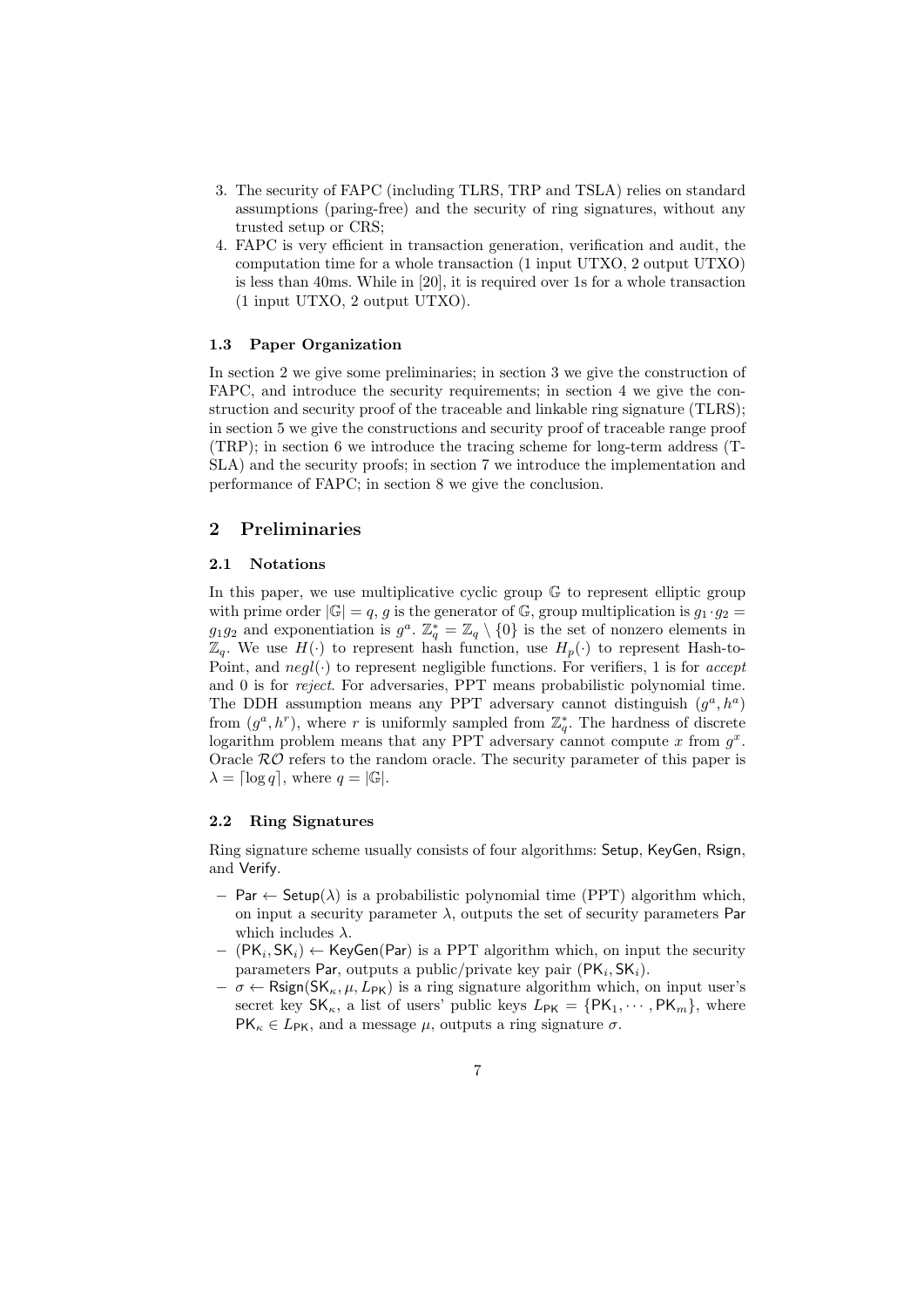3. The security of FAPC (including TLRS, TRP and TSLA) relies on standard assumptions (paring-free) and the security of ring signatures, without any trusted setup or CRS;
4. FAPC is very efficient in transaction generation, verification and audit, the computation time for a whole transaction (1 input UTXO, 2 output UTXO) is less than 40ms. While in [20], it is required over 1s for a whole transaction (1 input UTXO, 2 output UTXO).

### 1.3 Paper Organization

In section 2 we give some preliminaries; in section 3 we give the construction of FAPC, and introduce the security requirements; in section 4 we give the construction and security proof of the traceable and linkable ring signature (TLRS); in section 5 we give the constructions and security proof of traceable range proof (TRP); in section 6 we introduce the tracing scheme for long-term address (T-SLA) and the security proofs; in section 7 we introduce the implementation and performance of FAPC; in section 8 we give the conclusion.

## 2 Preliminaries

### 2.1 Notations

In this paper, we use multiplicative cyclic group $\mathbb{G}$ to represent elliptic group with prime order $|\mathbb{G}| = q$, $g$ is the generator of $\mathbb{G}$, group multiplication is $g_1 \cdot g_2 = g_1 g_2$ and exponentiation is $g^a$. $\mathbb{Z}_q^* = \mathbb{Z}_q \setminus \{0\}$ is the set of nonzero elements in $\mathbb{Z}_q$. We use $H(\cdot)$ to represent hash function, use $H_p(\cdot)$ to represent Hash-to-Point, and $negl(\cdot)$ to represent negligible functions. For verifiers, 1 is for *accept* and 0 is for *reject*. For adversaries, PPT means probabilistic polynomial time. The DDH assumption means any PPT adversary cannot distinguish $(g^a, h^a)$ from $(g^a, h^r)$, where $r$ is uniformly sampled from $\mathbb{Z}_q^*$. The hardness of discrete logarithm problem means that any PPT adversary cannot compute $x$ from $g^x$. Oracle $\mathcal{RO}$ refers to the random oracle. The security parameter of this paper is $\lambda = \lceil \log q \rceil$, where $q = |\mathbb{G}|$.

### 2.2 Ring Signatures

Ring signature scheme usually consists of four algorithms: Setup, KeyGen, Rsign, and Verify.

- $\mathsf{Par} \leftarrow \mathsf{Setup}(\lambda)$ is a probabilistic polynomial time (PPT) algorithm which, on input a security parameter $\lambda$, outputs the set of security parameters Par which includes $\lambda$.
- $(\mathsf{PK}_i, \mathsf{SK}_i) \leftarrow \mathsf{KeyGen}(\mathsf{Par})$ is a PPT algorithm which, on input the security parameters Par, outputs a public/private key pair $(\mathsf{PK}_i, \mathsf{SK}_i)$.
- $\sigma \leftarrow \mathsf{Rsign}(\mathsf{SK}_\kappa, \mu, L_{\mathsf{PK}})$ is a ring signature algorithm which, on input user's secret key $\mathsf{SK}_\kappa$, a list of users' public keys $L_{\mathsf{PK}} = \{\mathsf{PK}_1, \cdots, \mathsf{PK}_m\}$, where $\mathsf{PK}_\kappa \in L_{\mathsf{PK}}$, and a message $\mu$, outputs a ring signature $\sigma$.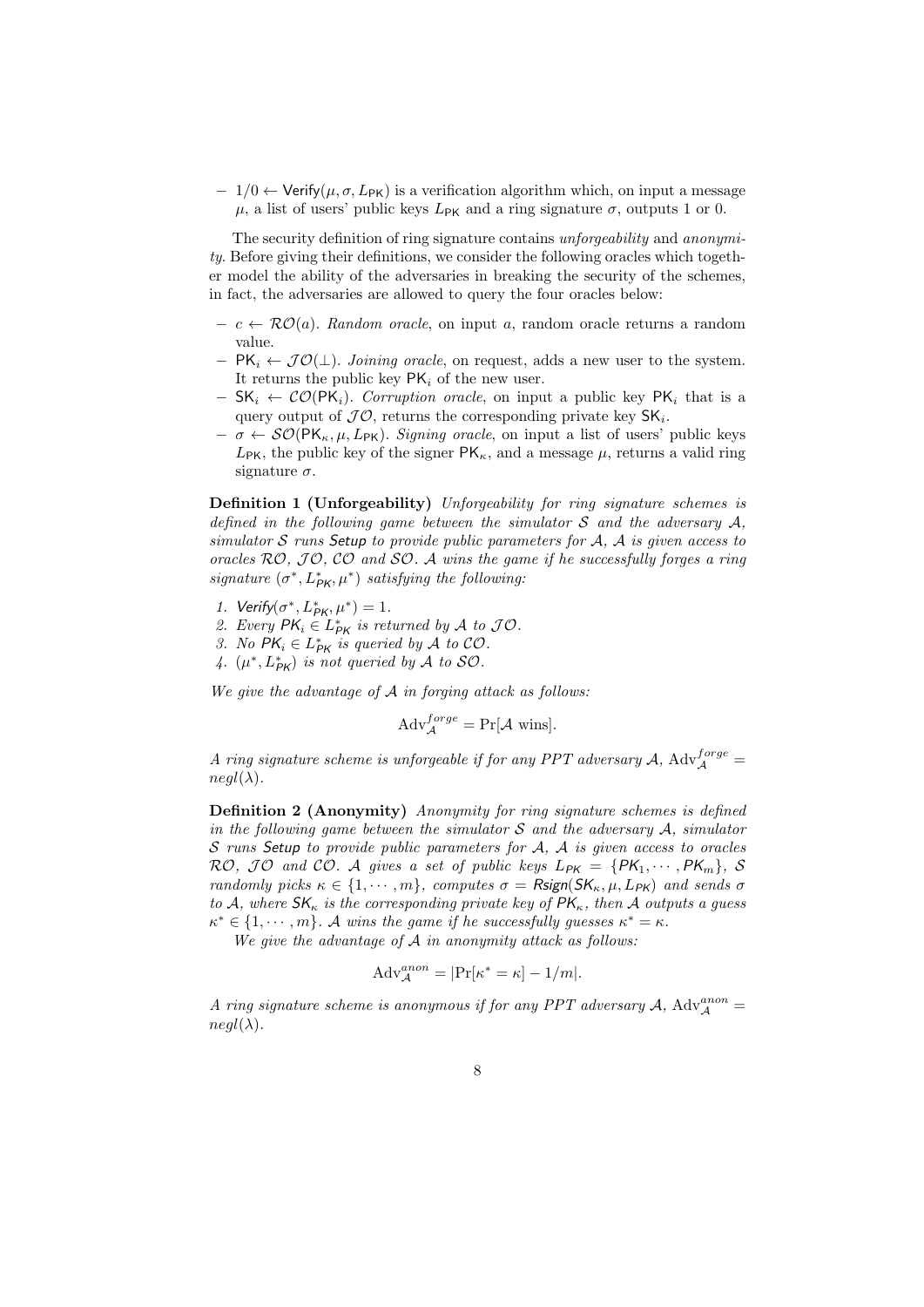- $1/0 \leftarrow \mathsf{Verify}(\mu, \sigma, L_{\mathsf{PK}})$ is a verification algorithm which, on input a message $\mu$, a list of users' public keys $L_{\mathsf{PK}}$ and a ring signature $\sigma$, outputs 1 or 0.

The security definition of ring signature contains *unforgeability* and *anonymity*. Before giving their definitions, we consider the following oracles which together model the ability of the adversaries in breaking the security of the schemes, in fact, the adversaries are allowed to query the four oracles below:

- $c \leftarrow \mathcal{RO}(a)$. *Random oracle*, on input $a$, random oracle returns a random value.
- $\mathsf{PK}_i \leftarrow \mathcal{JO}(\perp)$. *Joining oracle*, on request, adds a new user to the system. It returns the public key $\mathsf{PK}_i$ of the new user.
- $\mathsf{SK}_i \leftarrow \mathcal{CO}(\mathsf{PK}_i)$. *Corruption oracle*, on input a public key $\mathsf{PK}_i$ that is a query output of $\mathcal{JO}$, returns the corresponding private key $\mathsf{SK}_i$.
- $\sigma \leftarrow \mathcal{SO}(\mathsf{PK}_\kappa, \mu, L_{\mathsf{PK}})$. *Signing oracle*, on input a list of users' public keys $L_{\mathsf{PK}}$, the public key of the signer $\mathsf{PK}_\kappa$, and a message $\mu$, returns a valid ring signature $\sigma$.

**Definition 1 (Unforgeability)** *Unforgeability for ring signature schemes is defined in the following game between the simulator $\mathcal{S}$ and the adversary $\mathcal{A}$, simulator $\mathcal{S}$ runs* Setup *to provide public parameters for $\mathcal{A}$, $\mathcal{A}$ is given access to oracles $\mathcal{RO}$, $\mathcal{JO}$, $\mathcal{CO}$ and $\mathcal{SO}$. $\mathcal{A}$ wins the game if he successfully forges a ring signature $(\sigma^*, L^*_{\mathsf{PK}}, \mu^*)$ satisfying the following:*

1. *$\mathsf{Verify}(\sigma^*, L^*_{\mathsf{PK}}, \mu^*) = 1$.*
2. *Every $\mathsf{PK}_i \in L^*_{\mathsf{PK}}$ is returned by $\mathcal{A}$ to $\mathcal{JO}$.*
3. *No $\mathsf{PK}_i \in L^*_{\mathsf{PK}}$ is queried by $\mathcal{A}$ to $\mathcal{CO}$.*
4. *$(\mu^*, L^*_{\mathsf{PK}})$ is not queried by $\mathcal{A}$ to $\mathcal{SO}$.*

*We give the advantage of $\mathcal{A}$ in forging attack as follows:*

$$\mathrm{Adv}^{forge}_{\mathcal{A}} = \Pr[\mathcal{A} \text{ wins}].$$

*A ring signature scheme is unforgeable if for any PPT adversary $\mathcal{A}$, $\mathrm{Adv}^{forge}_{\mathcal{A}} = negl(\lambda)$.*

**Definition 2 (Anonymity)** *Anonymity for ring signature schemes is defined in the following game between the simulator $\mathcal{S}$ and the adversary $\mathcal{A}$, simulator $\mathcal{S}$ runs* Setup *to provide public parameters for $\mathcal{A}$, $\mathcal{A}$ is given access to oracles $\mathcal{RO}$, $\mathcal{JO}$ and $\mathcal{CO}$. $\mathcal{A}$ gives a set of public keys $L_{\mathsf{PK}} = \{\mathsf{PK}_1, \cdots, \mathsf{PK}_m\}$, $\mathcal{S}$ randomly picks $\kappa \in \{1, \cdots, m\}$, computes $\sigma = \mathsf{Rsign}(\mathsf{SK}_\kappa, \mu, L_{\mathsf{PK}})$ and sends $\sigma$ to $\mathcal{A}$, where $\mathsf{SK}_\kappa$ is the corresponding private key of $\mathsf{PK}_\kappa$, then $\mathcal{A}$ outputs a guess $\kappa^* \in \{1, \cdots, m\}$. $\mathcal{A}$ wins the game if he successfully guesses $\kappa^* = \kappa$.*

*We give the advantage of $\mathcal{A}$ in anonymity attack as follows:*

$$\mathrm{Adv}^{anon}_{\mathcal{A}} = |\Pr[\kappa^* = \kappa] - 1/m|.$$

*A ring signature scheme is anonymous if for any PPT adversary $\mathcal{A}$, $\mathrm{Adv}^{anon}_{\mathcal{A}} = negl(\lambda)$.*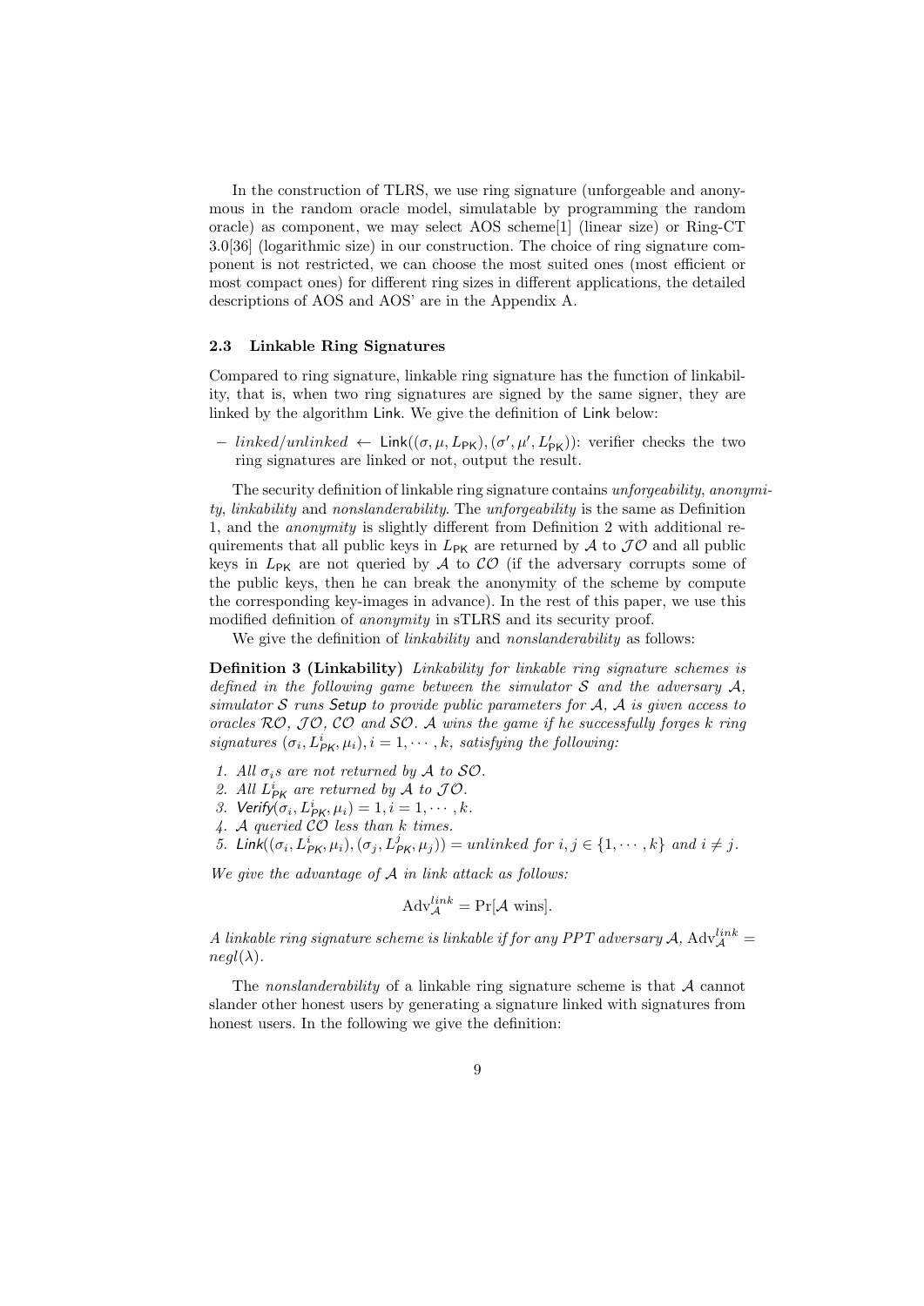In the construction of TLRS, we use ring signature (unforgeable and anonymous in the random oracle model, simulatable by programming the random oracle) as component, we may select AOS scheme[1] (linear size) or Ring-CT 3.0[36] (logarithmic size) in our construction. The choice of ring signature component is not restricted, we can choose the most suited ones (most efficient or most compact ones) for different ring sizes in different applications, the detailed descriptions of AOS and AOS' are in the Appendix A.

### 2.3 Linkable Ring Signatures

Compared to ring signature, linkable ring signature has the function of linkability, that is, when two ring signatures are signed by the same signer, they are linked by the algorithm Link. We give the definition of Link below:

– *linked/unlinked* $\leftarrow$ $\mathsf{Link}((\sigma, \mu, L_{\mathsf{PK}}), (\sigma', \mu', L'_{\mathsf{PK}}))$: verifier checks the two ring signatures are linked or not, output the result.

The security definition of linkable ring signature contains *unforgeability*, *anonymity*, *linkability* and *nonslanderability*. The *unforgeability* is the same as Definition 1, and the *anonymity* is slightly different from Definition 2 with additional requirements that all public keys in $L_{\mathsf{PK}}$ are returned by $\mathcal{A}$ to $\mathcal{JO}$ and all public keys in $L_{\mathsf{PK}}$ are not queried by $\mathcal{A}$ to $\mathcal{CO}$ (if the adversary corrupts some of the public keys, then he can break the anonymity of the scheme by compute the corresponding key-images in advance). In the rest of this paper, we use this modified definition of *anonymity* in sTLRS and its security proof.

We give the definition of *linkability* and *nonslanderability* as follows:

**Definition 3 (Linkability)** *Linkability for linkable ring signature schemes is defined in the following game between the simulator $\mathcal{S}$ and the adversary $\mathcal{A}$, simulator $\mathcal{S}$ runs $\mathsf{Setup}$ to provide public parameters for $\mathcal{A}$, $\mathcal{A}$ is given access to oracles $\mathcal{RO}$, $\mathcal{JO}$, $\mathcal{CO}$ and $\mathcal{SO}$. $\mathcal{A}$ wins the game if he successfully forges $k$ ring signatures $(\sigma_i, L^i_{\mathsf{PK}}, \mu_i), i = 1, \cdots, k$, satisfying the following:*

1. *All $\sigma_i$s are not returned by $\mathcal{A}$ to $\mathcal{SO}$.*
2. *All $L^i_{\mathsf{PK}}$ are returned by $\mathcal{A}$ to $\mathcal{JO}$.*
3. *$\mathsf{Verify}(\sigma_i, L^i_{\mathsf{PK}}, \mu_i) = 1, i = 1, \cdots, k$.*
4. *$\mathcal{A}$ queried $\mathcal{CO}$ less than $k$ times.*
5. *$\mathsf{Link}((\sigma_i, L^i_{\mathsf{PK}}, \mu_i), (\sigma_j, L^j_{\mathsf{PK}}, \mu_j)) = unlinked$ for $i, j \in \{1, \cdots, k\}$ and $i \neq j$.*

*We give the advantage of $\mathcal{A}$ in link attack as follows:*

$$\mathrm{Adv}^{link}_{\mathcal{A}} = \Pr[\mathcal{A} \text{ wins}].$$

*A linkable ring signature scheme is linkable if for any PPT adversary $\mathcal{A}$, $\mathrm{Adv}^{link}_{\mathcal{A}} = negl(\lambda)$.*

The *nonslanderability* of a linkable ring signature scheme is that $\mathcal{A}$ cannot slander other honest users by generating a signature linked with signatures from honest users. In the following we give the definition: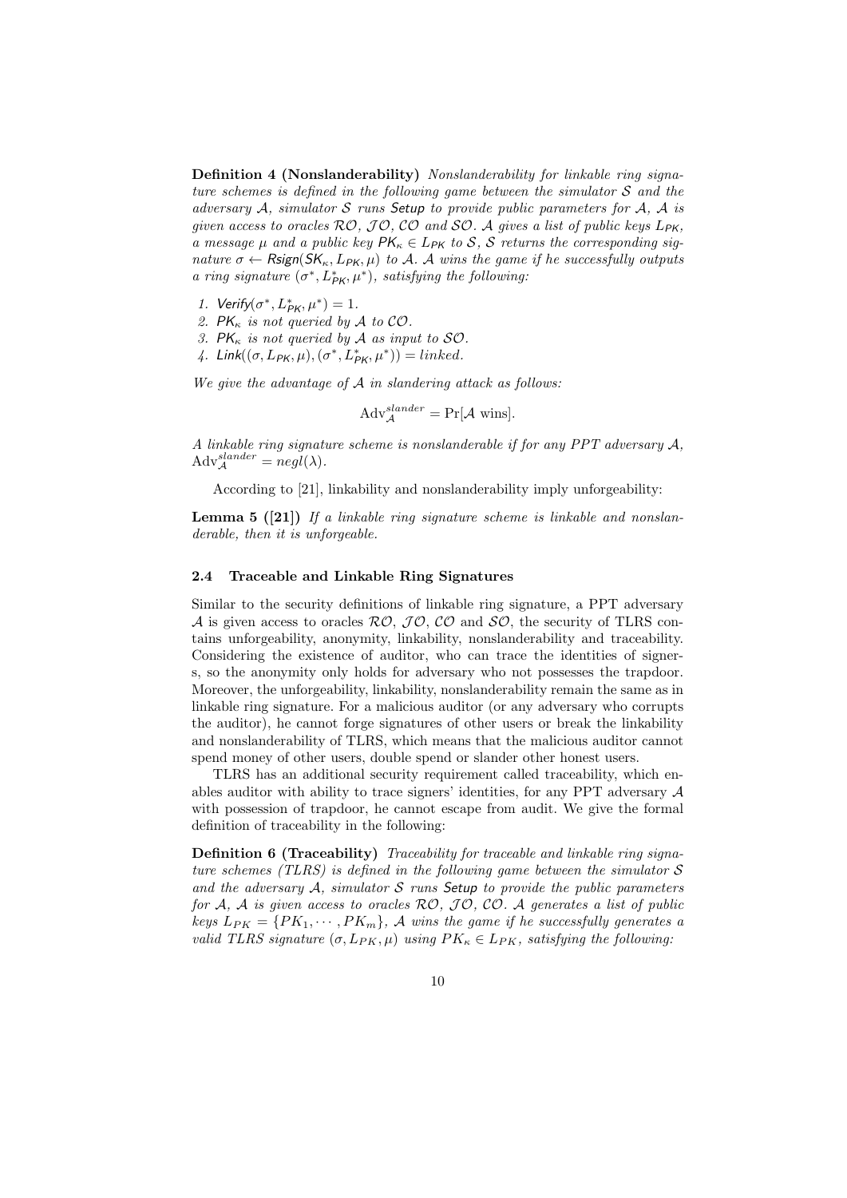**Definition 4 (Nonslanderability)** *Nonslanderability for linkable ring signature schemes is defined in the following game between the simulator $\mathcal{S}$ and the adversary $\mathcal{A}$, simulator $\mathcal{S}$ runs* Setup *to provide public parameters for $\mathcal{A}$, $\mathcal{A}$ is given access to oracles $\mathcal{RO}$, $\mathcal{JO}$, $\mathcal{CO}$ and $\mathcal{SO}$. $\mathcal{A}$ gives a list of public keys $L_{\mathsf{PK}}$, a message $\mu$ and a public key $\mathsf{PK}_\kappa \in L_{\mathsf{PK}}$ to $\mathcal{S}$, $\mathcal{S}$ returns the corresponding signature $\sigma \leftarrow \mathsf{Rsign}(\mathsf{SK}_\kappa, L_{\mathsf{PK}}, \mu)$ to $\mathcal{A}$. $\mathcal{A}$ wins the game if he successfully outputs a ring signature $(\sigma^*, L^*_{\mathsf{PK}}, \mu^*)$, satisfying the following:*

1. $\mathsf{Verify}(\sigma^*, L^*_{\mathsf{PK}}, \mu^*) = 1$.
2. *$\mathsf{PK}_\kappa$ is not queried by $\mathcal{A}$ to $\mathcal{CO}$.*
3. *$\mathsf{PK}_\kappa$ is not queried by $\mathcal{A}$ as input to $\mathcal{SO}$.*
4. $\mathsf{Link}((\sigma, L_{\mathsf{PK}}, \mu), (\sigma^*, L^*_{\mathsf{PK}}, \mu^*)) = linked$.

*We give the advantage of $\mathcal{A}$ in slandering attack as follows:*

$$\mathrm{Adv}^{slander}_{\mathcal{A}} = \Pr[\mathcal{A} \text{ wins}].$$

*A linkable ring signature scheme is nonslanderable if for any PPT adversary $\mathcal{A}$, $\mathrm{Adv}^{slander}_{\mathcal{A}} = negl(\lambda)$.*

According to [21], linkability and nonslanderability imply unforgeability:

**Lemma 5 ([21])** *If a linkable ring signature scheme is linkable and nonslanderable, then it is unforgeable.*

### 2.4 Traceable and Linkable Ring Signatures

Similar to the security definitions of linkable ring signature, a PPT adversary $\mathcal{A}$ is given access to oracles $\mathcal{RO}$, $\mathcal{JO}$, $\mathcal{CO}$ and $\mathcal{SO}$, the security of TLRS contains unforgeability, anonymity, linkability, nonslanderability and traceability. Considering the existence of auditor, who can trace the identities of signers, so the anonymity only holds for adversary who not possesses the trapdoor. Moreover, the unforgeability, linkability, nonslanderability remain the same as in linkable ring signature. For a malicious auditor (or any adversary who corrupts the auditor), he cannot forge signatures of other users or break the linkability and nonslanderability of TLRS, which means that the malicious auditor cannot spend money of other users, double spend or slander other honest users.

TLRS has an additional security requirement called traceability, which enables auditor with ability to trace signers' identities, for any PPT adversary $\mathcal{A}$ with possession of trapdoor, he cannot escape from audit. We give the formal definition of traceability in the following:

**Definition 6 (Traceability)** *Traceability for traceable and linkable ring signature schemes (TLRS) is defined in the following game between the simulator $\mathcal{S}$ and the adversary $\mathcal{A}$, simulator $\mathcal{S}$ runs* Setup *to provide the public parameters for $\mathcal{A}$, $\mathcal{A}$ is given access to oracles $\mathcal{RO}$, $\mathcal{JO}$, $\mathcal{CO}$. $\mathcal{A}$ generates a list of public keys $L_{PK} = \{PK_1, \cdots, PK_m\}$, $\mathcal{A}$ wins the game if he successfully generates a valid TLRS signature $(\sigma, L_{PK}, \mu)$ using $PK_\kappa \in L_{PK}$, satisfying the following:*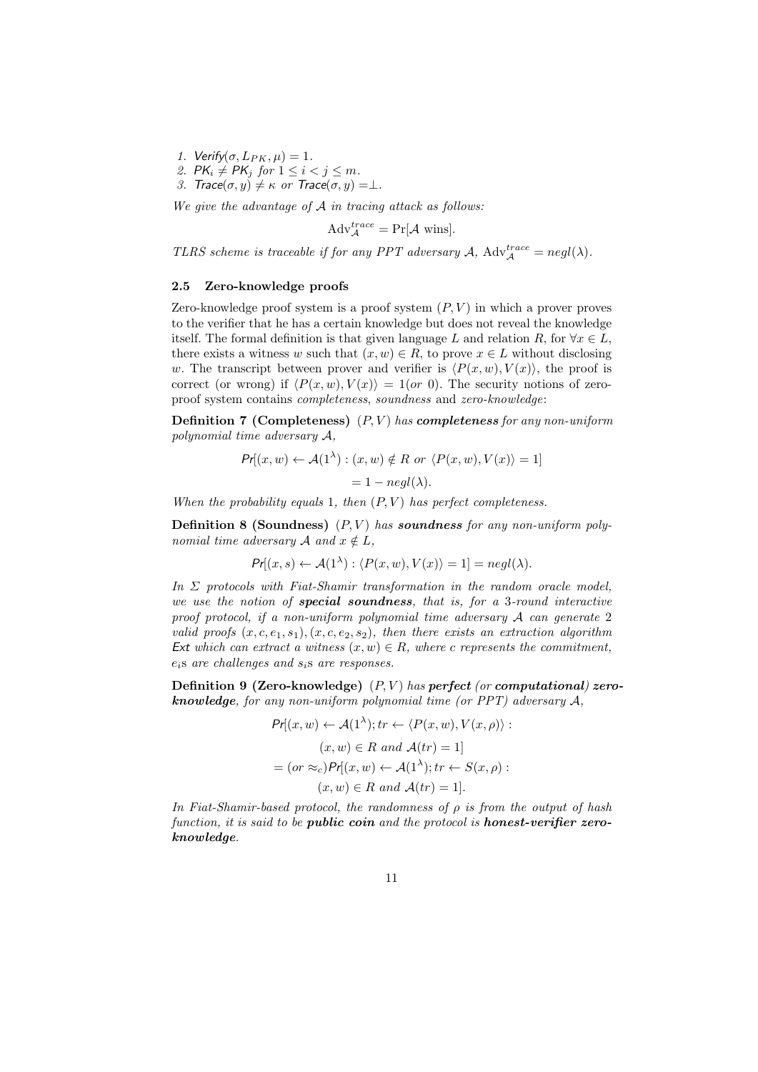1. $\mathsf{Verify}(\sigma, L_{PK}, \mu) = 1$.
2. $\mathsf{PK}_i \neq \mathsf{PK}_j$ for $1 \leq i < j \leq m$.
3. $\mathsf{Trace}(\sigma, y) \neq \kappa$ or $\mathsf{Trace}(\sigma, y) = \perp$.

*We give the advantage of $\mathcal{A}$ in tracing attack as follows:*

$$\mathrm{Adv}_{\mathcal{A}}^{trace} = \Pr[\mathcal{A} \text{ wins}].$$

*TLRS scheme is traceable if for any PPT adversary $\mathcal{A}$, $\mathrm{Adv}_{\mathcal{A}}^{trace} = negl(\lambda)$.*

### 2.5 Zero-knowledge proofs

Zero-knowledge proof system is a proof system $(P, V)$ in which a prover proves to the verifier that he has a certain knowledge but does not reveal the knowledge itself. The formal definition is that given language $L$ and relation $R$, for $\forall x \in L$, there exists a witness $w$ such that $(x, w) \in R$, to prove $x \in L$ without disclosing $w$. The transcript between prover and verifier is $\langle P(x, w), V(x) \rangle$, the proof is correct (or wrong) if $\langle P(x, w), V(x) \rangle = 1$(or 0). The security notions of zero-proof system contains *completeness*, *soundness* and *zero-knowledge*:

**Definition 7 (Completeness)** *$(P, V)$ has **completeness** for any non-uniform polynomial time adversary $\mathcal{A}$,*

$$\mathsf{Pr}[(x, w) \leftarrow \mathcal{A}(1^{\lambda}) : (x, w) \notin R \text{ or } \langle P(x, w), V(x) \rangle = 1]$$
$$= 1 - negl(\lambda).$$

*When the probability equals 1, then $(P, V)$ has perfect completeness.*

**Definition 8 (Soundness)** *$(P, V)$ has **soundness** for any non-uniform polynomial time adversary $\mathcal{A}$ and $x \notin L$,*

$$\mathsf{Pr}[(x, s) \leftarrow \mathcal{A}(1^{\lambda}) : \langle P(x, w), V(x) \rangle = 1] = negl(\lambda).$$

*In $\Sigma$ protocols with Fiat-Shamir transformation in the random oracle model, we use the notion of **special soundness**, that is, for a 3-round interactive proof protocol, if a non-uniform polynomial time adversary $\mathcal{A}$ can generate 2 valid proofs $(x, c, e_1, s_1), (x, c, e_2, s_2)$, then there exists an extraction algorithm $\mathsf{Ext}$ which can extract a witness $(x, w) \in R$, where $c$ represents the commitment, $e_i$s are challenges and $s_i$s are responses.*

**Definition 9 (Zero-knowledge)** *$(P, V)$ has **perfect** (or **computational**) **zero-knowledge**, for any non-uniform polynomial time (or PPT) adversary $\mathcal{A}$,*

$$\mathsf{Pr}[(x, w) \leftarrow \mathcal{A}(1^{\lambda}); tr \leftarrow \langle P(x, w), V(x, \rho) \rangle :$$
$$(x, w) \in R \text{ and } \mathcal{A}(tr) = 1]$$
$$= (\text{or } \approx_c) \mathsf{Pr}[(x, w) \leftarrow \mathcal{A}(1^{\lambda}); tr \leftarrow S(x, \rho) :$$
$$(x, w) \in R \text{ and } \mathcal{A}(tr) = 1].$$

*In Fiat-Shamir-based protocol, the randomness of $\rho$ is from the output of hash function, it is said to be **public coin** and the protocol is **honest-verifier zero-knowledge**.*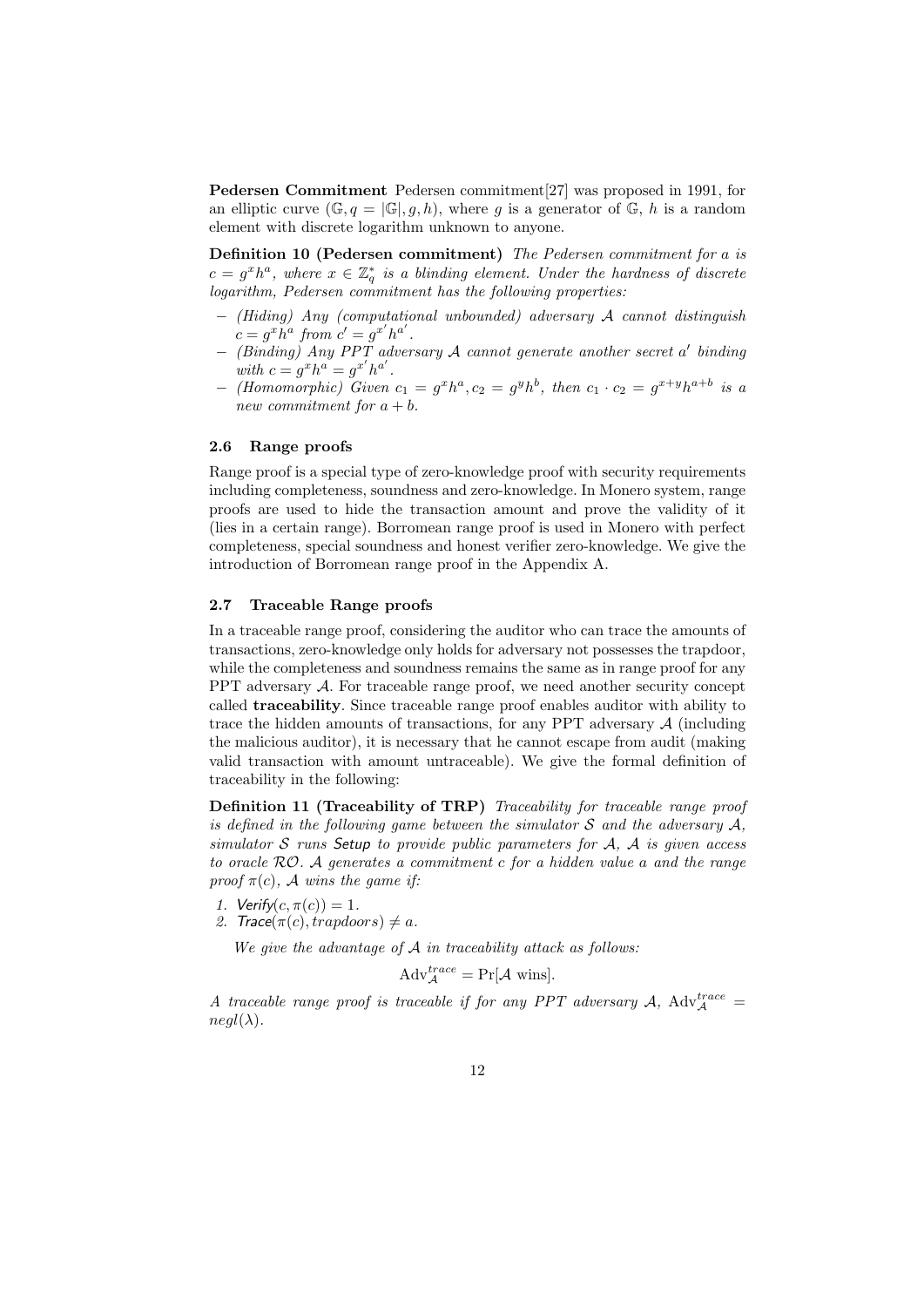**Pedersen Commitment** Pedersen commitment[27] was proposed in 1991, for an elliptic curve $(\mathbb{G}, q = |\mathbb{G}|, g, h)$, where $g$ is a generator of $\mathbb{G}$, $h$ is a random element with discrete logarithm unknown to anyone.

**Definition 10 (Pedersen commitment)** *The Pedersen commitment for $a$ is $c = g^x h^a$, where $x \in \mathbb{Z}_q^*$ is a blinding element. Under the hardness of discrete logarithm, Pedersen commitment has the following properties:*

- *(Hiding) Any (computational unbounded) adversary $\mathcal{A}$ cannot distinguish $c = g^x h^a$ from $c' = g^{x'} h^{a'}$.*
- *(Binding) Any PPT adversary $\mathcal{A}$ cannot generate another secret $a'$ binding with $c = g^x h^a = g^{x'} h^{a'}$.*
- *(Homomorphic) Given $c_1 = g^x h^a, c_2 = g^y h^b$, then $c_1 \cdot c_2 = g^{x+y} h^{a+b}$ is a new commitment for $a + b$.*

### 2.6 Range proofs

Range proof is a special type of zero-knowledge proof with security requirements including completeness, soundness and zero-knowledge. In Monero system, range proofs are used to hide the transaction amount and prove the validity of it (lies in a certain range). Borromean range proof is used in Monero with perfect completeness, special soundness and honest verifier zero-knowledge. We give the introduction of Borromean range proof in the Appendix A.

### 2.7 Traceable Range proofs

In a traceable range proof, considering the auditor who can trace the amounts of transactions, zero-knowledge only holds for adversary not possesses the trapdoor, while the completeness and soundness remains the same as in range proof for any PPT adversary $\mathcal{A}$. For traceable range proof, we need another security concept called **traceability**. Since traceable range proof enables auditor with ability to trace the hidden amounts of transactions, for any PPT adversary $\mathcal{A}$ (including the malicious auditor), it is necessary that he cannot escape from audit (making valid transaction with amount untraceable). We give the formal definition of traceability in the following:

**Definition 11 (Traceability of TRP)** *Traceability for traceable range proof is defined in the following game between the simulator $\mathcal{S}$ and the adversary $\mathcal{A}$, simulator $\mathcal{S}$ runs* Setup *to provide public parameters for $\mathcal{A}$, $\mathcal{A}$ is given access to oracle $\mathcal{RO}$. $\mathcal{A}$ generates a commitment $c$ for a hidden value $a$ and the range proof $\pi(c)$, $\mathcal{A}$ wins the game if:*

1. *Verify$(c, \pi(c)) = 1$.*
2. *Trace$(\pi(c), trapdoors) \neq a$.*

*We give the advantage of $\mathcal{A}$ in traceability attack as follows:*

$$\mathrm{Adv}_{\mathcal{A}}^{trace} = \Pr[\mathcal{A} \text{ wins}].$$

*A traceable range proof is traceable if for any PPT adversary $\mathcal{A}$, $\mathrm{Adv}_{\mathcal{A}}^{trace} = negl(\lambda)$.*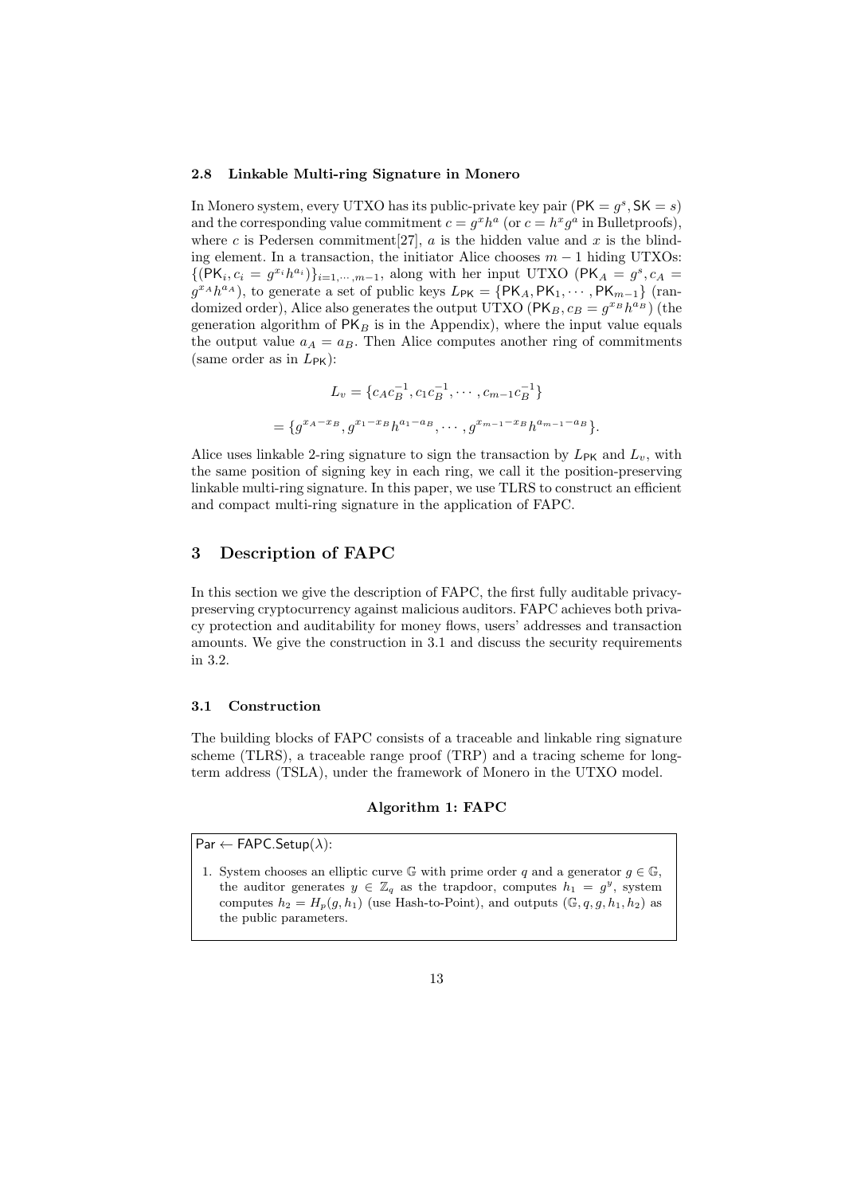### 2.8 Linkable Multi-ring Signature in Monero

In Monero system, every UTXO has its public-private key pair ($\mathsf{PK} = g^s, \mathsf{SK} = s$) and the corresponding value commitment $c = g^x h^a$ (or $c = h^x g^a$ in Bulletproofs), where $c$ is Pedersen commitment[27], $a$ is the hidden value and $x$ is the blinding element. In a transaction, the initiator Alice chooses $m-1$ hiding UTXOs: $\{(\mathsf{PK}_i, c_i = g^{x_i} h^{a_i})\}_{i=1,\cdots,m-1}$, along with her input UTXO ($\mathsf{PK}_A = g^s, c_A = g^{x_A} h^{a_A}$), to generate a set of public keys $L_{\mathsf{PK}} = \{\mathsf{PK}_A, \mathsf{PK}_1, \cdots, \mathsf{PK}_{m-1}\}$ (randomized order), Alice also generates the output UTXO ($\mathsf{PK}_B, c_B = g^{x_B} h^{a_B}$) (the generation algorithm of $\mathsf{PK}_B$ is in the Appendix), where the input value equals the output value $a_A = a_B$. Then Alice computes another ring of commitments (same order as in $L_{\mathsf{PK}}$):

$$L_v = \{c_A c_B^{-1}, c_1 c_B^{-1}, \cdots, c_{m-1} c_B^{-1}\}$$

$$= \{g^{x_A - x_B}, g^{x_1 - x_B} h^{a_1 - a_B}, \cdots, g^{x_{m-1} - x_B} h^{a_{m-1} - a_B}\}.$$

Alice uses linkable 2-ring signature to sign the transaction by $L_{\mathsf{PK}}$ and $L_v$, with the same position of signing key in each ring, we call it the position-preserving linkable multi-ring signature. In this paper, we use TLRS to construct an efficient and compact multi-ring signature in the application of FAPC.

## 3 Description of FAPC

In this section we give the description of FAPC, the first fully auditable privacy-preserving cryptocurrency against malicious auditors. FAPC achieves both privacy protection and auditability for money flows, users' addresses and transaction amounts. We give the construction in 3.1 and discuss the security requirements in 3.2.

### 3.1 Construction

The building blocks of FAPC consists of a traceable and linkable ring signature scheme (TLRS), a traceable range proof (TRP) and a tracing scheme for long-term address (TSLA), under the framework of Monero in the UTXO model.

**Algorithm 1: FAPC**

$\mathsf{Par} \leftarrow \mathsf{FAPC.Setup}(\lambda)$:

1. System chooses an elliptic curve $\mathbb{G}$ with prime order $q$ and a generator $g \in \mathbb{G}$, the auditor generates $y \in \mathbb{Z}_q$ as the trapdoor, computes $h_1 = g^y$, system computes $h_2 = H_p(g, h_1)$ (use Hash-to-Point), and outputs $(\mathbb{G}, q, g, h_1, h_2)$ as the public parameters.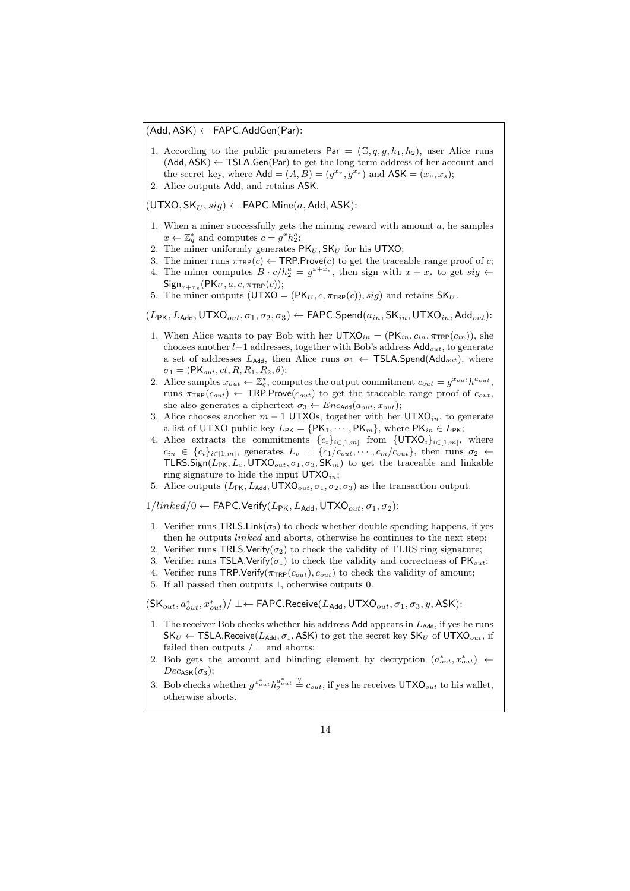$(\mathsf{Add}, \mathsf{ASK}) \leftarrow \mathsf{FAPC.AddGen}(\mathsf{Par})$:

1. According to the public parameters $\mathsf{Par} = (\mathbb{G}, q, g, h_1, h_2)$, user Alice runs $(\mathsf{Add}, \mathsf{ASK}) \leftarrow \mathsf{TSLA.Gen}(\mathsf{Par})$ to get the long-term address of her account and the secret key, where $\mathsf{Add} = (A, B) = (g^{x_v}, g^{x_s})$ and $\mathsf{ASK} = (x_v, x_s)$;
2. Alice outputs $\mathsf{Add}$, and retains $\mathsf{ASK}$.

$(\mathsf{UTXO}, \mathsf{SK}_U, sig) \leftarrow \mathsf{FAPC.Mine}(a, \mathsf{Add}, \mathsf{ASK})$:

1. When a miner successfully gets the mining reward with amount $a$, he samples $x \leftarrow \mathbb{Z}_q^*$ and computes $c = g^x h_2^a$;
2. The miner uniformly generates $\mathsf{PK}_U, \mathsf{SK}_U$ for his $\mathsf{UTXO}$;
3. The miner runs $\pi_{\mathsf{TRP}}(c) \leftarrow \mathsf{TRP.Prove}(c)$ to get the traceable range proof of $c$;
4. The miner computes $B \cdot c/h_2^a = g^{x+x_s}$, then sign with $x + x_s$ to get $sig \leftarrow \mathsf{Sign}_{x+x_s}(\mathsf{PK}_U, a, c, \pi_{\mathsf{TRP}}(c))$;
5. The miner outputs $(\mathsf{UTXO} = (\mathsf{PK}_U, c, \pi_{\mathsf{TRP}}(c)), sig)$ and retains $\mathsf{SK}_U$.

$(L_{\mathsf{PK}}, L_{\mathsf{Add}}, \mathsf{UTXO}_{out}, \sigma_1, \sigma_2, \sigma_3) \leftarrow \mathsf{FAPC.Spend}(a_{in}, \mathsf{SK}_{in}, \mathsf{UTXO}_{in}, \mathsf{Add}_{out})$:

1. When Alice wants to pay Bob with her $\mathsf{UTXO}_{in} = (\mathsf{PK}_{in}, c_{in}, \pi_{\mathsf{TRP}}(c_{in}))$, she chooses another $l-1$ addresses, together with Bob's address $\mathsf{Add}_{out}$, to generate a set of addresses $L_{\mathsf{Add}}$, then Alice runs $\sigma_1 \leftarrow \mathsf{TSLA.Spend}(\mathsf{Add}_{out})$, where $\sigma_1 = (\mathsf{PK}_{out}, ct, R, R_1, R_2, \theta)$;
2. Alice samples $x_{out} \leftarrow \mathbb{Z}_q^*$, computes the output commitment $c_{out} = g^{x_{out}} h^{a_{out}}$, runs $\pi_{\mathsf{TRP}}(c_{out}) \leftarrow \mathsf{TRP.Prove}(c_{out})$ to get the traceable range proof of $c_{out}$, she also generates a ciphertext $\sigma_3 \leftarrow Enc_{\mathsf{Add}}(a_{out}, x_{out})$;
3. Alice chooses another $m-1$ $\mathsf{UTXO}$s, together with her $\mathsf{UTXO}_{in}$, to generate a list of UTXO public key $L_{\mathsf{PK}} = \{\mathsf{PK}_1, \cdots, \mathsf{PK}_m\}$, where $\mathsf{PK}_{in} \in L_{\mathsf{PK}}$;
4. Alice extracts the commitments $\{c_i\}_{i\in[1,m]}$ from $\{\mathsf{UTXO}_i\}_{i\in[1,m]}$, where $c_{in} \in \{c_i\}_{i\in[1,m]}$, generates $L_v = \{c_1/c_{out}, \cdots, c_m/c_{out}\}$, then runs $\sigma_2 \leftarrow \mathsf{TLRS.Sign}(L_{\mathsf{PK}}, L_v, \mathsf{UTXO}_{out}, \sigma_1, \sigma_3, \mathsf{SK}_{in})$ to get the traceable and linkable ring signature to hide the input $\mathsf{UTXO}_{in}$;
5. Alice outputs $(L_{\mathsf{PK}}, L_{\mathsf{Add}}, \mathsf{UTXO}_{out}, \sigma_1, \sigma_2, \sigma_3)$ as the transaction output.

$1/linked/0 \leftarrow \mathsf{FAPC.Verify}(L_{\mathsf{PK}}, L_{\mathsf{Add}}, \mathsf{UTXO}_{out}, \sigma_1, \sigma_2)$:

1. Verifier runs $\mathsf{TRLS.Link}(\sigma_2)$ to check whether double spending happens, if yes then he outputs *linked* and aborts, otherwise he continues to the next step;
2. Verifier runs $\mathsf{TRLS.Verify}(\sigma_2)$ to check the validity of TLRS ring signature;
3. Verifier runs $\mathsf{TSLA.Verify}(\sigma_1)$ to check the validity and correctness of $\mathsf{PK}_{out}$;
4. Verifier runs $\mathsf{TRP.Verify}(\pi_{\mathsf{TRP}}(c_{out}), c_{out})$ to check the validity of amount;
5. If all passed then outputs 1, otherwise outputs 0.

$(\mathsf{SK}_{out}, a^*_{out}, x^*_{out}) / \perp \leftarrow \mathsf{FAPC.Receive}(L_{\mathsf{Add}}, \mathsf{UTXO}_{out}, \sigma_1, \sigma_3, y, \mathsf{ASK})$:

1. The receiver Bob checks whether his address $\mathsf{Add}$ appears in $L_{\mathsf{Add}}$, if yes he runs $\mathsf{SK}_U \leftarrow \mathsf{TSLA.Receive}(L_{\mathsf{Add}}, \sigma_1, \mathsf{ASK})$ to get the secret key $\mathsf{SK}_U$ of $\mathsf{UTXO}_{out}$, if failed then outputs $/ \perp$ and aborts;
2. Bob gets the amount and blinding element by decryption $(a^*_{out}, x^*_{out}) \leftarrow Dec_{\mathsf{ASK}}(\sigma_3)$;
3. Bob checks whether $g^{x^*_{out}} h_2^{a^*_{out}} \stackrel{?}{=} c_{out}$, if yes he receives $\mathsf{UTXO}_{out}$ to his wallet, otherwise aborts.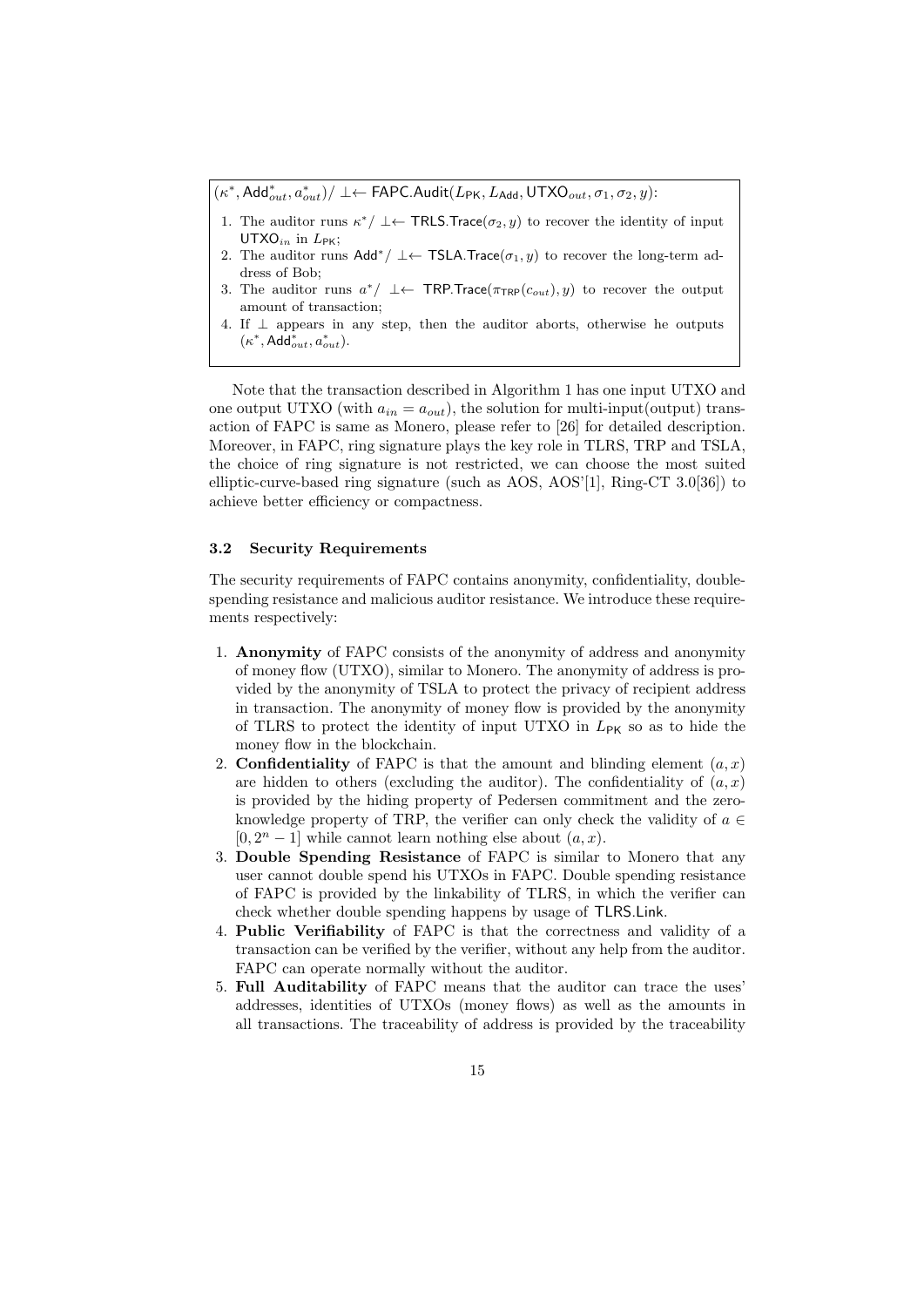$(\kappa^*, \mathsf{Add}^*_{out}, a^*_{out}) / \perp \leftarrow \mathsf{FAPC.Audit}(L_{\mathsf{PK}}, L_{\mathsf{Add}}, \mathsf{UTXO}_{out}, \sigma_1, \sigma_2, y)$:

1. The auditor runs $\kappa^* / \perp \leftarrow \mathsf{TRLS.Trace}(\sigma_2, y)$ to recover the identity of input $\mathsf{UTXO}_{in}$ in $L_{\mathsf{PK}}$;
2. The auditor runs $\mathsf{Add}^* / \perp \leftarrow \mathsf{TSLA.Trace}(\sigma_1, y)$ to recover the long-term address of Bob;
3. The auditor runs $a^* / \perp \leftarrow \mathsf{TRP.Trace}(\pi_{\mathsf{TRP}}(c_{out}), y)$ to recover the output amount of transaction;
4. If $\perp$ appears in any step, then the auditor aborts, otherwise he outputs $(\kappa^*, \mathsf{Add}^*_{out}, a^*_{out})$.

Note that the transaction described in Algorithm 1 has one input UTXO and one output UTXO (with $a_{in} = a_{out}$), the solution for multi-input(output) transaction of FAPC is same as Monero, please refer to [26] for detailed description. Moreover, in FAPC, ring signature plays the key role in TLRS, TRP and TSLA, the choice of ring signature is not restricted, we can choose the most suited elliptic-curve-based ring signature (such as AOS, AOS'[1], Ring-CT 3.0[36]) to achieve better efficiency or compactness.

### 3.2 Security Requirements

The security requirements of FAPC contains anonymity, confidentiality, double-spending resistance and malicious auditor resistance. We introduce these requirements respectively:

1. **Anonymity** of FAPC consists of the anonymity of address and anonymity of money flow (UTXO), similar to Monero. The anonymity of address is provided by the anonymity of TSLA to protect the privacy of recipient address in transaction. The anonymity of money flow is provided by the anonymity of TLRS to protect the identity of input UTXO in $L_{\mathsf{PK}}$ so as to hide the money flow in the blockchain.
2. **Confidentiality** of FAPC is that the amount and blinding element $(a, x)$ are hidden to others (excluding the auditor). The confidentiality of $(a, x)$ is provided by the hiding property of Pedersen commitment and the zero-knowledge property of TRP, the verifier can only check the validity of $a \in [0, 2^n - 1]$ while cannot learn nothing else about $(a, x)$.
3. **Double Spending Resistance** of FAPC is similar to Monero that any user cannot double spend his UTXOs in FAPC. Double spending resistance of FAPC is provided by the linkability of TLRS, in which the verifier can check whether double spending happens by usage of $\mathsf{TLRS.Link}$.
4. **Public Verifiability** of FAPC is that the correctness and validity of a transaction can be verified by the verifier, without any help from the auditor. FAPC can operate normally without the auditor.
5. **Full Auditability** of FAPC means that the auditor can trace the uses' addresses, identities of UTXOs (money flows) as well as the amounts in all transactions. The traceability of address is provided by the traceability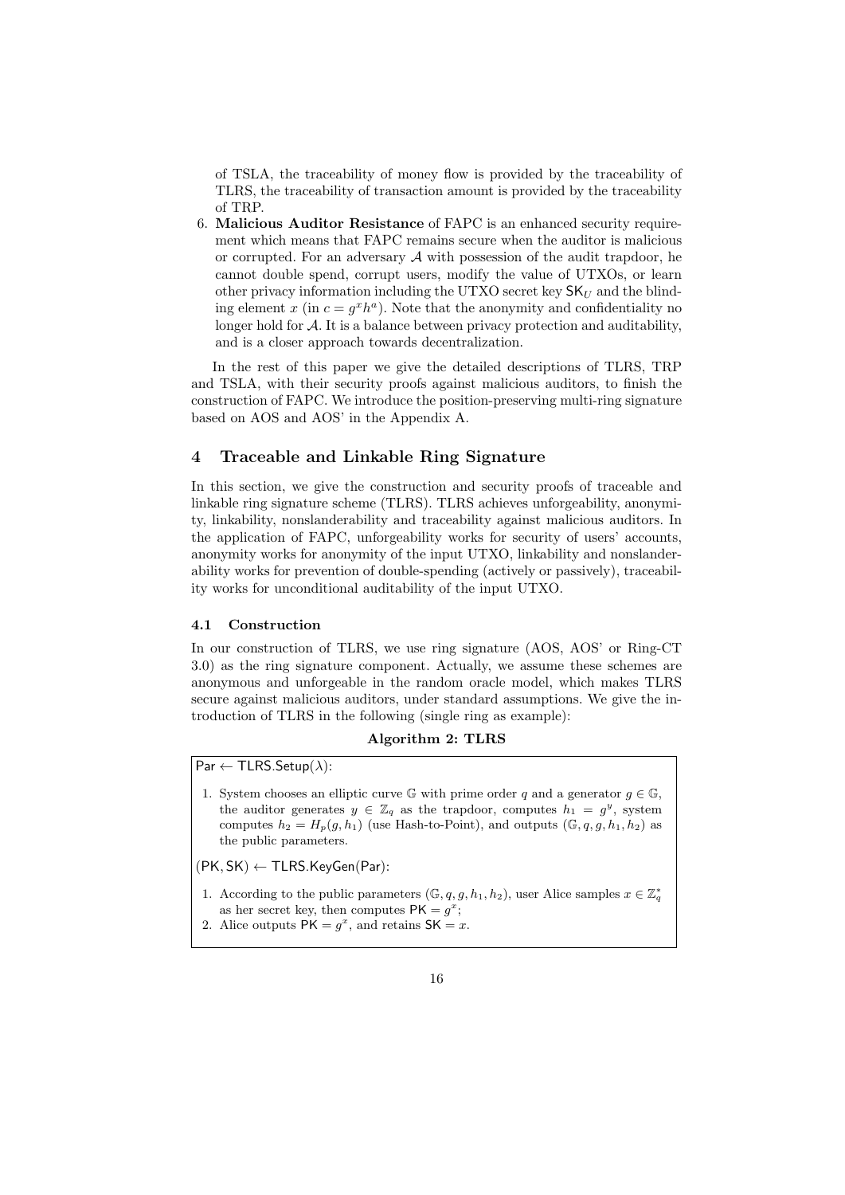of TSLA, the traceability of money flow is provided by the traceability of TLRS, the traceability of transaction amount is provided by the traceability of TRP.

6. **Malicious Auditor Resistance** of FAPC is an enhanced security requirement which means that FAPC remains secure when the auditor is malicious or corrupted. For an adversary $\mathcal{A}$ with possession of the audit trapdoor, he cannot double spend, corrupt users, modify the value of UTXOs, or learn other privacy information including the UTXO secret key $\mathsf{SK}_U$ and the blinding element $x$ (in $c = g^x h^a$). Note that the anonymity and confidentiality no longer hold for $\mathcal{A}$. It is a balance between privacy protection and auditability, and is a closer approach towards decentralization.

In the rest of this paper we give the detailed descriptions of TLRS, TRP and TSLA, with their security proofs against malicious auditors, to finish the construction of FAPC. We introduce the position-preserving multi-ring signature based on AOS and AOS' in the Appendix A.

## 4 Traceable and Linkable Ring Signature

In this section, we give the construction and security proofs of traceable and linkable ring signature scheme (TLRS). TLRS achieves unforgeability, anonymity, linkability, nonslanderability and traceability against malicious auditors. In the application of FAPC, unforgeability works for security of users' accounts, anonymity works for anonymity of the input UTXO, linkability and nonslanderability works for prevention of double-spending (actively or passively), traceability works for unconditional auditability of the input UTXO.

### 4.1 Construction

In our construction of TLRS, we use ring signature (AOS, AOS' or Ring-CT 3.0) as the ring signature component. Actually, we assume these schemes are anonymous and unforgeable in the random oracle model, which makes TLRS secure against malicious auditors, under standard assumptions. We give the introduction of TLRS in the following (single ring as example):

**Algorithm 2: TLRS**

$\mathsf{Par} \leftarrow \mathsf{TLRS.Setup}(\lambda)$:

1. System chooses an elliptic curve $\mathbb{G}$ with prime order $q$ and a generator $g \in \mathbb{G}$, the auditor generates $y \in \mathbb{Z}_q$ as the trapdoor, computes $h_1 = g^y$, system computes $h_2 = H_p(g, h_1)$ (use Hash-to-Point), and outputs $(\mathbb{G}, q, g, h_1, h_2)$ as the public parameters.

$(\mathsf{PK}, \mathsf{SK}) \leftarrow \mathsf{TLRS.KeyGen}(\mathsf{Par})$:

1. According to the public parameters $(\mathbb{G}, q, g, h_1, h_2)$, user Alice samples $x \in \mathbb{Z}_q^*$ as her secret key, then computes $\mathsf{PK} = g^x$;
2. Alice outputs $\mathsf{PK} = g^x$, and retains $\mathsf{SK} = x$.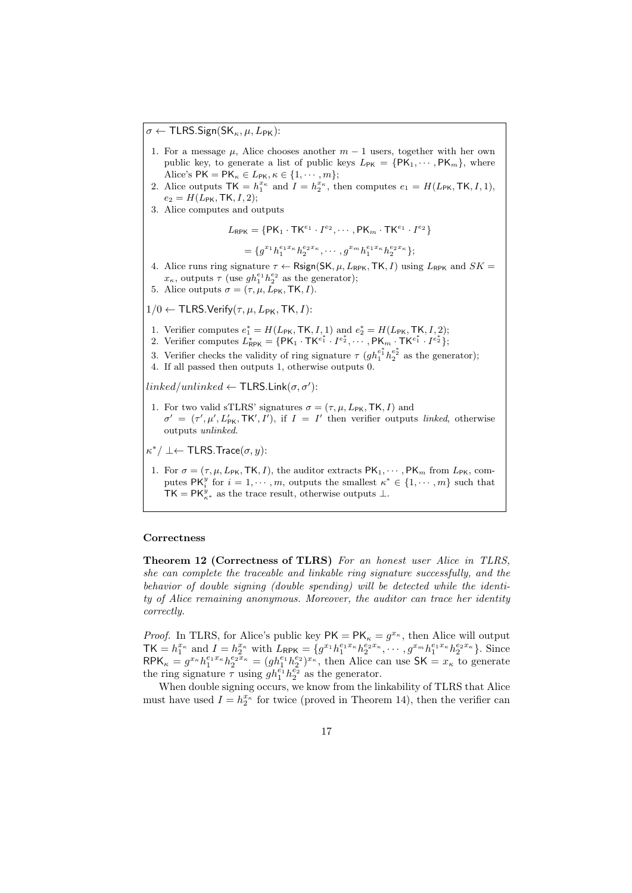$\sigma \leftarrow \mathsf{TLRS.Sign}(\mathsf{SK}_\kappa, \mu, L_{\mathsf{PK}})$:

1. For a message $\mu$, Alice chooses another $m-1$ users, together with her own public key, to generate a list of public keys $L_{\mathsf{PK}} = \{\mathsf{PK}_1, \cdots, \mathsf{PK}_m\}$, where Alice's $\mathsf{PK} = \mathsf{PK}_\kappa \in L_{\mathsf{PK}}, \kappa \in \{1, \cdots, m\}$;
2. Alice outputs $\mathsf{TK} = h_1^{x_\kappa}$ and $I = h_2^{x_\kappa}$, then computes $e_1 = H(L_{\mathsf{PK}}, \mathsf{TK}, I, 1)$, $e_2 = H(L_{\mathsf{PK}}, \mathsf{TK}, I, 2)$;
3. Alice computes and outputs

$$L_{\mathsf{RPK}} = \{\mathsf{PK}_1 \cdot \mathsf{TK}^{e_1} \cdot I^{e_2}, \cdots, \mathsf{PK}_m \cdot \mathsf{TK}^{e_1} \cdot I^{e_2}\}$$

$$= \{g^{x_1} h_1^{e_1 x_\kappa} h_2^{e_2 x_\kappa}, \cdots, g^{x_m} h_1^{e_1 x_\kappa} h_2^{e_2 x_\kappa}\};$$

4. Alice runs ring signature $\tau \leftarrow \mathsf{Rsign}(\mathsf{SK}, \mu, L_{\mathsf{RPK}}, \mathsf{TK}, I)$ using $L_{\mathsf{RPK}}$ and $SK = x_\kappa$, outputs $\tau$ (use $g h_1^{e_1} h_2^{e_2}$ as the generator);
5. Alice outputs $\sigma = (\tau, \mu, L_{\mathsf{PK}}, \mathsf{TK}, I)$.

$1/0 \leftarrow \mathsf{TLRS.Verify}(\tau, \mu, L_{\mathsf{PK}}, \mathsf{TK}, I)$:

1. Verifier computes $e_1^* = H(L_{\mathsf{PK}}, \mathsf{TK}, I, 1)$ and $e_2^* = H(L_{\mathsf{PK}}, \mathsf{TK}, I, 2)$;
2. Verifier computes $L_{\mathsf{RPK}}^* = \{\mathsf{PK}_1 \cdot \mathsf{TK}^{e_1^*} \cdot I^{e_2^*}, \cdots, \mathsf{PK}_m \cdot \mathsf{TK}^{e_1^*} \cdot I^{e_2^*}\}$;
3. Verifier checks the validity of ring signature $\tau$ ($g h_1^{e_1^*} h_2^{e_2^*}$ as the generator);
4. If all passed then outputs 1, otherwise outputs 0.

$linked/unlinked \leftarrow \mathsf{TLRS.Link}(\sigma, \sigma')$:

1. For two valid sTLRS' signatures $\sigma = (\tau, \mu, L_{\mathsf{PK}}, \mathsf{TK}, I)$ and $\sigma' = (\tau', \mu', L'_{\mathsf{PK}}, \mathsf{TK}', I')$, if $I = I'$ then verifier outputs *linked*, otherwise outputs *unlinked*.

$\kappa^* / \perp \leftarrow \mathsf{TLRS.Trace}(\sigma, y)$:

1. For $\sigma = (\tau, \mu, L_{\mathsf{PK}}, \mathsf{TK}, I)$, the auditor extracts $\mathsf{PK}_1, \cdots, \mathsf{PK}_m$ from $L_{\mathsf{PK}}$, computes $\mathsf{PK}_i^y$ for $i = 1, \cdots, m$, outputs the smallest $\kappa^* \in \{1, \cdots, m\}$ such that $\mathsf{TK} = \mathsf{PK}_{\kappa^*}^y$ as the trace result, otherwise outputs $\perp$.

**Correctness**

**Theorem 12 (Correctness of TLRS)** *For an honest user Alice in TLRS, she can complete the traceable and linkable ring signature successfully, and the behavior of double signing (double spending) will be detected while the identity of Alice remaining anonymous. Moreover, the auditor can trace her identity correctly.*

*Proof.* In TLRS, for Alice's public key $\mathsf{PK} = \mathsf{PK}_\kappa = g^{x_\kappa}$, then Alice will output $\mathsf{TK} = h_1^{x_\kappa}$ and $I = h_2^{x_\kappa}$ with $L_{\mathsf{RPK}} = \{g^{x_1} h_1^{e_1 x_\kappa} h_2^{e_2 x_\kappa}, \cdots, g^{x_m} h_1^{e_1 x_\kappa} h_2^{e_2 x_\kappa}\}$. Since $\mathsf{RPK}_\kappa = g^{x_\kappa} h_1^{e_1 x_\kappa} h_2^{e_2 x_\kappa} = (g h_1^{e_1} h_2^{e_2})^{x_\kappa}$, then Alice can use $\mathsf{SK} = x_\kappa$ to generate the ring signature $\tau$ using $g h_1^{e_1} h_2^{e_2}$ as the generator.

When double signing occurs, we know from the linkability of TLRS that Alice must have used $I = h_2^{x_\kappa}$ for twice (proved in Theorem 14), then the verifier can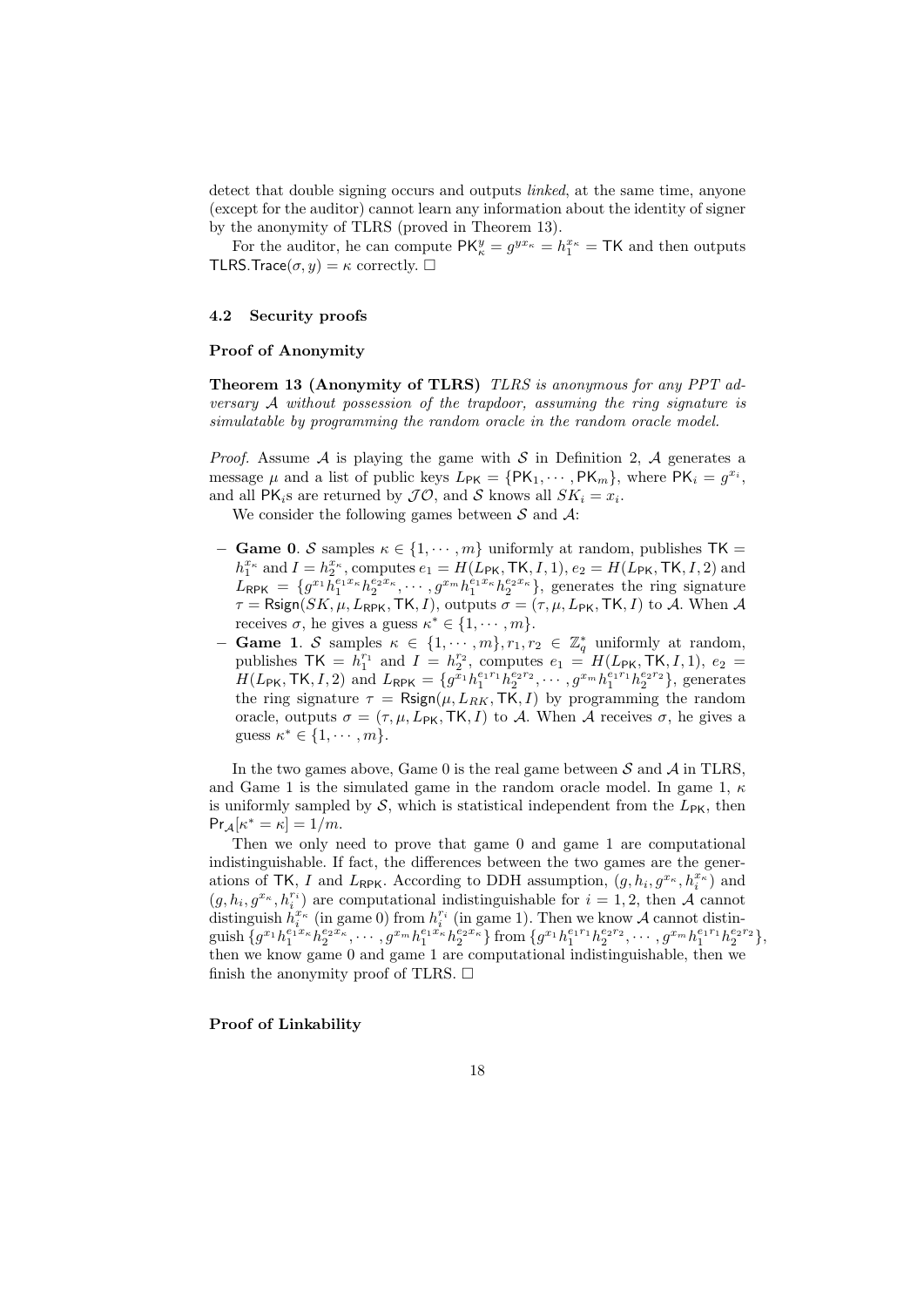detect that double signing occurs and outputs *linked*, at the same time, anyone (except for the auditor) cannot learn any information about the identity of signer by the anonymity of TLRS (proved in Theorem 13).

For the auditor, he can compute $\mathsf{PK}_\kappa^y = g^{yx_\kappa} = h_1^{x_\kappa} = \mathsf{TK}$ and then outputs $\mathsf{TLRS.Trace}(\sigma, y) = \kappa$ correctly. $\square$

### 4.2 Security proofs

**Proof of Anonymity**

**Theorem 13 (Anonymity of TLRS)** *TLRS is anonymous for any PPT adversary $\mathcal{A}$ without possession of the trapdoor, assuming the ring signature is simulatable by programming the random oracle in the random oracle model.*

*Proof.* Assume $\mathcal{A}$ is playing the game with $\mathcal{S}$ in Definition 2, $\mathcal{A}$ generates a message $\mu$ and a list of public keys $L_{\mathsf{PK}} = \{\mathsf{PK}_1, \cdots, \mathsf{PK}_m\}$, where $\mathsf{PK}_i = g^{x_i}$, and all $\mathsf{PK}_i$s are returned by $\mathcal{JO}$, and $\mathcal{S}$ knows all $SK_i = x_i$.

We consider the following games between $\mathcal{S}$ and $\mathcal{A}$:

- **Game 0**. $\mathcal{S}$ samples $\kappa \in \{1, \cdots, m\}$ uniformly at random, publishes $\mathsf{TK} = h_1^{x_\kappa}$ and $I = h_2^{x_\kappa}$, computes $e_1 = H(L_{\mathsf{PK}}, \mathsf{TK}, I, 1)$, $e_2 = H(L_{\mathsf{PK}}, \mathsf{TK}, I, 2)$ and $L_{\mathsf{RPK}} = \{g^{x_1} h_1^{e_1 x_\kappa} h_2^{e_2 x_\kappa}, \cdots, g^{x_m} h_1^{e_1 x_\kappa} h_2^{e_2 x_\kappa}\}$, generates the ring signature $\tau = \mathsf{Rsign}(SK, \mu, L_{\mathsf{RPK}}, \mathsf{TK}, I)$, outputs $\sigma = (\tau, \mu, L_{\mathsf{PK}}, \mathsf{TK}, I)$ to $\mathcal{A}$. When $\mathcal{A}$ receives $\sigma$, he gives a guess $\kappa^* \in \{1, \cdots, m\}$.
- **Game 1**. $\mathcal{S}$ samples $\kappa \in \{1, \cdots, m\}, r_1, r_2 \in \mathbb{Z}_q^*$ uniformly at random, publishes $\mathsf{TK} = h_1^{r_1}$ and $I = h_2^{r_2}$, computes $e_1 = H(L_{\mathsf{PK}}, \mathsf{TK}, I, 1)$, $e_2 = H(L_{\mathsf{PK}}, \mathsf{TK}, I, 2)$ and $L_{\mathsf{RPK}} = \{g^{x_1} h_1^{e_1 r_1} h_2^{e_2 r_2}, \cdots, g^{x_m} h_1^{e_1 r_1} h_2^{e_2 r_2}\}$, generates the ring signature $\tau = \mathsf{Rsign}(\mu, L_{RK}, \mathsf{TK}, I)$ by programming the random oracle, outputs $\sigma = (\tau, \mu, L_{\mathsf{PK}}, \mathsf{TK}, I)$ to $\mathcal{A}$. When $\mathcal{A}$ receives $\sigma$, he gives a guess $\kappa^* \in \{1, \cdots, m\}$.

In the two games above, Game 0 is the real game between $\mathcal{S}$ and $\mathcal{A}$ in TLRS, and Game 1 is the simulated game in the random oracle model. In game 1, $\kappa$ is uniformly sampled by $\mathcal{S}$, which is statistical independent from the $L_{\mathsf{PK}}$, then $\Pr_{\mathcal{A}}[\kappa^* = \kappa] = 1/m$.

Then we only need to prove that game 0 and game 1 are computational indistinguishable. If fact, the differences between the two games are the generations of $\mathsf{TK}$, $I$ and $L_{\mathsf{RPK}}$. According to DDH assumption, $(g, h_i, g^{x_\kappa}, h_i^{x_\kappa})$ and $(g, h_i, g^{x_\kappa}, h_i^{r_i})$ are computational indistinguishable for $i = 1, 2$, then $\mathcal{A}$ cannot distinguish $h_i^{x_\kappa}$ (in game 0) from $h_i^{r_i}$ (in game 1). Then we know $\mathcal{A}$ cannot distinguish $\{g^{x_1} h_1^{e_1 x_\kappa} h_2^{e_2 x_\kappa}, \cdots, g^{x_m} h_1^{e_1 x_\kappa} h_2^{e_2 x_\kappa}\}$ from $\{g^{x_1} h_1^{e_1 r_1} h_2^{e_2 r_2}, \cdots, g^{x_m} h_1^{e_1 r_1} h_2^{e_2 r_2}\}$, then we know game 0 and game 1 are computational indistinguishable, then we finish the anonymity proof of TLRS. $\square$

**Proof of Linkability**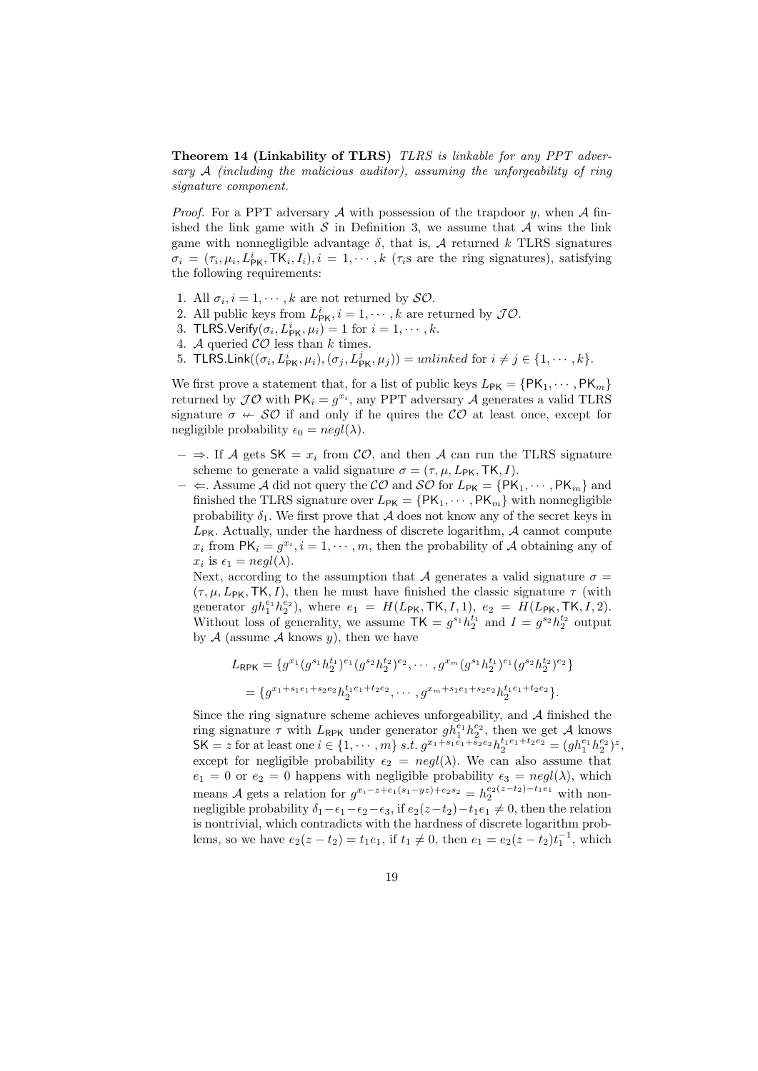**Theorem 14 (Linkability of TLRS)** *TLRS is linkable for any PPT adversary $\mathcal{A}$ (including the malicious auditor), assuming the unforgeability of ring signature component.*

*Proof.* For a PPT adversary $\mathcal{A}$ with possession of the trapdoor $y$, when $\mathcal{A}$ finished the link game with $\mathcal{S}$ in Definition 3, we assume that $\mathcal{A}$ wins the link game with nonnegligible advantage $\delta$, that is, $\mathcal{A}$ returned $k$ TLRS signatures $\sigma_i = (\tau_i, \mu_i, L^i_{\mathsf{PK}}, \mathsf{TK}_i, I_i), i = 1, \cdots, k$ ($\tau_i$s are the ring signatures), satisfying the following requirements:

1. All $\sigma_i, i = 1, \cdots, k$ are not returned by $\mathcal{SO}$.
2. All public keys from $L^i_{\mathsf{PK}}, i = 1, \cdots, k$ are returned by $\mathcal{JO}$.
3. $\mathsf{TLRS.Verify}(\sigma_i, L^i_{\mathsf{PK}}, \mu_i) = 1$ for $i = 1, \cdots, k$.
4. $\mathcal{A}$ queried $\mathcal{CO}$ less than $k$ times.
5. $\mathsf{TLRS.Link}((\sigma_i, L^i_{\mathsf{PK}}, \mu_i), (\sigma_j, L^j_{\mathsf{PK}}, \mu_j)) = unlinked$ for $i \neq j \in \{1, \cdots, k\}$.

We first prove a statement that, for a list of public keys $L_{\mathsf{PK}} = \{\mathsf{PK}_1, \cdots, \mathsf{PK}_m\}$ returned by $\mathcal{JO}$ with $\mathsf{PK}_i = g^{x_i}$, any PPT adversary $\mathcal{A}$ generates a valid TLRS signature $\sigma \nleftarrow \mathcal{SO}$ if and only if he quires the $\mathcal{CO}$ at least once, except for negligible probability $\epsilon_0 = negl(\lambda)$.

- $\Rightarrow$. If $\mathcal{A}$ gets $\mathsf{SK} = x_i$ from $\mathcal{CO}$, and then $\mathcal{A}$ can run the TLRS signature scheme to generate a valid signature $\sigma = (\tau, \mu, L_{\mathsf{PK}}, \mathsf{TK}, I)$.
- $\Leftarrow$. Assume $\mathcal{A}$ did not query the $\mathcal{CO}$ and $\mathcal{SO}$ for $L_{\mathsf{PK}} = \{\mathsf{PK}_1, \cdots, \mathsf{PK}_m\}$ and finished the TLRS signature over $L_{\mathsf{PK}} = \{\mathsf{PK}_1, \cdots, \mathsf{PK}_m\}$ with nonnegligible probability $\delta_1$. We first prove that $\mathcal{A}$ does not know any of the secret keys in $L_{\mathsf{PK}}$. Actually, under the hardness of discrete logarithm, $\mathcal{A}$ cannot compute $x_i$ from $\mathsf{PK}_i = g^{x_i}, i = 1, \cdots, m$, then the probability of $\mathcal{A}$ obtaining any of $x_i$ is $\epsilon_1 = negl(\lambda)$.

  Next, according to the assumption that $\mathcal{A}$ generates a valid signature $\sigma = (\tau, \mu, L_{\mathsf{PK}}, \mathsf{TK}, I)$, then he must have finished the classic signature $\tau$ (with generator $gh_1^{e_1}h_2^{e_2}$), where $e_1 = H(L_{\mathsf{PK}}, \mathsf{TK}, I, 1)$, $e_2 = H(L_{\mathsf{PK}}, \mathsf{TK}, I, 2)$. Without loss of generality, we assume $\mathsf{TK} = g^{s_1}h_2^{t_1}$ and $I = g^{s_2}h_2^{t_2}$ output by $\mathcal{A}$ (assume $\mathcal{A}$ knows $y$), then we have

$$
\begin{aligned}
L_{\mathsf{RPK}} &= \{g^{x_1}(g^{s_1}h_2^{t_1})^{e_1}(g^{s_2}h_2^{t_2})^{e_2}, \cdots, g^{x_m}(g^{s_1}h_2^{t_1})^{e_1}(g^{s_2}h_2^{t_2})^{e_2}\} \\
&= \{g^{x_1+s_1e_1+s_2e_2}h_2^{t_1e_1+t_2e_2}, \cdots, g^{x_m+s_1e_1+s_2e_2}h_2^{t_1e_1+t_2e_2}\}.
\end{aligned}
$$

  Since the ring signature scheme achieves unforgeability, and $\mathcal{A}$ finished the ring signature $\tau$ with $L_{\mathsf{RPK}}$ under generator $gh_1^{e_1}h_2^{e_2}$, then we get $\mathcal{A}$ knows $\mathsf{SK} = z$ for at least one $i \in \{1, \cdots, m\}$ *s.t.* $g^{x_1+s_1e_1+s_2e_2}h_2^{t_1e_1+t_2e_2} = (gh_1^{e_1}h_2^{e_2})^z$, except for negligible probability $\epsilon_2 = negl(\lambda)$. We can also assume that $e_1 = 0$ or $e_2 = 0$ happens with negligible probability $\epsilon_3 = negl(\lambda)$, which means $\mathcal{A}$ gets a relation for $g^{x_i-z+e_1(s_1-yz)+e_2s_2} = h_2^{e_2(z-t_2)-t_1e_1}$ with nonnegligible probability $\delta_1 - \epsilon_1 - \epsilon_2 - \epsilon_3$, if $e_2(z-t_2) - t_1e_1 \neq 0$, then the relation is nontrivial, which contradicts with the hardness of discrete logarithm problems, so we have $e_2(z - t_2) = t_1e_1$, if $t_1 \neq 0$, then $e_1 = e_2(z - t_2)t_1^{-1}$, which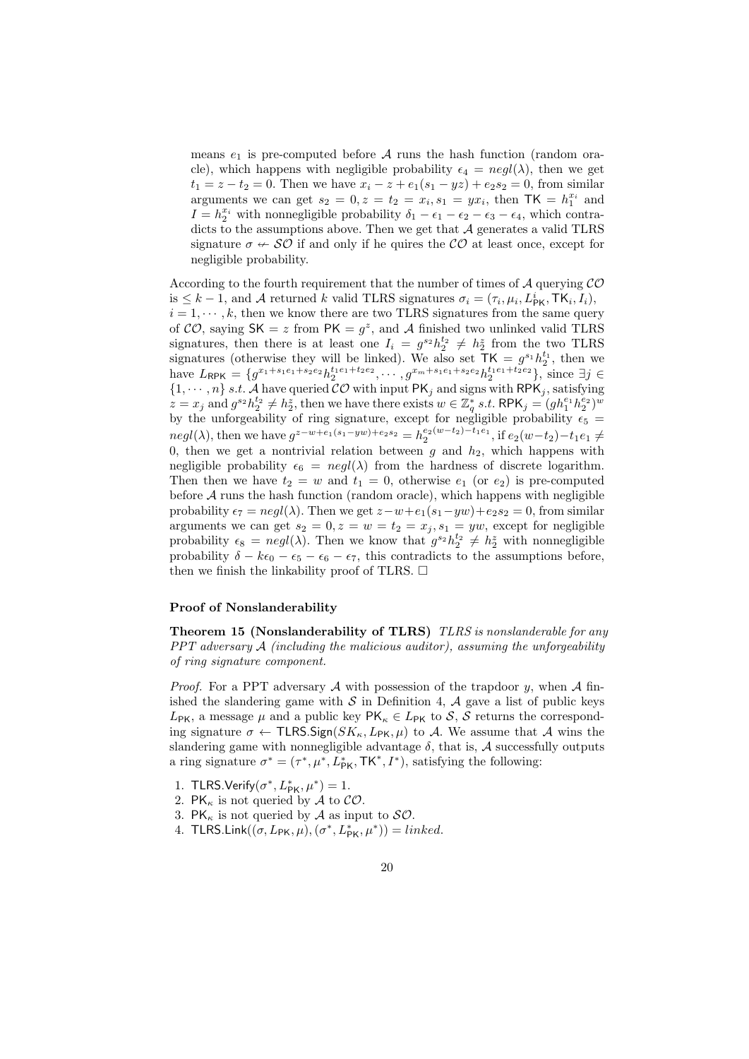means $e_1$ is pre-computed before $\mathcal{A}$ runs the hash function (random oracle), which happens with negligible probability $\epsilon_4 = negl(\lambda)$, then we get $t_1 = z - t_2 = 0$. Then we have $x_i - z + e_1(s_1 - yz) + e_2 s_2 = 0$, from similar arguments we can get $s_2 = 0, z = t_2 = x_i, s_1 = yx_i$, then $\mathsf{TK} = h_1^{x_i}$ and $I = h_2^{x_i}$ with nonnegligible probability $\delta_1 - \epsilon_1 - \epsilon_2 - \epsilon_3 - \epsilon_4$, which contradicts to the assumptions above. Then we get that $\mathcal{A}$ generates a valid TLRS signature $\sigma \nleftarrow \mathcal{SO}$ if and only if he quires the $\mathcal{CO}$ at least once, except for negligible probability.

According to the fourth requirement that the number of times of $\mathcal{A}$ querying $\mathcal{CO}$ is $\leq k-1$, and $\mathcal{A}$ returned $k$ valid TLRS signatures $\sigma_i = (\tau_i, \mu_i, L_{\mathsf{PK}}^i, \mathsf{TK}_i, I_i)$, $i = 1, \cdots, k$, then we know there are two TLRS signatures from the same query of $\mathcal{CO}$, saying $\mathsf{SK} = z$ from $\mathsf{PK} = g^z$, and $\mathcal{A}$ finished two unlinked valid TLRS signatures, then there is at least one $I_i = g^{s_2} h_2^{t_2} \neq h_2^z$ from the two TLRS signatures (otherwise they will be linked). We also set $\mathsf{TK} = g^{s_1} h_2^{t_1}$, then we have $L_{\mathsf{RPK}} = \{g^{x_1 + s_1 e_1 + s_2 e_2} h_2^{t_1 e_1 + t_2 e_2}, \cdots, g^{x_m + s_1 e_1 + s_2 e_2} h_2^{t_1 e_1 + t_2 e_2}\}$, since $\exists j \in \{1, \cdots, n\}$ *s.t.* $\mathcal{A}$ have queried $\mathcal{CO}$ with input $\mathsf{PK}_j$ and signs with $\mathsf{RPK}_j$, satisfying $z = x_j$ and $g^{s_2} h_2^{t_2} \neq h_2^z$, then we have there exists $w \in \mathbb{Z}_q^*$ *s.t.* $\mathsf{RPK}_j = (g h_1^{e_1} h_2^{e_2})^w$ by the unforgeability of ring signature, except for negligible probability $\epsilon_5 = negl(\lambda)$, then we have $g^{z - w + e_1(s_1 - yw) + e_2 s_2} = h_2^{e_2(w - t_2) - t_1 e_1}$, if $e_2(w - t_2) - t_1 e_1 \neq 0$, then we get a nontrivial relation between $g$ and $h_2$, which happens with negligible probability $\epsilon_6 = negl(\lambda)$ from the hardness of discrete logarithm. Then then we have $t_2 = w$ and $t_1 = 0$, otherwise $e_1$ (or $e_2$) is pre-computed before $\mathcal{A}$ runs the hash function (random oracle), which happens with negligible probability $\epsilon_7 = negl(\lambda)$. Then we get $z - w + e_1(s_1 - yw) + e_2 s_2 = 0$, from similar arguments we can get $s_2 = 0, z = w = t_2 = x_j, s_1 = yw$, except for negligible probability $\epsilon_8 = negl(\lambda)$. Then we know that $g^{s_2} h_2^{t_2} \neq h_2^z$ with nonnegligible probability $\delta - k\epsilon_0 - \epsilon_5 - \epsilon_6 - \epsilon_7$, this contradicts to the assumptions before, then we finish the linkability proof of TLRS. $\square$

**Proof of Nonslanderability**

**Theorem 15 (Nonslanderability of TLRS)** *TLRS is nonslanderable for any PPT adversary $\mathcal{A}$ (including the malicious auditor), assuming the unforgeability of ring signature component.*

*Proof.* For a PPT adversary $\mathcal{A}$ with possession of the trapdoor $y$, when $\mathcal{A}$ finished the slandering game with $\mathcal{S}$ in Definition 4, $\mathcal{A}$ gave a list of public keys $L_{\mathsf{PK}}$, a message $\mu$ and a public key $\mathsf{PK}_\kappa \in L_{\mathsf{PK}}$ to $\mathcal{S}$, $\mathcal{S}$ returns the corresponding signature $\sigma \leftarrow \mathsf{TLRS.Sign}(SK_\kappa, L_{\mathsf{PK}}, \mu)$ to $\mathcal{A}$. We assume that $\mathcal{A}$ wins the slandering game with nonnegligible advantage $\delta$, that is, $\mathcal{A}$ successfully outputs a ring signature $\sigma^* = (\tau^*, \mu^*, L_{\mathsf{PK}}^*, \mathsf{TK}^*, I^*)$, satisfying the following:

1. $\mathsf{TLRS.Verify}(\sigma^*, L_{\mathsf{PK}}^*, \mu^*) = 1$.
2. $\mathsf{PK}_\kappa$ is not queried by $\mathcal{A}$ to $\mathcal{CO}$.
3. $\mathsf{PK}_\kappa$ is not queried by $\mathcal{A}$ as input to $\mathcal{SO}$.
4. $\mathsf{TLRS.Link}((\sigma, L_{\mathsf{PK}}, \mu), (\sigma^*, L_{\mathsf{PK}}^*, \mu^*)) = linked$.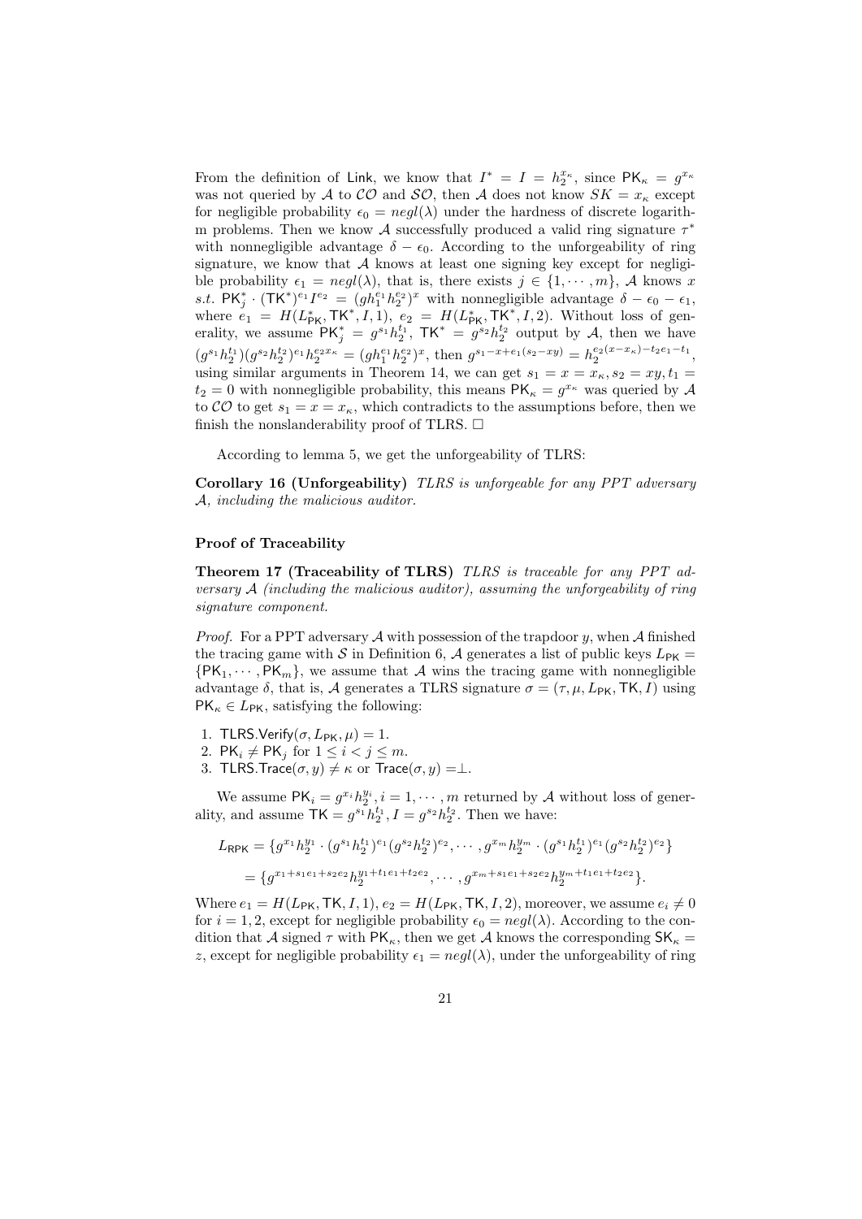From the definition of $\mathsf{Link}$, we know that $I^* = I = h_2^{x_\kappa}$, since $\mathsf{PK}_\kappa = g^{x_\kappa}$ was not queried by $\mathcal{A}$ to $\mathcal{CO}$ and $\mathcal{SO}$, then $\mathcal{A}$ does not know $SK = x_\kappa$ except for negligible probability $\epsilon_0 = negl(\lambda)$ under the hardness of discrete logarithm problems. Then we know $\mathcal{A}$ successfully produced a valid ring signature $\tau^*$ with nonnegligible advantage $\delta - \epsilon_0$. According to the unforgeability of ring signature, we know that $\mathcal{A}$ knows at least one signing key except for negligible probability $\epsilon_1 = negl(\lambda)$, that is, there exists $j \in \{1, \cdots, m\}$, $\mathcal{A}$ knows $x$ *s.t.* $\mathsf{PK}_j^* \cdot (\mathsf{TK}^*)^{e_1} I^{e_2} = (gh_1^{e_1}h_2^{e_2})^x$ with nonnegligible advantage $\delta - \epsilon_0 - \epsilon_1$, where $e_1 = H(L^*_{\mathsf{PK}}, \mathsf{TK}^*, I, 1)$, $e_2 = H(L^*_{\mathsf{PK}}, \mathsf{TK}^*, I, 2)$. Without loss of generality, we assume $\mathsf{PK}_j^* = g^{s_1}h_2^{t_1}$, $\mathsf{TK}^* = g^{s_2}h_2^{t_2}$ output by $\mathcal{A}$, then we have $(g^{s_1}h_2^{t_1})(g^{s_2}h_2^{t_2})^{e_1}h_2^{e_2 x_\kappa} = (gh_1^{e_1}h_2^{e_2})^x$, then $g^{s_1 - x + e_1(s_2 - xy)} = h_2^{e_2(x - x_\kappa) - t_2 e_1 - t_1}$, using similar arguments in Theorem 14, we can get $s_1 = x = x_\kappa, s_2 = xy, t_1 = t_2 = 0$ with nonnegligible probability, this means $\mathsf{PK}_\kappa = g^{x_\kappa}$ was queried by $\mathcal{A}$ to $\mathcal{CO}$ to get $s_1 = x = x_\kappa$, which contradicts to the assumptions before, then we finish the nonslanderability proof of TLRS. □

According to lemma 5, we get the unforgeability of TLRS:

**Corollary 16 (Unforgeability)** *TLRS is unforgeable for any PPT adversary $\mathcal{A}$, including the malicious auditor.*

**Proof of Traceability**

**Theorem 17 (Traceability of TLRS)** *TLRS is traceable for any PPT adversary $\mathcal{A}$ (including the malicious auditor), assuming the unforgeability of ring signature component.*

*Proof.* For a PPT adversary $\mathcal{A}$ with possession of the trapdoor $y$, when $\mathcal{A}$ finished the tracing game with $\mathcal{S}$ in Definition 6, $\mathcal{A}$ generates a list of public keys $L_{\mathsf{PK}} = \{\mathsf{PK}_1, \cdots, \mathsf{PK}_m\}$, we assume that $\mathcal{A}$ wins the tracing game with nonnegligible advantage $\delta$, that is, $\mathcal{A}$ generates a TLRS signature $\sigma = (\tau, \mu, L_{\mathsf{PK}}, \mathsf{TK}, I)$ using $\mathsf{PK}_\kappa \in L_{\mathsf{PK}}$, satisfying the following:

1. $\mathsf{TLRS.Verify}(\sigma, L_{\mathsf{PK}}, \mu) = 1$.
2. $\mathsf{PK}_i \neq \mathsf{PK}_j$ for $1 \leq i < j \leq m$.
3. $\mathsf{TLRS.Trace}(\sigma, y) \neq \kappa$ or $\mathsf{Trace}(\sigma, y) = \perp$.

We assume $\mathsf{PK}_i = g^{x_i}h_2^{y_i}, i = 1, \cdots, m$ returned by $\mathcal{A}$ without loss of generality, and assume $\mathsf{TK} = g^{s_1}h_2^{t_1}, I = g^{s_2}h_2^{t_2}$. Then we have:

$$L_{\mathsf{RPK}} = \{g^{x_1}h_2^{y_1} \cdot (g^{s_1}h_2^{t_1})^{e_1}(g^{s_2}h_2^{t_2})^{e_2}, \cdots, g^{x_m}h_2^{y_m} \cdot (g^{s_1}h_2^{t_1})^{e_1}(g^{s_2}h_2^{t_2})^{e_2}\}$$
$$= \{g^{x_1+s_1e_1+s_2e_2}h_2^{y_1+t_1e_1+t_2e_2}, \cdots, g^{x_m+s_1e_1+s_2e_2}h_2^{y_m+t_1e_1+t_2e_2}\}.$$

Where $e_1 = H(L_{\mathsf{PK}}, \mathsf{TK}, I, 1)$, $e_2 = H(L_{\mathsf{PK}}, \mathsf{TK}, I, 2)$, moreover, we assume $e_i \neq 0$ for $i = 1, 2$, except for negligible probability $\epsilon_0 = negl(\lambda)$. According to the condition that $\mathcal{A}$ signed $\tau$ with $\mathsf{PK}_\kappa$, then we get $\mathcal{A}$ knows the corresponding $\mathsf{SK}_\kappa = z$, except for negligible probability $\epsilon_1 = negl(\lambda)$, under the unforgeability of ring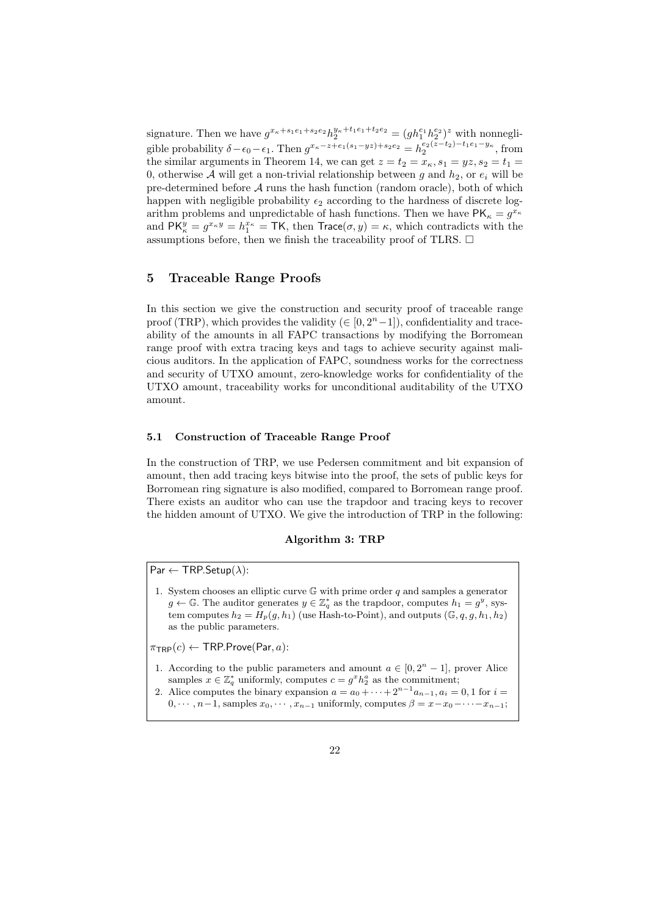signature. Then we have $g^{x_\kappa+s_1e_1+s_2e_2}h_2^{y_\kappa+t_1e_1+t_2e_2} = (gh_1^{e_1}h_2^{e_2})^z$ with nonnegligible probability $\delta-\epsilon_0-\epsilon_1$. Then $g^{x_\kappa-z+e_1(s_1-yz)+s_2e_2} = h_2^{e_2(z-t_2)-t_1e_1-y_\kappa}$, from the similar arguments in Theorem 14, we can get $z = t_2 = x_\kappa, s_1 = yz, s_2 = t_1 = 0$, otherwise $\mathcal{A}$ will get a non-trivial relationship between $g$ and $h_2$, or $e_i$ will be pre-determined before $\mathcal{A}$ runs the hash function (random oracle), both of which happen with negligible probability $\epsilon_2$ according to the hardness of discrete logarithm problems and unpredictable of hash functions. Then we have $\mathsf{PK}_\kappa = g^{x_\kappa}$ and $\mathsf{PK}_\kappa^y = g^{x_\kappa y} = h_1^{x_\kappa} = \mathsf{TK}$, then $\mathsf{Trace}(\sigma, y) = \kappa$, which contradicts with the assumptions before, then we finish the traceability proof of TLRS. □

## 5 Traceable Range Proofs

In this section we give the construction and security proof of traceable range proof (TRP), which provides the validity ($\in [0, 2^n-1]$), confidentiality and traceability of the amounts in all FAPC transactions by modifying the Borromean range proof with extra tracing keys and tags to achieve security against malicious auditors. In the application of FAPC, soundness works for the correctness and security of UTXO amount, zero-knowledge works for confidentiality of the UTXO amount, traceability works for unconditional auditability of the UTXO amount.

### 5.1 Construction of Traceable Range Proof

In the construction of TRP, we use Pedersen commitment and bit expansion of amount, then add tracing keys bitwise into the proof, the sets of public keys for Borromean ring signature is also modified, compared to Borromean range proof. There exists an auditor who can use the trapdoor and tracing keys to recover the hidden amount of UTXO. We give the introduction of TRP in the following:

**Algorithm 3: TRP**

$\mathsf{Par} \leftarrow \mathsf{TRP.Setup}(\lambda)$:

1. System chooses an elliptic curve $\mathbb{G}$ with prime order $q$ and samples a generator $g \leftarrow \mathbb{G}$. The auditor generates $y \in \mathbb{Z}_q^*$ as the trapdoor, computes $h_1 = g^y$, system computes $h_2 = H_p(g, h_1)$ (use Hash-to-Point), and outputs $(\mathbb{G}, q, g, h_1, h_2)$ as the public parameters.

$\pi_{\mathsf{TRP}}(c) \leftarrow \mathsf{TRP.Prove}(\mathsf{Par}, a)$:

1. According to the public parameters and amount $a \in [0, 2^n-1]$, prover Alice samples $x \in \mathbb{Z}_q^*$ uniformly, computes $c = g^x h_2^a$ as the commitment;
2. Alice computes the binary expansion $a = a_0 + \cdots + 2^{n-1}a_{n-1}, a_i = 0, 1$ for $i = 0, \cdots, n-1$, samples $x_0, \cdots, x_{n-1}$ uniformly, computes $\beta = x - x_0 - \cdots - x_{n-1}$;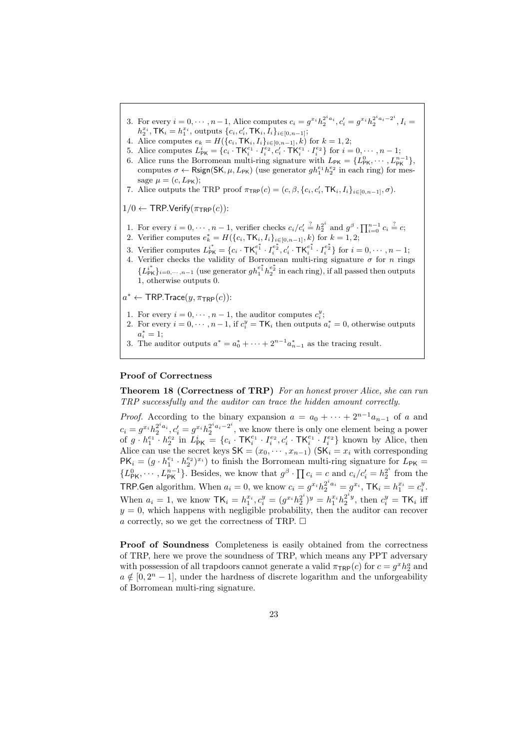3. For every $i = 0, \cdots, n-1$, Alice computes $c_i = g^{x_i} h_2^{2^i a_i}, c_i' = g^{x_i} h_2^{2^i a_i - 2^i}, I_i = h_2^{x_i}, \mathsf{TK}_i = h_1^{x_i}$, outputs $\{c_i, c_i', \mathsf{TK}_i, I_i\}_{i \in [0,n-1]}$;
4. Alice computes $e_k = H(\{c_i, \mathsf{TK}_i, I_i\}_{i \in [0,n-1]}, k)$ for $k = 1, 2$;
5. Alice computes $L_{\mathsf{PK}}^i = \{c_i \cdot \mathsf{TK}_i^{e_1} \cdot I_i^{e_2}, c_i' \cdot \mathsf{TK}_i^{e_1} \cdot I_i^{e_2}\}$ for $i = 0, \cdots, n-1$;
6. Alice runs the Borromean multi-ring signature with $L_{\mathsf{PK}} = \{L_{\mathsf{PK}}^0, \cdots, L_{\mathsf{PK}}^{n-1}\}$, computes $\sigma \leftarrow \mathsf{Rsign}(\mathsf{SK}, \mu, L_{\mathsf{PK}})$ (use generator $g h_1^{e_1} h_2^{e_2}$ in each ring) for message $\mu = (c, L_{\mathsf{PK}})$;
7. Alice outputs the TRP proof $\pi_{\mathsf{TRP}}(c) = (c, \beta, \{c_i, c_i', \mathsf{TK}_i, I_i\}_{i \in [0,n-1]}, \sigma)$.

$1/0 \leftarrow \mathsf{TRP.Verify}(\pi_{\mathsf{TRP}}(c))$:

1. For every $i = 0, \cdots, n-1$, verifier checks $c_i / c_i' \stackrel{?}{=} h_2^{2^i}$ and $g^{\beta} \cdot \prod_{i=0}^{n-1} c_i \stackrel{?}{=} c$;
2. Verifier computes $e_k^* = H(\{c_i, \mathsf{TK}_i, I_i\}_{i \in [0,n-1]}, k)$ for $k = 1, 2$;
3. Verifier computes $L_{\mathsf{PK}}^{i^*} = \{c_i \cdot \mathsf{TK}_i^{e_1^*} \cdot I_i^{e_2^*}, c_i' \cdot \mathsf{TK}_i^{e_1^*} \cdot I_i^{e_2^*}\}$ for $i = 0, \cdots, n-1$;
4. Verifier checks the validity of Borromean multi-ring signature $\sigma$ for $n$ rings $\{L_{\mathsf{PK}}^{i^*}\}_{i=0,\cdots,n-1}$ (use generator $g h_1^{e_1^*} h_2^{e_2^*}$ in each ring), if all passed then outputs 1, otherwise outputs 0.

$a^* \leftarrow \mathsf{TRP.Trace}(y, \pi_{\mathsf{TRP}}(c))$:

1. For every $i = 0, \cdots, n-1$, the auditor computes $c_i^y$;
2. For every $i = 0, \cdots, n-1$, if $c_i^y = \mathsf{TK}_i$ then outputs $a_i^* = 0$, otherwise outputs $a_i^* = 1$;
3. The auditor outputs $a^* = a_0^* + \cdots + 2^{n-1} a_{n-1}^*$ as the tracing result.

**Proof of Correctness**

**Theorem 18 (Correctness of TRP)** *For an honest prover Alice, she can run TRP successfully and the auditor can trace the hidden amount correctly.*

*Proof.* According to the binary expansion $a = a_0 + \cdots + 2^{n-1} a_{n-1}$ of $a$ and $c_i = g^{x_i} h_2^{2^i a_i}, c_i' = g^{x_i} h_2^{2^i a_i - 2^i}$, we know there is only one element being a power of $g \cdot h_1^{e_1} \cdot h_2^{e_2}$ in $L_{\mathsf{PK}}^i = \{c_i \cdot \mathsf{TK}_i^{e_1} \cdot I_i^{e_2}, c_i' \cdot \mathsf{TK}_i^{e_1} \cdot I_i^{e_2}\}$ known by Alice, then Alice can use the secret keys $\mathsf{SK} = (x_0, \cdots, x_{n-1})$ ($\mathsf{SK}_i = x_i$ with corresponding $\mathsf{PK}_i = (g \cdot h_1^{e_1} \cdot h_2^{e_2})^{x_i}$) to finish the Borromean multi-ring signature for $L_{\mathsf{PK}} = \{L_{\mathsf{PK}}^0, \cdots, L_{\mathsf{PK}}^{n-1}\}$. Besides, we know that $g^{\beta} \cdot \prod c_i = c$ and $c_i / c_i' = h_2^{2^i}$ from the $\mathsf{TRP.Gen}$ algorithm. When $a_i = 0$, we know $c_i = g^{x_i} h_2^{2^i a_i} = g^{x_i}$, $\mathsf{TK}_i = h_1^{x_i} = c_i^y$. When $a_i = 1$, we know $\mathsf{TK}_i = h_1^{x_i}, c_i^y = (g^{x_i} h_2^{2^i})^y = h_1^{x_i} h_2^{2^i y}$, then $c_i^y = \mathsf{TK}_i$ iff $y = 0$, which happens with negligible probability, then the auditor can recover $a$ correctly, so we get the correctness of TRP. $\square$

**Proof of Soundness** Completeness is easily obtained from the correctness of TRP, here we prove the soundness of TRP, which means any PPT adversary with possession of all trapdoors cannot generate a valid $\pi_{\mathsf{TRP}}(c)$ for $c = g^x h_2^a$ and $a \notin [0, 2^n - 1]$, under the hardness of discrete logarithm and the unforgeability of Borromean multi-ring signature.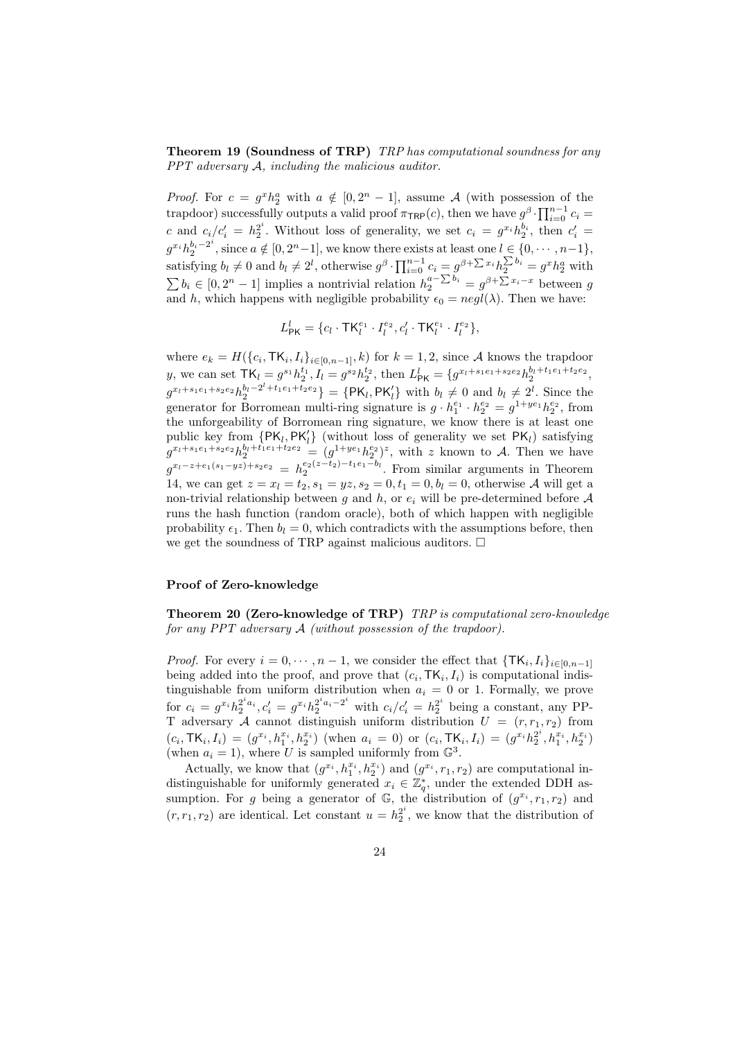**Theorem 19 (Soundness of TRP)** *TRP has computational soundness for any PPT adversary $\mathcal{A}$, including the malicious auditor.*

*Proof.* For $c = g^x h_2^a$ with $a \notin [0, 2^n - 1]$, assume $\mathcal{A}$ (with possession of the trapdoor) successfully outputs a valid proof $\pi_{\mathsf{TRP}}(c)$, then we have $g^\beta \cdot \prod_{i=0}^{n-1} c_i = c$ and $c_i/c_i' = h_2^{2^i}$. Without loss of generality, we set $c_i = g^{x_i} h_2^{b_i}$, then $c_i' = g^{x_i} h_2^{b_i - 2^i}$, since $a \notin [0, 2^n - 1]$, we know there exists at least one $l \in \{0, \cdots, n-1\}$, satisfying $b_l \neq 0$ and $b_l \neq 2^l$, otherwise $g^\beta \cdot \prod_{i=0}^{n-1} c_i = g^{\beta + \sum x_i} h_2^{\sum b_i} = g^x h_2^a$ with $\sum b_i \in [0, 2^n - 1]$ implies a nontrivial relation $h_2^{a - \sum b_i} = g^{\beta + \sum x_i - x}$ between $g$ and $h$, which happens with negligible probability $\epsilon_0 = negl(\lambda)$. Then we have:

$$L_{\mathsf{PK}}^l = \{c_l \cdot \mathsf{TK}_l^{e_1} \cdot I_l^{e_2}, c_l' \cdot \mathsf{TK}_l^{e_1} \cdot I_l^{e_2}\},$$

where $e_k = H(\{c_i, \mathsf{TK}_i, I_i\}_{i \in [0, n-1]}, k)$ for $k = 1, 2$, since $\mathcal{A}$ knows the trapdoor $y$, we can set $\mathsf{TK}_l = g^{s_1} h_2^{t_1}, I_l = g^{s_2} h_2^{t_2}$, then $L_{\mathsf{PK}}^l = \{g^{x_l + s_1 e_1 + s_2 e_2} h_2^{b_l + t_1 e_1 + t_2 e_2}, g^{x_l + s_1 e_1 + s_2 e_2} h_2^{b_l - 2^l + t_1 e_1 + t_2 e_2}\} = \{\mathsf{PK}_l, \mathsf{PK}_l'\}$ with $b_l \neq 0$ and $b_l \neq 2^l$. Since the generator for Borromean multi-ring signature is $g \cdot h_1^{e_1} \cdot h_2^{e_2} = g^{1 + y e_1} h_2^{e_2}$, from the unforgeability of Borromean ring signature, we know there is at least one public key from $\{\mathsf{PK}_l, \mathsf{PK}_l'\}$ (without loss of generality we set $\mathsf{PK}_l$) satisfying $g^{x_l + s_1 e_1 + s_2 e_2} h_2^{b_l + t_1 e_1 + t_2 e_2} = (g^{1 + y e_1} h_2^{e_2})^z$, with $z$ known to $\mathcal{A}$. Then we have $g^{x_l - z + e_1 (s_1 - y z) + s_2 e_2} = h_2^{e_2 (z - t_2) - t_1 e_1 - b_l}$. From similar arguments in Theorem 14, we can get $z = x_l = t_2, s_1 = yz, s_2 = 0, t_1 = 0, b_l = 0$, otherwise $\mathcal{A}$ will get a non-trivial relationship between $g$ and $h$, or $e_i$ will be pre-determined before $\mathcal{A}$ runs the hash function (random oracle), both of which happen with negligible probability $\epsilon_1$. Then $b_l = 0$, which contradicts with the assumptions before, then we get the soundness of TRP against malicious auditors. □

**Proof of Zero-knowledge**

**Theorem 20 (Zero-knowledge of TRP)** *TRP is computational zero-knowledge for any PPT adversary $\mathcal{A}$ (without possession of the trapdoor).*

*Proof.* For every $i = 0, \cdots, n-1$, we consider the effect that $\{\mathsf{TK}_i, I_i\}_{i \in [0, n-1]}$ being added into the proof, and prove that $(c_i, \mathsf{TK}_i, I_i)$ is computational indistinguishable from uniform distribution when $a_i = 0$ or 1. Formally, we prove for $c_i = g^{x_i} h_2^{2^i a_i}, c_i' = g^{x_i} h_2^{2^i a_i - 2^i}$ with $c_i/c_i' = h_2^{2^i}$ being a constant, any PPT adversary $\mathcal{A}$ cannot distinguish uniform distribution $U = (r, r_1, r_2)$ from $(c_i, \mathsf{TK}_i, I_i) = (g^{x_i}, h_1^{x_i}, h_2^{x_i})$ (when $a_i = 0$) or $(c_i, \mathsf{TK}_i, I_i) = (g^{x_i} h_2^{2^i}, h_1^{x_i}, h_2^{x_i})$ (when $a_i = 1$), where $U$ is sampled uniformly from $\mathbb{G}^3$.

Actually, we know that $(g^{x_i}, h_1^{x_i}, h_2^{x_i})$ and $(g^{x_i}, r_1, r_2)$ are computational indistinguishable for uniformly generated $x_i \in \mathbb{Z}_q^*$, under the extended DDH assumption. For $g$ being a generator of $\mathbb{G}$, the distribution of $(g^{x_i}, r_1, r_2)$ and $(r, r_1, r_2)$ are identical. Let constant $u = h_2^{2^i}$, we know that the distribution of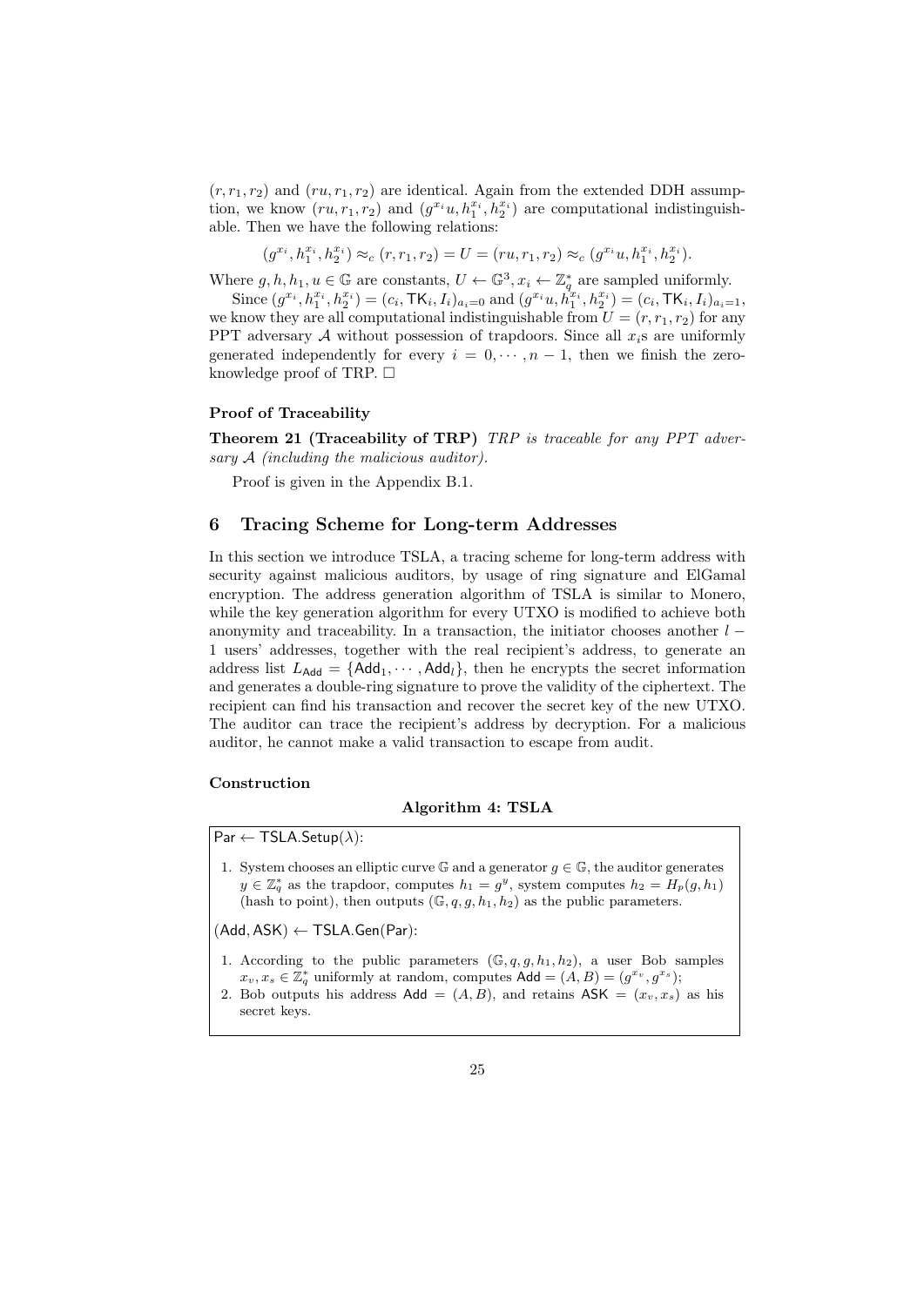$(r, r_1, r_2)$ and $(ru, r_1, r_2)$ are identical. Again from the extended DDH assumption, we know $(ru, r_1, r_2)$ and $(g^{x_i}u, h_1^{x_i}, h_2^{x_i})$ are computational indistinguishable. Then we have the following relations:

$$(g^{x_i}, h_1^{x_i}, h_2^{x_i}) \approx_c (r, r_1, r_2) = U = (ru, r_1, r_2) \approx_c (g^{x_i}u, h_1^{x_i}, h_2^{x_i}).$$

Where $g, h, h_1, u \in \mathbb{G}$ are constants, $U \leftarrow \mathbb{G}^3, x_i \leftarrow \mathbb{Z}_q^*$ are sampled uniformly.

Since $(g^{x_i}, h_1^{x_i}, h_2^{x_i}) = (c_i, \mathsf{TK}_i, I_i)_{a_i=0}$ and $(g^{x_i}u, h_1^{x_i}, h_2^{x_i}) = (c_i, \mathsf{TK}_i, I_i)_{a_i=1}$, we know they are all computational indistinguishable from $U = (r, r_1, r_2)$ for any PPT adversary $\mathcal{A}$ without possession of trapdoors. Since all $x_i$s are uniformly generated independently for every $i = 0, \cdots, n-1$, then we finish the zero-knowledge proof of TRP. □

**Proof of Traceability**

**Theorem 21 (Traceability of TRP)** *TRP is traceable for any PPT adversary $\mathcal{A}$ (including the malicious auditor).*

Proof is given in the Appendix B.1.

## 6 Tracing Scheme for Long-term Addresses

In this section we introduce TSLA, a tracing scheme for long-term address with security against malicious auditors, by usage of ring signature and ElGamal encryption. The address generation algorithm of TSLA is similar to Monero, while the key generation algorithm for every UTXO is modified to achieve both anonymity and traceability. In a transaction, the initiator chooses another $l-1$ users' addresses, together with the real recipient's address, to generate an address list $L_{\mathsf{Add}} = \{\mathsf{Add}_1, \cdots, \mathsf{Add}_l\}$, then he encrypts the secret information and generates a double-ring signature to prove the validity of the ciphertext. The recipient can find his transaction and recover the secret key of the new UTXO. The auditor can trace the recipient's address by decryption. For a malicious auditor, he cannot make a valid transaction to escape from audit.

**Construction**

**Algorithm 4: TSLA**

$\mathsf{Par} \leftarrow \mathsf{TSLA.Setup}(\lambda)$:

1. System chooses an elliptic curve $\mathbb{G}$ and a generator $g \in \mathbb{G}$, the auditor generates $y \in \mathbb{Z}_q^*$ as the trapdoor, computes $h_1 = g^y$, system computes $h_2 = H_p(g, h_1)$ (hash to point), then outputs $(\mathbb{G}, q, g, h_1, h_2)$ as the public parameters.

$(\mathsf{Add}, \mathsf{ASK}) \leftarrow \mathsf{TSLA.Gen}(\mathsf{Par})$:

1. According to the public parameters $(\mathbb{G}, q, g, h_1, h_2)$, a user Bob samples $x_v, x_s \in \mathbb{Z}_q^*$ uniformly at random, computes $\mathsf{Add} = (A, B) = (g^{x_v}, g^{x_s})$;
2. Bob outputs his address $\mathsf{Add} = (A, B)$, and retains $\mathsf{ASK} = (x_v, x_s)$ as his secret keys.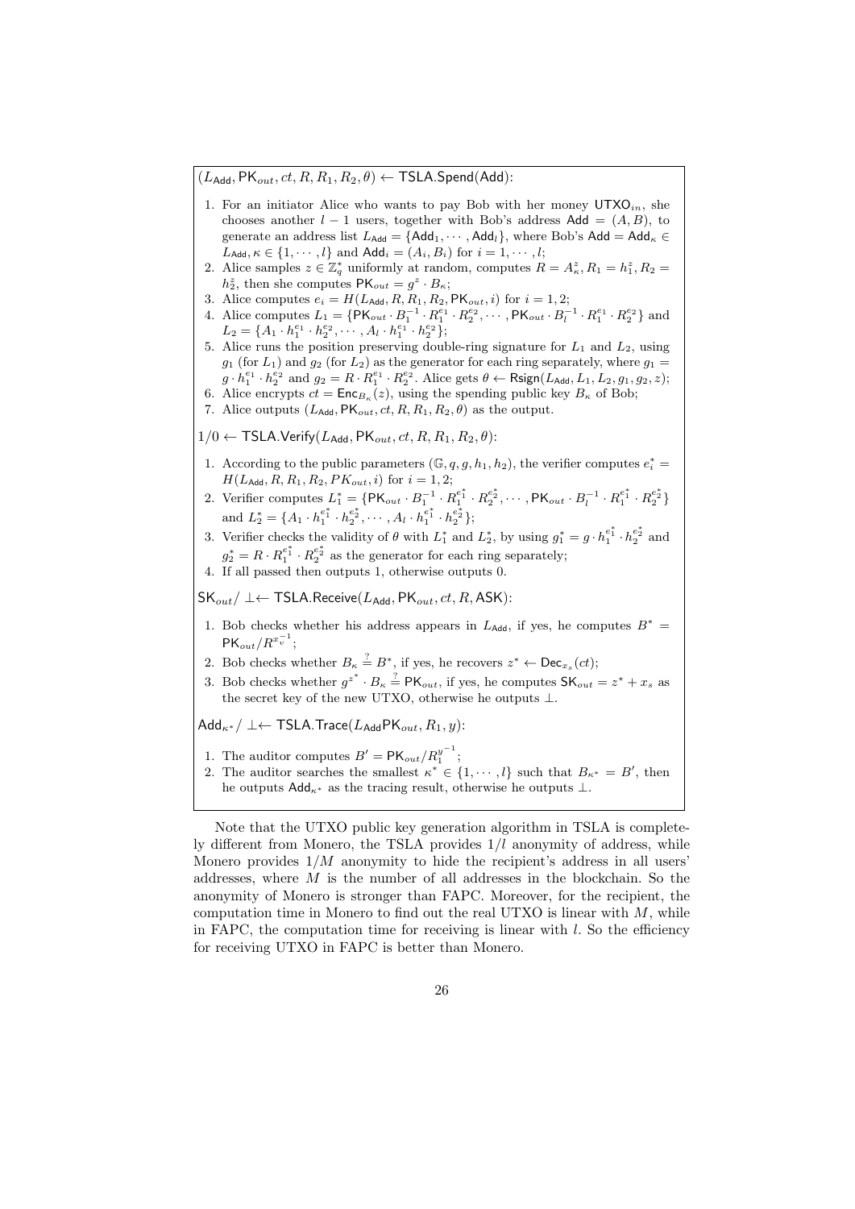$(L_{\mathsf{Add}}, \mathsf{PK}_{out}, ct, R, R_1, R_2, \theta) \leftarrow \mathsf{TSLA.Spend}(\mathsf{Add})$:

1. For an initiator Alice who wants to pay Bob with her money $\mathsf{UTXO}_{in}$, she chooses another $l-1$ users, together with Bob's address $\mathsf{Add} = (A, B)$, to generate an address list $L_{\mathsf{Add}} = \{\mathsf{Add}_1, \cdots, \mathsf{Add}_l\}$, where Bob's $\mathsf{Add} = \mathsf{Add}_\kappa \in L_{\mathsf{Add}}, \kappa \in \{1, \cdots, l\}$ and $\mathsf{Add}_i = (A_i, B_i)$ for $i = 1, \cdots, l$;
2. Alice samples $z \in \mathbb{Z}_q^*$ uniformly at random, computes $R = A_\kappa^z, R_1 = h_1^z, R_2 = h_2^z$, then she computes $\mathsf{PK}_{out} = g^z \cdot B_\kappa$;
3. Alice computes $e_i = H(L_{\mathsf{Add}}, R, R_1, R_2, \mathsf{PK}_{out}, i)$ for $i = 1, 2$;
4. Alice computes $L_1 = \{\mathsf{PK}_{out} \cdot B_1^{-1} \cdot R_1^{e_1} \cdot R_2^{e_2}, \cdots, \mathsf{PK}_{out} \cdot B_l^{-1} \cdot R_1^{e_1} \cdot R_2^{e_2}\}$ and $L_2 = \{A_1 \cdot h_1^{e_1} \cdot h_2^{e_2}, \cdots, A_l \cdot h_1^{e_1} \cdot h_2^{e_2}\}$;
5. Alice runs the position preserving double-ring signature for $L_1$ and $L_2$, using $g_1$ (for $L_1$) and $g_2$ (for $L_2$) as the generator for each ring separately, where $g_1 = g \cdot h_1^{e_1} \cdot h_2^{e_2}$ and $g_2 = R \cdot R_1^{e_1} \cdot R_2^{e_2}$. Alice gets $\theta \leftarrow \mathsf{Rsign}(L_{\mathsf{Add}}, L_1, L_2, g_1, g_2, z)$;
6. Alice encrypts $ct = \mathsf{Enc}_{B_\kappa}(z)$, using the spending public key $B_\kappa$ of Bob;
7. Alice outputs $(L_{\mathsf{Add}}, \mathsf{PK}_{out}, ct, R, R_1, R_2, \theta)$ as the output.

$1/0 \leftarrow \mathsf{TSLA.Verify}(L_{\mathsf{Add}}, \mathsf{PK}_{out}, ct, R, R_1, R_2, \theta)$:

1. According to the public parameters $(\mathbb{G}, q, g, h_1, h_2)$, the verifier computes $e_i^* = H(L_{\mathsf{Add}}, R, R_1, R_2, PK_{out}, i)$ for $i = 1, 2$;
2. Verifier computes $L_1^* = \{\mathsf{PK}_{out} \cdot B_1^{-1} \cdot R_1^{e_1^*} \cdot R_2^{e_2^*}, \cdots, \mathsf{PK}_{out} \cdot B_l^{-1} \cdot R_1^{e_1^*} \cdot R_2^{e_2^*}\}$ and $L_2^* = \{A_1 \cdot h_1^{e_1^*} \cdot h_2^{e_2^*}, \cdots, A_l \cdot h_1^{e_1^*} \cdot h_2^{e_2^*}\}$;
3. Verifier checks the validity of $\theta$ with $L_1^*$ and $L_2^*$, by using $g_1^* = g \cdot h_1^{e_1^*} \cdot h_2^{e_2^*}$ and $g_2^* = R \cdot R_1^{e_1^*} \cdot R_2^{e_2^*}$ as the generator for each ring separately;
4. If all passed then outputs 1, otherwise outputs 0.

$\mathsf{SK}_{out} / \perp \leftarrow \mathsf{TSLA.Receive}(L_{\mathsf{Add}}, \mathsf{PK}_{out}, ct, R, \mathsf{ASK})$:

1. Bob checks whether his address appears in $L_{\mathsf{Add}}$, if yes, he computes $B^* = \mathsf{PK}_{out}/R^{x_v^{-1}}$;
2. Bob checks whether $B_\kappa \stackrel{?}{=} B^*$, if yes, he recovers $z^* \leftarrow \mathsf{Dec}_{x_s}(ct)$;
3. Bob checks whether $g^{z^*} \cdot B_\kappa \stackrel{?}{=} \mathsf{PK}_{out}$, if yes, he computes $\mathsf{SK}_{out} = z^* + x_s$ as the secret key of the new UTXO, otherwise he outputs $\perp$.

$\mathsf{Add}_{\kappa^*} / \perp \leftarrow \mathsf{TSLA.Trace}(L_{\mathsf{Add}} \mathsf{PK}_{out}, R_1, y)$:

1. The auditor computes $B' = \mathsf{PK}_{out}/R_1^{y^{-1}}$;
2. The auditor searches the smallest $\kappa^* \in \{1, \cdots, l\}$ such that $B_{\kappa^*} = B'$, then he outputs $\mathsf{Add}_{\kappa^*}$ as the tracing result, otherwise he outputs $\perp$.

Note that the UTXO public key generation algorithm in TSLA is completely different from Monero, the TSLA provides $1/l$ anonymity of address, while Monero provides $1/M$ anonymity to hide the recipient's address in all users' addresses, where $M$ is the number of all addresses in the blockchain. So the anonymity of Monero is stronger than FAPC. Moreover, for the recipient, the computation time in Monero to find out the real UTXO is linear with $M$, while in FAPC, the computation time for receiving is linear with $l$. So the efficiency for receiving UTXO in FAPC is better than Monero.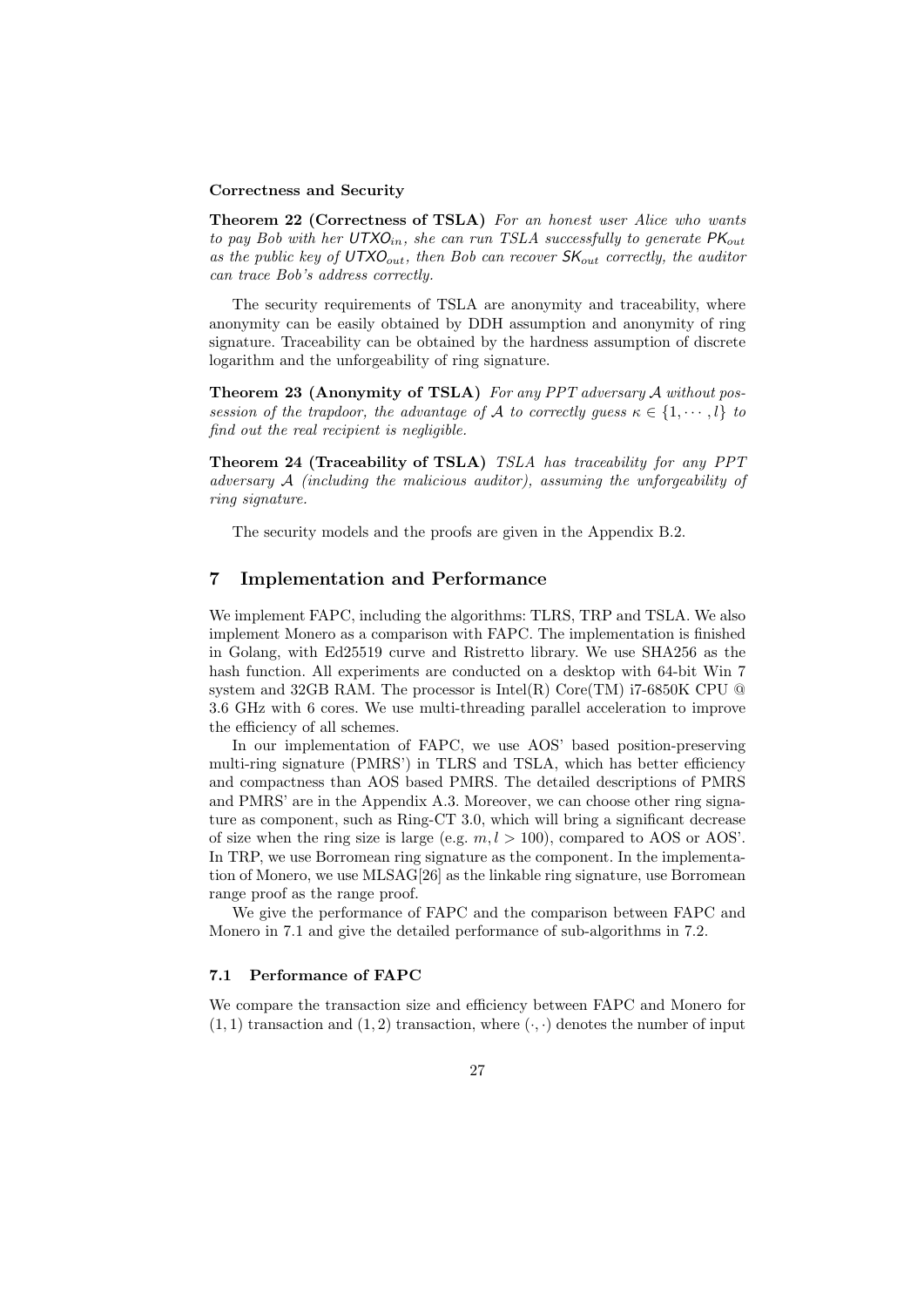**Correctness and Security**

**Theorem 22 (Correctness of TSLA)** *For an honest user Alice who wants to pay Bob with her $\mathsf{UTXO}_{in}$, she can run TSLA successfully to generate $\mathsf{PK}_{out}$ as the public key of $\mathsf{UTXO}_{out}$, then Bob can recover $\mathsf{SK}_{out}$ correctly, the auditor can trace Bob's address correctly.*

The security requirements of TSLA are anonymity and traceability, where anonymity can be easily obtained by DDH assumption and anonymity of ring signature. Traceability can be obtained by the hardness assumption of discrete logarithm and the unforgeability of ring signature.

**Theorem 23 (Anonymity of TSLA)** *For any PPT adversary $\mathcal{A}$ without possession of the trapdoor, the advantage of $\mathcal{A}$ to correctly guess $\kappa \in \{1, \cdots, l\}$ to find out the real recipient is negligible.*

**Theorem 24 (Traceability of TSLA)** *TSLA has traceability for any PPT adversary $\mathcal{A}$ (including the malicious auditor), assuming the unforgeability of ring signature.*

The security models and the proofs are given in the Appendix B.2.

## 7 Implementation and Performance

We implement FAPC, including the algorithms: TLRS, TRP and TSLA. We also implement Monero as a comparison with FAPC. The implementation is finished in Golang, with Ed25519 curve and Ristretto library. We use SHA256 as the hash function. All experiments are conducted on a desktop with 64-bit Win 7 system and 32GB RAM. The processor is Intel(R) Core(TM) i7-6850K CPU @ 3.6 GHz with 6 cores. We use multi-threading parallel acceleration to improve the efficiency of all schemes.

In our implementation of FAPC, we use AOS' based position-preserving multi-ring signature (PMRS') in TLRS and TSLA, which has better efficiency and compactness than AOS based PMRS. The detailed descriptions of PMRS and PMRS' are in the Appendix A.3. Moreover, we can choose other ring signature as component, such as Ring-CT 3.0, which will bring a significant decrease of size when the ring size is large (e.g. $m, l > 100$), compared to AOS or AOS'. In TRP, we use Borromean ring signature as the component. In the implementation of Monero, we use MLSAG[26] as the linkable ring signature, use Borromean range proof as the range proof.

We give the performance of FAPC and the comparison between FAPC and Monero in 7.1 and give the detailed performance of sub-algorithms in 7.2.

### 7.1 Performance of FAPC

We compare the transaction size and efficiency between FAPC and Monero for $(1, 1)$ transaction and $(1, 2)$ transaction, where $(\cdot, \cdot)$ denotes the number of input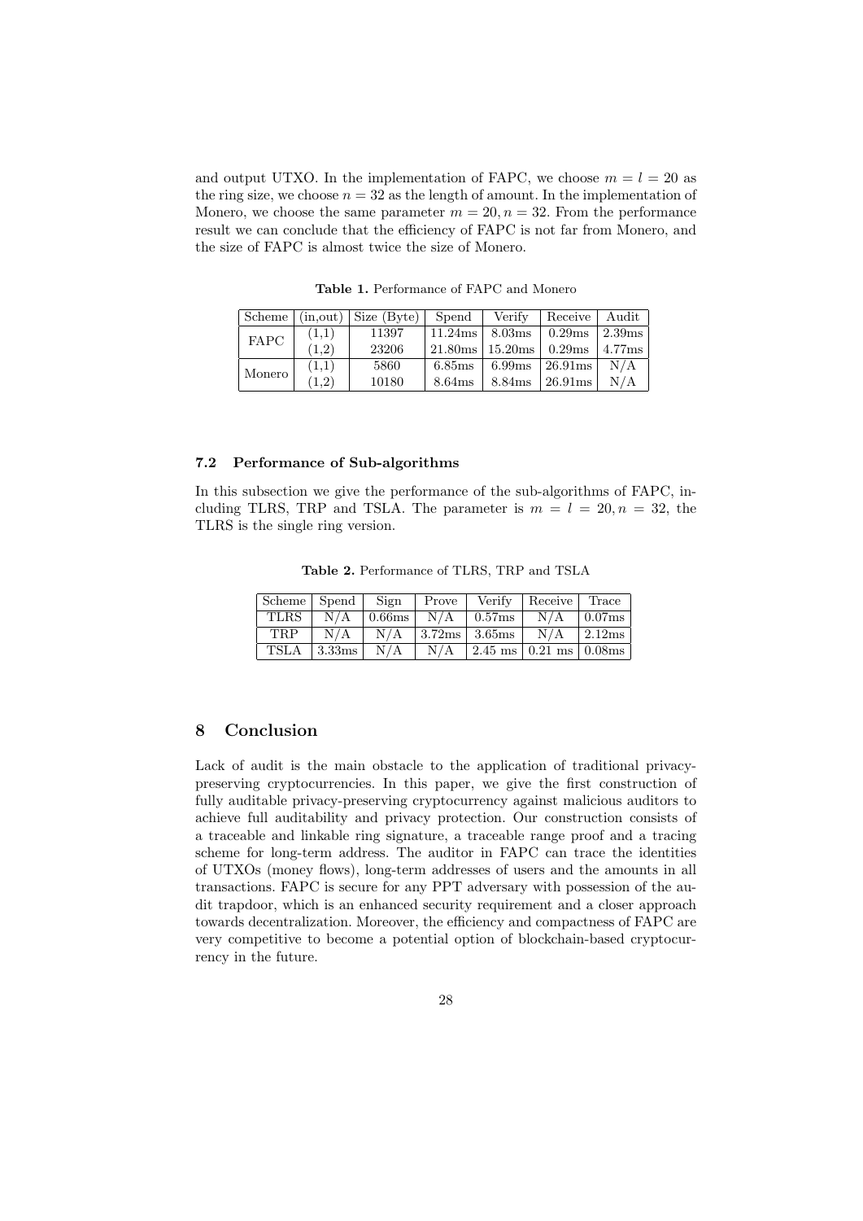and output UTXO. In the implementation of FAPC, we choose $m = l = 20$ as the ring size, we choose $n = 32$ as the length of amount. In the implementation of Monero, we choose the same parameter $m = 20, n = 32$. From the performance result we can conclude that the efficiency of FAPC is not far from Monero, and the size of FAPC is almost twice the size of Monero.

**Table 1.** Performance of FAPC and Monero

| Scheme | (in,out) | Size (Byte) | Spend | Verify | Receive | Audit |
|---|---|---|---|---|---|---|
| FAPC | (1,1) | 11397 | 11.24ms | 8.03ms | 0.29ms | 2.39ms |
| | (1,2) | 23206 | 21.80ms | 15.20ms | 0.29ms | 4.77ms |
| Monero | (1,1) | 5860 | 6.85ms | 6.99ms | 26.91ms | N/A |
| | (1,2) | 10180 | 8.64ms | 8.84ms | 26.91ms | N/A |

### 7.2 Performance of Sub-algorithms

In this subsection we give the performance of the sub-algorithms of FAPC, including TLRS, TRP and TSLA. The parameter is $m = l = 20, n = 32$, the TLRS is the single ring version.

**Table 2.** Performance of TLRS, TRP and TSLA

| Scheme | Spend | Sign | Prove | Verify | Receive | Trace |
|---|---|---|---|---|---|---|
| TLRS | N/A | 0.66ms | N/A | 0.57ms | N/A | 0.07ms |
| TRP | N/A | N/A | 3.72ms | 3.65ms | N/A | 2.12ms |
| TSLA | 3.33ms | N/A | N/A | 2.45 ms | 0.21 ms | 0.08ms |

## 8 Conclusion

Lack of audit is the main obstacle to the application of traditional privacy-preserving cryptocurrencies. In this paper, we give the first construction of fully auditable privacy-preserving cryptocurrency against malicious auditors to achieve full auditability and privacy protection. Our construction consists of a traceable and linkable ring signature, a traceable range proof and a tracing scheme for long-term address. The auditor in FAPC can trace the identities of UTXOs (money flows), long-term addresses of users and the amounts in all transactions. FAPC is secure for any PPT adversary with possession of the audit trapdoor, which is an enhanced security requirement and a closer approach towards decentralization. Moreover, the efficiency and compactness of FAPC are very competitive to become a potential option of blockchain-based cryptocurrency in the future.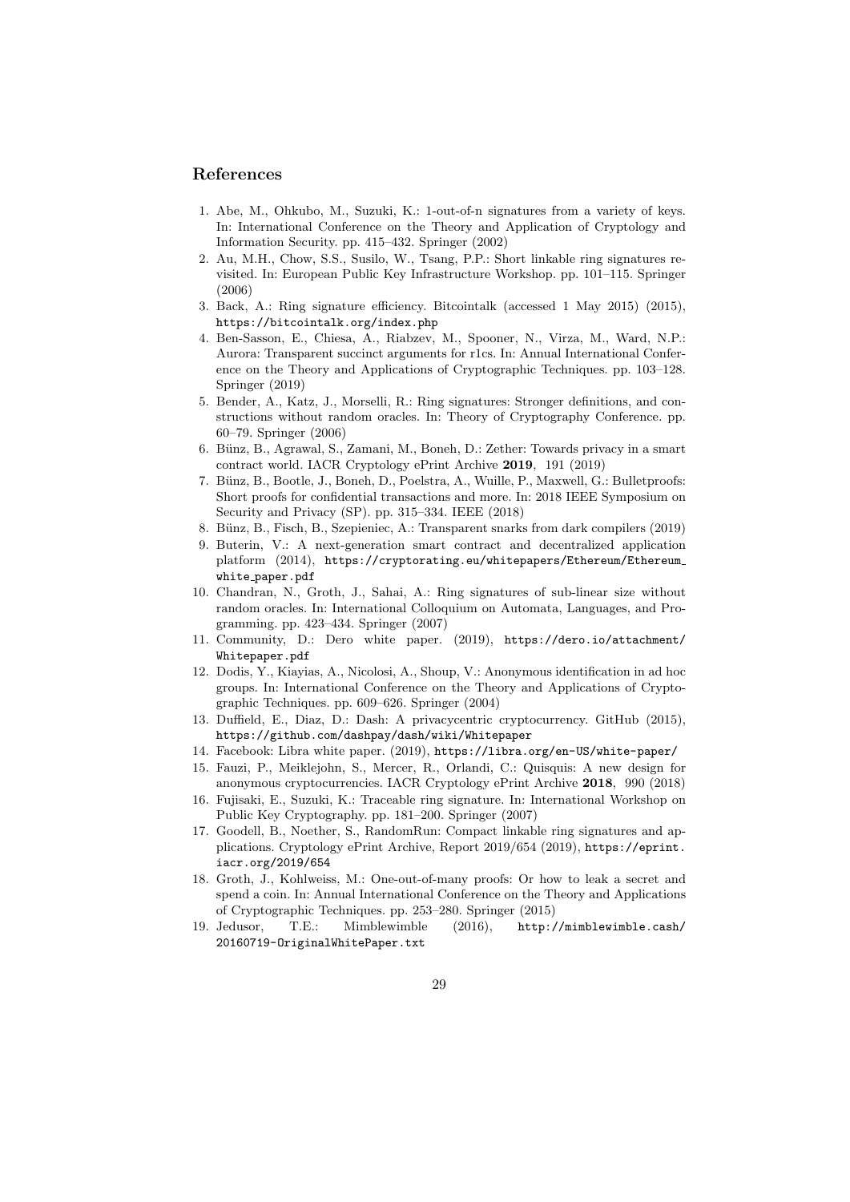## References

1. Abe, M., Ohkubo, M., Suzuki, K.: 1-out-of-n signatures from a variety of keys. In: International Conference on the Theory and Application of Cryptology and Information Security. pp. 415–432. Springer (2002)
2. Au, M.H., Chow, S.S., Susilo, W., Tsang, P.P.: Short linkable ring signatures revisited. In: European Public Key Infrastructure Workshop. pp. 101–115. Springer (2006)
3. Back, A.: Ring signature efficiency. Bitcointalk (accessed 1 May 2015) (2015), https://bitcointalk.org/index.php
4. Ben-Sasson, E., Chiesa, A., Riabzev, M., Spooner, N., Virza, M., Ward, N.P.: Aurora: Transparent succinct arguments for r1cs. In: Annual International Conference on the Theory and Applications of Cryptographic Techniques. pp. 103–128. Springer (2019)
5. Bender, A., Katz, J., Morselli, R.: Ring signatures: Stronger definitions, and constructions without random oracles. In: Theory of Cryptography Conference. pp. 60–79. Springer (2006)
6. Bünz, B., Agrawal, S., Zamani, M., Boneh, D.: Zether: Towards privacy in a smart contract world. IACR Cryptology ePrint Archive **2019**, 191 (2019)
7. Bünz, B., Bootle, J., Boneh, D., Poelstra, A., Wuille, P., Maxwell, G.: Bulletproofs: Short proofs for confidential transactions and more. In: 2018 IEEE Symposium on Security and Privacy (SP). pp. 315–334. IEEE (2018)
8. Bünz, B., Fisch, B., Szepieniec, A.: Transparent snarks from dark compilers (2019)
9. Buterin, V.: A next-generation smart contract and decentralized application platform (2014), https://cryptorating.eu/whitepapers/Ethereum/Ethereum_white_paper.pdf
10. Chandran, N., Groth, J., Sahai, A.: Ring signatures of sub-linear size without random oracles. In: International Colloquium on Automata, Languages, and Programming. pp. 423–434. Springer (2007)
11. Community, D.: Dero white paper. (2019), https://dero.io/attachment/Whitepaper.pdf
12. Dodis, Y., Kiayias, A., Nicolosi, A., Shoup, V.: Anonymous identification in ad hoc groups. In: International Conference on the Theory and Applications of Cryptographic Techniques. pp. 609–626. Springer (2004)
13. Duffield, E., Diaz, D.: Dash: A privacycentric cryptocurrency. GitHub (2015), https://github.com/dashpay/dash/wiki/Whitepaper
14. Facebook: Libra white paper. (2019), https://libra.org/en-US/white-paper/
15. Fauzi, P., Meiklejohn, S., Mercer, R., Orlandi, C.: Quisquis: A new design for anonymous cryptocurrencies. IACR Cryptology ePrint Archive **2018**, 990 (2018)
16. Fujisaki, E., Suzuki, K.: Traceable ring signature. In: International Workshop on Public Key Cryptography. pp. 181–200. Springer (2007)
17. Goodell, B., Noether, S., RandomRun: Compact linkable ring signatures and applications. Cryptology ePrint Archive, Report 2019/654 (2019), https://eprint.iacr.org/2019/654
18. Groth, J., Kohlweiss, M.: One-out-of-many proofs: Or how to leak a secret and spend a coin. In: Annual International Conference on the Theory and Applications of Cryptographic Techniques. pp. 253–280. Springer (2015)
19. Jedusor, T.E.: Mimblewimble (2016), http://mimblewimble.cash/20160719-OriginalWhitePaper.txt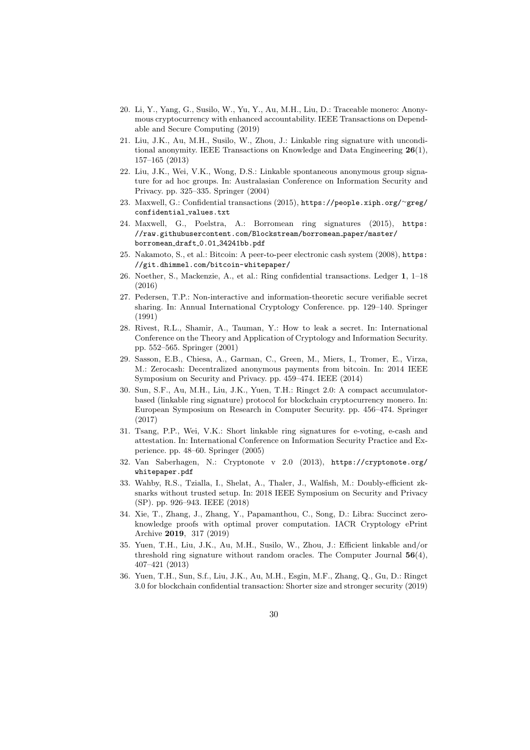20. Li, Y., Yang, G., Susilo, W., Yu, Y., Au, M.H., Liu, D.: Traceable monero: Anonymous cryptocurrency with enhanced accountability. IEEE Transactions on Dependable and Secure Computing (2019)
21. Liu, J.K., Au, M.H., Susilo, W., Zhou, J.: Linkable ring signature with unconditional anonymity. IEEE Transactions on Knowledge and Data Engineering **26**(1), 157–165 (2013)
22. Liu, J.K., Wei, V.K., Wong, D.S.: Linkable spontaneous anonymous group signature for ad hoc groups. In: Australasian Conference on Information Security and Privacy. pp. 325–335. Springer (2004)
23. Maxwell, G.: Confidential transactions (2015), `https://people.xiph.org/~greg/confidential_values.txt`
24. Maxwell, G., Poelstra, A.: Borromean ring signatures (2015), `https://raw.githubusercontent.com/Blockstream/borromean_paper/master/borromean_draft_0.01_34241bb.pdf`
25. Nakamoto, S., et al.: Bitcoin: A peer-to-peer electronic cash system (2008), `https://git.dhimmel.com/bitcoin-whitepaper/`
26. Noether, S., Mackenzie, A., et al.: Ring confidential transactions. Ledger **1**, 1–18 (2016)
27. Pedersen, T.P.: Non-interactive and information-theoretic secure verifiable secret sharing. In: Annual International Cryptology Conference. pp. 129–140. Springer (1991)
28. Rivest, R.L., Shamir, A., Tauman, Y.: How to leak a secret. In: International Conference on the Theory and Application of Cryptology and Information Security. pp. 552–565. Springer (2001)
29. Sasson, E.B., Chiesa, A., Garman, C., Green, M., Miers, I., Tromer, E., Virza, M.: Zerocash: Decentralized anonymous payments from bitcoin. In: 2014 IEEE Symposium on Security and Privacy. pp. 459–474. IEEE (2014)
30. Sun, S.F., Au, M.H., Liu, J.K., Yuen, T.H.: Ringct 2.0: A compact accumulator-based (linkable ring signature) protocol for blockchain cryptocurrency monero. In: European Symposium on Research in Computer Security. pp. 456–474. Springer (2017)
31. Tsang, P.P., Wei, V.K.: Short linkable ring signatures for e-voting, e-cash and attestation. In: International Conference on Information Security Practice and Experience. pp. 48–60. Springer (2005)
32. Van Saberhagen, N.: Cryptonote v 2.0 (2013), `https://cryptonote.org/whitepaper.pdf`
33. Wahby, R.S., Tzialla, I., Shelat, A., Thaler, J., Walfish, M.: Doubly-efficient zk-snarks without trusted setup. In: 2018 IEEE Symposium on Security and Privacy (SP). pp. 926–943. IEEE (2018)
34. Xie, T., Zhang, J., Zhang, Y., Papamanthou, C., Song, D.: Libra: Succinct zero-knowledge proofs with optimal prover computation. IACR Cryptology ePrint Archive **2019**, 317 (2019)
35. Yuen, T.H., Liu, J.K., Au, M.H., Susilo, W., Zhou, J.: Efficient linkable and/or threshold ring signature without random oracles. The Computer Journal **56**(4), 407–421 (2013)
36. Yuen, T.H., Sun, S.f., Liu, J.K., Au, M.H., Esgin, M.F., Zhang, Q., Gu, D.: Ringct 3.0 for blockchain confidential transaction: Shorter size and stronger security (2019)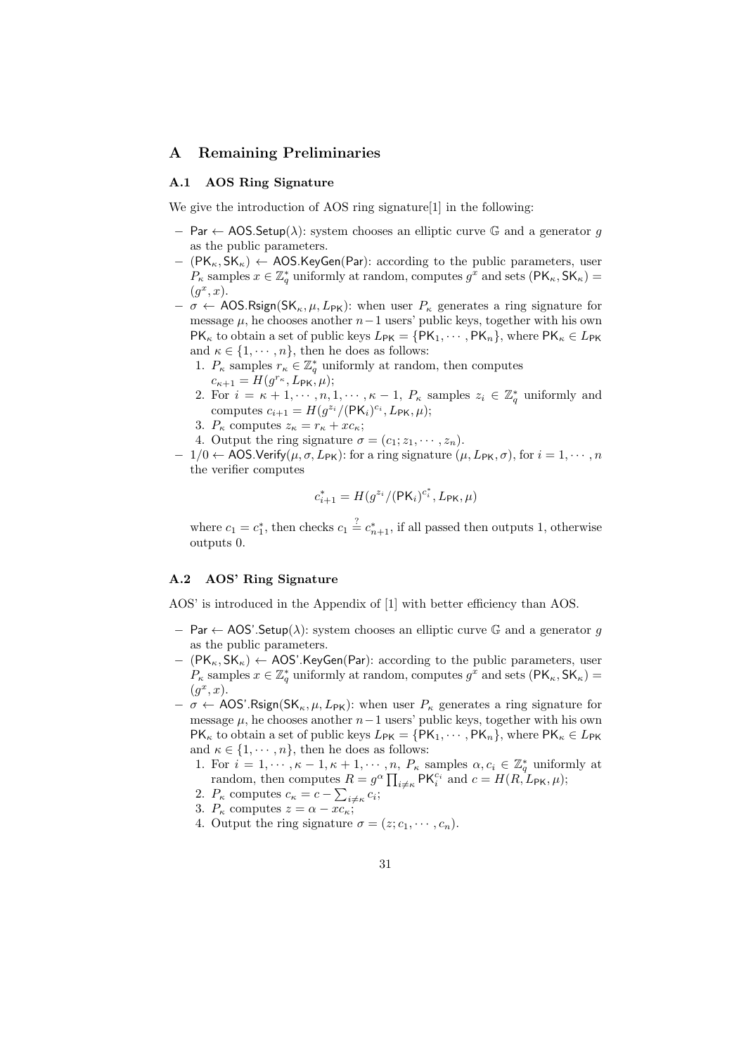# A Remaining Preliminaries

## A.1 AOS Ring Signature

We give the introduction of AOS ring signature[1] in the following:

- $\mathsf{Par} \leftarrow \mathsf{AOS.Setup}(\lambda)$: system chooses an elliptic curve $\mathbb{G}$ and a generator $g$ as the public parameters.
- $(\mathsf{PK}_\kappa, \mathsf{SK}_\kappa) \leftarrow \mathsf{AOS.KeyGen}(\mathsf{Par})$: according to the public parameters, user $P_\kappa$ samples $x \in \mathbb{Z}_q^*$ uniformly at random, computes $g^x$ and sets $(\mathsf{PK}_\kappa, \mathsf{SK}_\kappa) = (g^x, x)$.
- $\sigma \leftarrow \mathsf{AOS.Rsign}(\mathsf{SK}_\kappa, \mu, L_{\mathsf{PK}})$: when user $P_\kappa$ generates a ring signature for message $\mu$, he chooses another $n-1$ users' public keys, together with his own $\mathsf{PK}_\kappa$ to obtain a set of public keys $L_{\mathsf{PK}} = \{\mathsf{PK}_1, \cdots, \mathsf{PK}_n\}$, where $\mathsf{PK}_\kappa \in L_{\mathsf{PK}}$ and $\kappa \in \{1, \cdots, n\}$, then he does as follows:
  1. $P_\kappa$ samples $r_\kappa \in \mathbb{Z}_q^*$ uniformly at random, then computes $c_{\kappa+1} = H(g^{r_\kappa}, L_{\mathsf{PK}}, \mu)$;
  2. For $i = \kappa+1, \cdots, n, 1, \cdots, \kappa-1$, $P_\kappa$ samples $z_i \in \mathbb{Z}_q^*$ uniformly and computes $c_{i+1} = H(g^{z_i}/(\mathsf{PK}_i)^{c_i}, L_{\mathsf{PK}}, \mu)$;
  3. $P_\kappa$ computes $z_\kappa = r_\kappa + x c_\kappa$;
  4. Output the ring signature $\sigma = (c_1; z_1, \cdots, z_n)$.
- $1/0 \leftarrow \mathsf{AOS.Verify}(\mu, \sigma, L_{\mathsf{PK}})$: for a ring signature $(\mu, L_{\mathsf{PK}}, \sigma)$, for $i = 1, \cdots, n$ the verifier computes

$$c_{i+1}^* = H(g^{z_i}/(\mathsf{PK}_i)^{c_i^*}, L_{\mathsf{PK}}, \mu)$$

  where $c_1 = c_1^*$, then checks $c_1 \stackrel{?}{=} c_{n+1}^*$, if all passed then outputs 1, otherwise outputs 0.

## A.2 AOS' Ring Signature

AOS' is introduced in the Appendix of [1] with better efficiency than AOS.

- $\mathsf{Par} \leftarrow \mathsf{AOS'.Setup}(\lambda)$: system chooses an elliptic curve $\mathbb{G}$ and a generator $g$ as the public parameters.
- $(\mathsf{PK}_\kappa, \mathsf{SK}_\kappa) \leftarrow \mathsf{AOS'.KeyGen}(\mathsf{Par})$: according to the public parameters, user $P_\kappa$ samples $x \in \mathbb{Z}_q^*$ uniformly at random, computes $g^x$ and sets $(\mathsf{PK}_\kappa, \mathsf{SK}_\kappa) = (g^x, x)$.
- $\sigma \leftarrow \mathsf{AOS'.Rsign}(\mathsf{SK}_\kappa, \mu, L_{\mathsf{PK}})$: when user $P_\kappa$ generates a ring signature for message $\mu$, he chooses another $n-1$ users' public keys, together with his own $\mathsf{PK}_\kappa$ to obtain a set of public keys $L_{\mathsf{PK}} = \{\mathsf{PK}_1, \cdots, \mathsf{PK}_n\}$, where $\mathsf{PK}_\kappa \in L_{\mathsf{PK}}$ and $\kappa \in \{1, \cdots, n\}$, then he does as follows:
  1. For $i = 1, \cdots, \kappa-1, \kappa+1, \cdots, n$, $P_\kappa$ samples $\alpha, c_i \in \mathbb{Z}_q^*$ uniformly at random, then computes $R = g^\alpha \prod_{i \neq \kappa} \mathsf{PK}_i^{c_i}$ and $c = H(R, L_{\mathsf{PK}}, \mu)$;
  2. $P_\kappa$ computes $c_\kappa = c - \sum_{i \neq \kappa} c_i$;
  3. $P_\kappa$ computes $z = \alpha - x c_\kappa$;
  4. Output the ring signature $\sigma = (z; c_1, \cdots, c_n)$.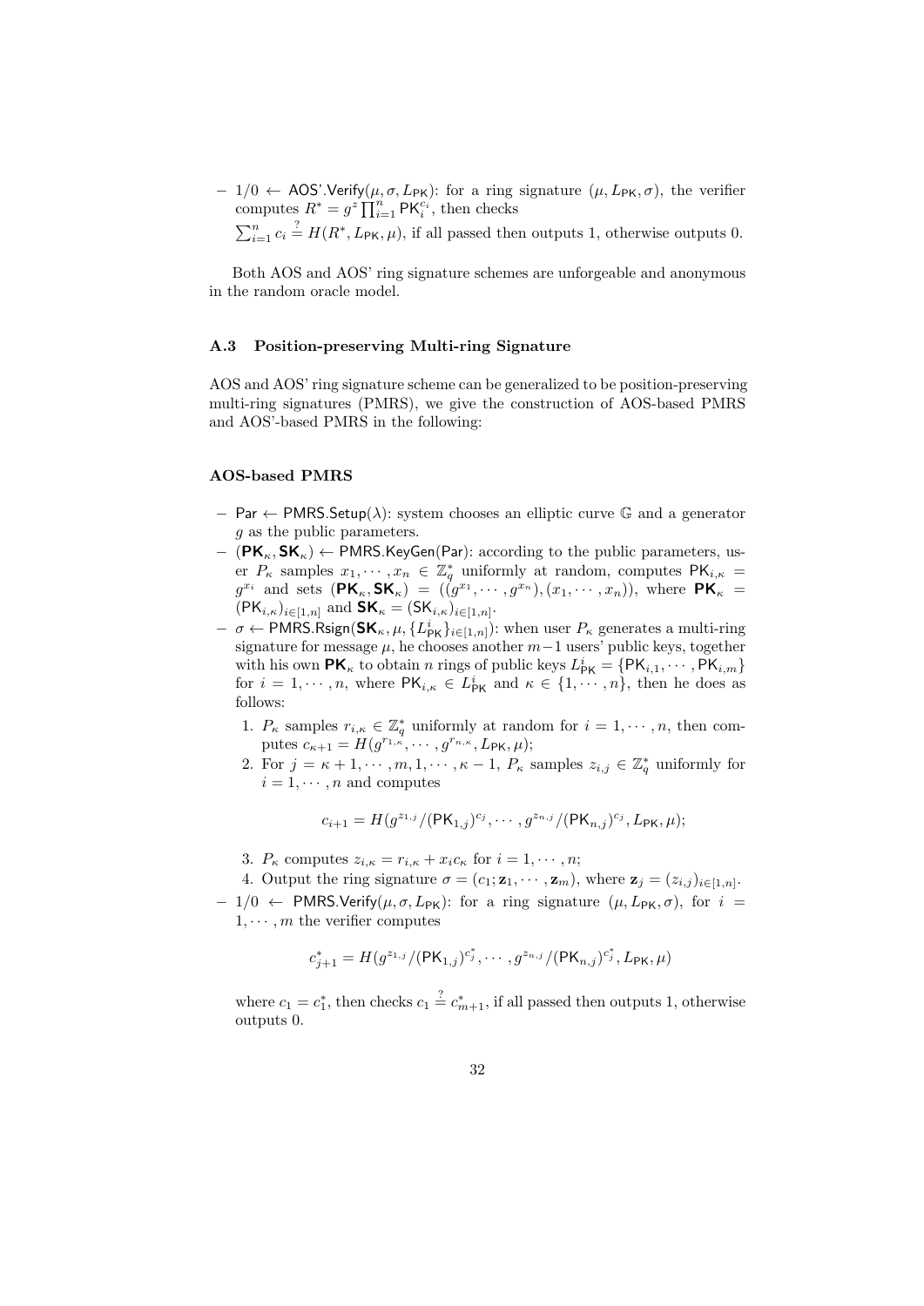- $1/0 \leftarrow$ AOS'.Verify$(\mu, \sigma, L_{\mathsf{PK}})$: for a ring signature $(\mu, L_{\mathsf{PK}}, \sigma)$, the verifier computes $R^* = g^z \prod_{i=1}^{n} \mathsf{PK}_i^{c_i}$, then checks $\sum_{i=1}^{n} c_i \stackrel{?}{=} H(R^*, L_{\mathsf{PK}}, \mu)$, if all passed then outputs 1, otherwise outputs 0.

Both AOS and AOS' ring signature schemes are unforgeable and anonymous in the random oracle model.

### A.3 Position-preserving Multi-ring Signature

AOS and AOS' ring signature scheme can be generalized to be position-preserving multi-ring signatures (PMRS), we give the construction of AOS-based PMRS and AOS'-based PMRS in the following:

#### AOS-based PMRS

- $\mathsf{Par} \leftarrow$ PMRS.Setup$(\lambda)$: system chooses an elliptic curve $\mathbb{G}$ and a generator $g$ as the public parameters.
- $(\mathbf{PK}_\kappa, \mathbf{SK}_\kappa) \leftarrow$ PMRS.KeyGen(Par): according to the public parameters, user $P_\kappa$ samples $x_1, \cdots, x_n \in \mathbb{Z}_q^*$ uniformly at random, computes $\mathsf{PK}_{i,\kappa} = g^{x_i}$ and sets $(\mathbf{PK}_\kappa, \mathbf{SK}_\kappa) = ((g^{x_1}, \cdots, g^{x_n}), (x_1, \cdots, x_n))$, where $\mathbf{PK}_\kappa = (\mathsf{PK}_{i,\kappa})_{i \in [1,n]}$ and $\mathbf{SK}_\kappa = (\mathsf{SK}_{i,\kappa})_{i \in [1,n]}$.
- $\sigma \leftarrow$ PMRS.Rsign$(\mathbf{SK}_\kappa, \mu, \{L^i_{\mathsf{PK}}\}_{i \in [1,n]})$: when user $P_\kappa$ generates a multi-ring signature for message $\mu$, he chooses another $m-1$ users' public keys, together with his own $\mathbf{PK}_\kappa$ to obtain $n$ rings of public keys $L^i_{\mathsf{PK}} = \{\mathsf{PK}_{i,1}, \cdots, \mathsf{PK}_{i,m}\}$ for $i = 1, \cdots, n$, where $\mathsf{PK}_{i,\kappa} \in L^i_{\mathsf{PK}}$ and $\kappa \in \{1, \cdots, n\}$, then he does as follows:
  1. $P_\kappa$ samples $r_{i,\kappa} \in \mathbb{Z}_q^*$ uniformly at random for $i = 1, \cdots, n$, then computes $c_{\kappa+1} = H(g^{r_{1,\kappa}}, \cdots, g^{r_{n,\kappa}}, L_{\mathsf{PK}}, \mu)$;
  2. For $j = \kappa+1, \cdots, m, 1, \cdots, \kappa-1$, $P_\kappa$ samples $z_{i,j} \in \mathbb{Z}_q^*$ uniformly for $i = 1, \cdots, n$ and computes
  $$c_{i+1} = H(g^{z_{1,j}}/(\mathsf{PK}_{1,j})^{c_j}, \cdots, g^{z_{n,j}}/(\mathsf{PK}_{n,j})^{c_j}, L_{\mathsf{PK}}, \mu);$$
  3. $P_\kappa$ computes $z_{i,\kappa} = r_{i,\kappa} + x_i c_\kappa$ for $i = 1, \cdots, n$;
  4. Output the ring signature $\sigma = (c_1; \mathbf{z}_1, \cdots, \mathbf{z}_m)$, where $\mathbf{z}_j = (z_{i,j})_{i \in [1,n]}$.
- $1/0 \leftarrow$ PMRS.Verify$(\mu, \sigma, L_{\mathsf{PK}})$: for a ring signature $(\mu, L_{\mathsf{PK}}, \sigma)$, for $i = 1, \cdots, m$ the verifier computes
$$c^*_{j+1} = H(g^{z_{1,j}}/(\mathsf{PK}_{1,j})^{c^*_j}, \cdots, g^{z_{n,j}}/(\mathsf{PK}_{n,j})^{c^*_j}, L_{\mathsf{PK}}, \mu)$$
where $c_1 = c^*_1$, then checks $c_1 \stackrel{?}{=} c^*_{m+1}$, if all passed then outputs 1, otherwise outputs 0.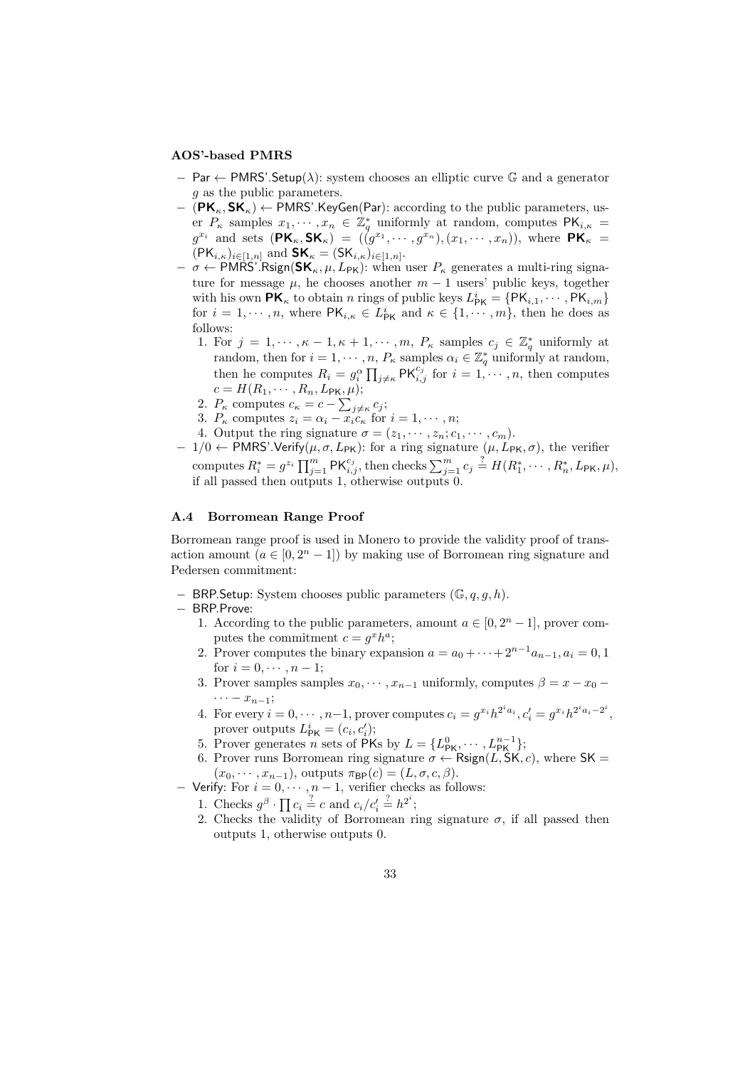**AOS'-based PMRS**

- Par ← PMRS'.Setup($\lambda$): system chooses an elliptic curve $\mathbb{G}$ and a generator $g$ as the public parameters.
- $(\mathbf{PK}_\kappa, \mathbf{SK}_\kappa)$ ← PMRS'.KeyGen(Par): according to the public parameters, user $P_\kappa$ samples $x_1, \cdots, x_n \in \mathbb{Z}_q^*$ uniformly at random, computes $\mathsf{PK}_{i,\kappa} = g^{x_i}$ and sets $(\mathbf{PK}_\kappa, \mathbf{SK}_\kappa) = ((g^{x_1}, \cdots, g^{x_n}), (x_1, \cdots, x_n))$, where $\mathbf{PK}_\kappa = (\mathsf{PK}_{i,\kappa})_{i \in [1,n]}$ and $\mathbf{SK}_\kappa = (\mathsf{SK}_{i,\kappa})_{i \in [1,n]}$.
- $\sigma$ ← PMRS'.Rsign($\mathbf{SK}_\kappa, \mu, L_{\mathsf{PK}}$): when user $P_\kappa$ generates a multi-ring signature for message $\mu$, he chooses another $m-1$ users' public keys, together with his own $\mathbf{PK}_\kappa$ to obtain $n$ rings of public keys $L^i_{\mathsf{PK}} = \{\mathsf{PK}_{i,1}, \cdots, \mathsf{PK}_{i,m}\}$ for $i = 1, \cdots, n$, where $\mathsf{PK}_{i,\kappa} \in L^i_{\mathsf{PK}}$ and $\kappa \in \{1, \cdots, m\}$, then he does as follows:
  1. For $j = 1, \cdots, \kappa-1, \kappa+1, \cdots, m$, $P_\kappa$ samples $c_j \in \mathbb{Z}_q^*$ uniformly at random, then for $i = 1, \cdots, n$, $P_\kappa$ samples $\alpha_i \in \mathbb{Z}_q^*$ uniformly at random, then he computes $R_i = g_i^\alpha \prod_{j \neq \kappa} \mathsf{PK}_{i,j}^{c_j}$ for $i = 1, \cdots, n$, then computes $c = H(R_1, \cdots, R_n, L_{\mathsf{PK}}, \mu)$;
  2. $P_\kappa$ computes $c_\kappa = c - \sum_{j \neq \kappa} c_j$;
  3. $P_\kappa$ computes $z_i = \alpha_i - x_i c_\kappa$ for $i = 1, \cdots, n$;
  4. Output the ring signature $\sigma = (z_1, \cdots, z_n; c_1, \cdots, c_m)$.
- $1/0$ ← PMRS'.Verify($\mu, \sigma, L_{\mathsf{PK}}$): for a ring signature $(\mu, L_{\mathsf{PK}}, \sigma)$, the verifier computes $R_i^* = g^{z_i} \prod_{j=1}^m \mathsf{PK}_{i,j}^{c_j}$, then checks $\sum_{j=1}^m c_j \stackrel{?}{=} H(R_1^*, \cdots, R_n^*, L_{\mathsf{PK}}, \mu)$, if all passed then outputs 1, otherwise outputs 0.

### A.4 Borromean Range Proof

Borromean range proof is used in Monero to provide the validity proof of transaction amount ($a \in [0, 2^n - 1]$) by making use of Borromean ring signature and Pedersen commitment:

- BRP.Setup: System chooses public parameters $(\mathbb{G}, q, g, h)$.
- BRP.Prove:
  1. According to the public parameters, amount $a \in [0, 2^n - 1]$, prover computes the commitment $c = g^x h^a$;
  2. Prover computes the binary expansion $a = a_0 + \cdots + 2^{n-1} a_{n-1}, a_i = 0, 1$ for $i = 0, \cdots, n-1$;
  3. Prover samples samples $x_0, \cdots, x_{n-1}$ uniformly, computes $\beta = x - x_0 - \cdots - x_{n-1}$;
  4. For every $i = 0, \cdots, n-1$, prover computes $c_i = g^{x_i} h^{2^i a_i}, c_i' = g^{x_i} h^{2^i a_i - 2^i}$, prover outputs $L^i_{\mathsf{PK}} = (c_i, c_i')$;
  5. Prover generates $n$ sets of PKs by $L = \{L^0_{\mathsf{PK}}, \cdots, L^{n-1}_{\mathsf{PK}}\}$;
  6. Prover runs Borromean ring signature $\sigma$ ← Rsign($L$, SK, $c$), where SK $= (x_0, \cdots, x_{n-1})$, outputs $\pi_{\mathsf{BP}}(c) = (L, \sigma, c, \beta)$.
- Verify: For $i = 0, \cdots, n-1$, verifier checks as follows:
  1. Checks $g^\beta \cdot \prod c_i \stackrel{?}{=} c$ and $c_i / c_i' \stackrel{?}{=} h^{2^i}$;
  2. Checks the validity of Borromean ring signature $\sigma$, if all passed then outputs 1, otherwise outputs 0.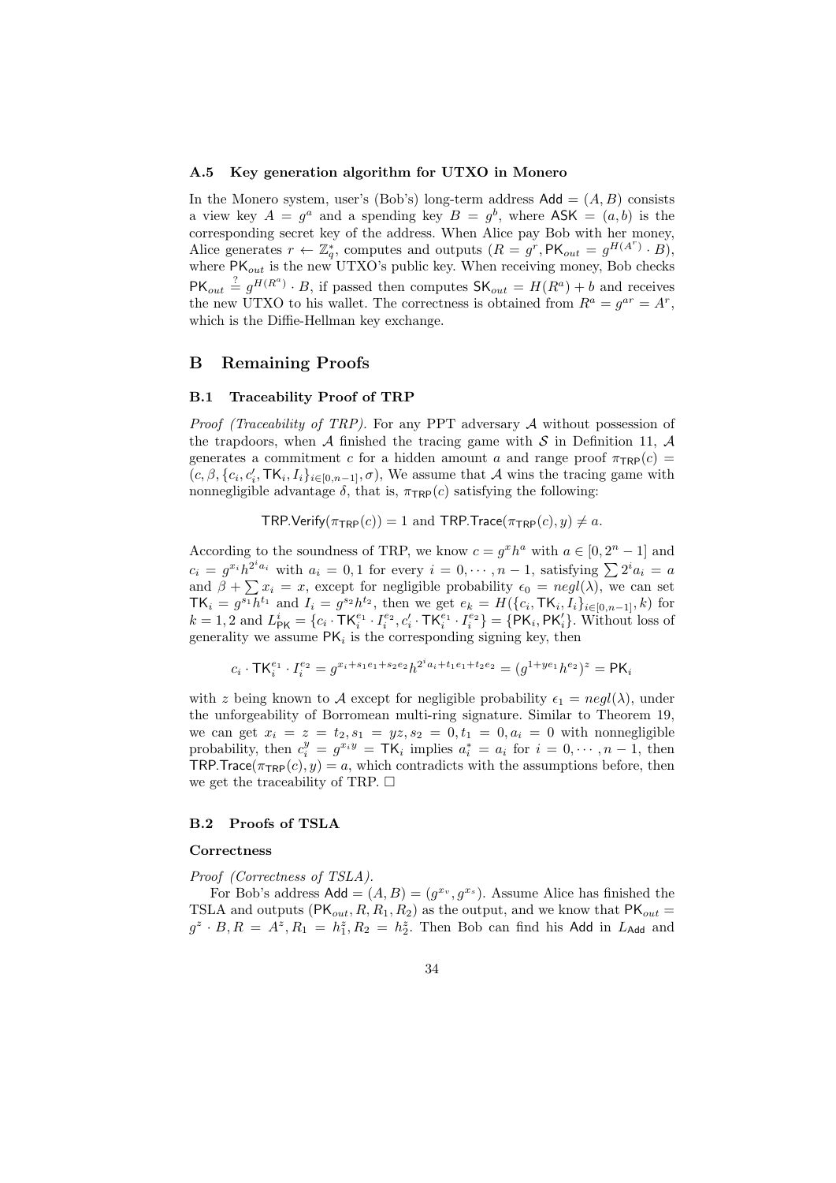### A.5 Key generation algorithm for UTXO in Monero

In the Monero system, user's (Bob's) long-term address $\mathsf{Add} = (A, B)$ consists a view key $A = g^a$ and a spending key $B = g^b$, where $\mathsf{ASK} = (a, b)$ is the corresponding secret key of the address. When Alice pay Bob with her money, Alice generates $r \leftarrow \mathbb{Z}_q^*$, computes and outputs $(R = g^r, \mathsf{PK}_{out} = g^{H(A^r)} \cdot B)$, where $\mathsf{PK}_{out}$ is the new UTXO's public key. When receiving money, Bob checks $\mathsf{PK}_{out} \stackrel{?}{=} g^{H(R^a)} \cdot B$, if passed then computes $\mathsf{SK}_{out} = H(R^a) + b$ and receives the new UTXO to his wallet. The correctness is obtained from $R^a = g^{ar} = A^r$, which is the Diffie-Hellman key exchange.

## B Remaining Proofs

### B.1 Traceability Proof of TRP

*Proof (Traceability of TRP).* For any PPT adversary $\mathcal{A}$ without possession of the trapdoors, when $\mathcal{A}$ finished the tracing game with $\mathcal{S}$ in Definition 11, $\mathcal{A}$ generates a commitment $c$ for a hidden amount $a$ and range proof $\pi_{\mathsf{TRP}}(c) = (c, \beta, \{c_i, c_i', \mathsf{TK}_i, I_i\}_{i \in [0,n-1]}, \sigma)$, We assume that $\mathcal{A}$ wins the tracing game with nonnegligible advantage $\delta$, that is, $\pi_{\mathsf{TRP}}(c)$ satisfying the following:

$$\mathsf{TRP.Verify}(\pi_{\mathsf{TRP}}(c)) = 1 \text{ and } \mathsf{TRP.Trace}(\pi_{\mathsf{TRP}}(c), y) \neq a.$$

According to the soundness of TRP, we know $c = g^x h^a$ with $a \in [0, 2^n - 1]$ and $c_i = g^{x_i} h^{2^i a_i}$ with $a_i = 0, 1$ for every $i = 0, \cdots, n-1$, satisfying $\sum 2^i a_i = a$ and $\beta + \sum x_i = x$, except for negligible probability $\epsilon_0 = negl(\lambda)$, we can set $\mathsf{TK}_i = g^{s_1} h^{t_1}$ and $I_i = g^{s_2} h^{t_2}$, then we get $e_k = H(\{c_i, \mathsf{TK}_i, I_i\}_{i \in [0,n-1]}, k)$ for $k = 1, 2$ and $L^i_{\mathsf{PK}} = \{c_i \cdot \mathsf{TK}_i^{e_1} \cdot I_i^{e_2}, c_i' \cdot \mathsf{TK}_i^{e_1} \cdot I_i^{e_2}\} = \{\mathsf{PK}_i, \mathsf{PK}_i'\}$. Without loss of generality we assume $\mathsf{PK}_i$ is the corresponding signing key, then

$$c_i \cdot \mathsf{TK}_i^{e_1} \cdot I_i^{e_2} = g^{x_i + s_1 e_1 + s_2 e_2} h^{2^i a_i + t_1 e_1 + t_2 e_2} = (g^{1 + y e_1} h^{e_2})^z = \mathsf{PK}_i$$

with $z$ being known to $\mathcal{A}$ except for negligible probability $\epsilon_1 = negl(\lambda)$, under the unforgeability of Borromean multi-ring signature. Similar to Theorem 19, we can get $x_i = z = t_2, s_1 = yz, s_2 = 0, t_1 = 0, a_i = 0$ with nonnegligible probability, then $c_i^y = g^{x_i y} = \mathsf{TK}_i$ implies $a_i^* = a_i$ for $i = 0, \cdots, n-1$, then $\mathsf{TRP.Trace}(\pi_{\mathsf{TRP}}(c), y) = a$, which contradicts with the assumptions before, then we get the traceability of TRP. □

### B.2 Proofs of TSLA

**Correctness**

*Proof (Correctness of TSLA).*

For Bob's address $\mathsf{Add} = (A, B) = (g^{x_v}, g^{x_s})$. Assume Alice has finished the TSLA and outputs $(\mathsf{PK}_{out}, R, R_1, R_2)$ as the output, and we know that $\mathsf{PK}_{out} = g^z \cdot B, R = A^z, R_1 = h_1^z, R_2 = h_2^z$. Then Bob can find his $\mathsf{Add}$ in $L_{\mathsf{Add}}$ and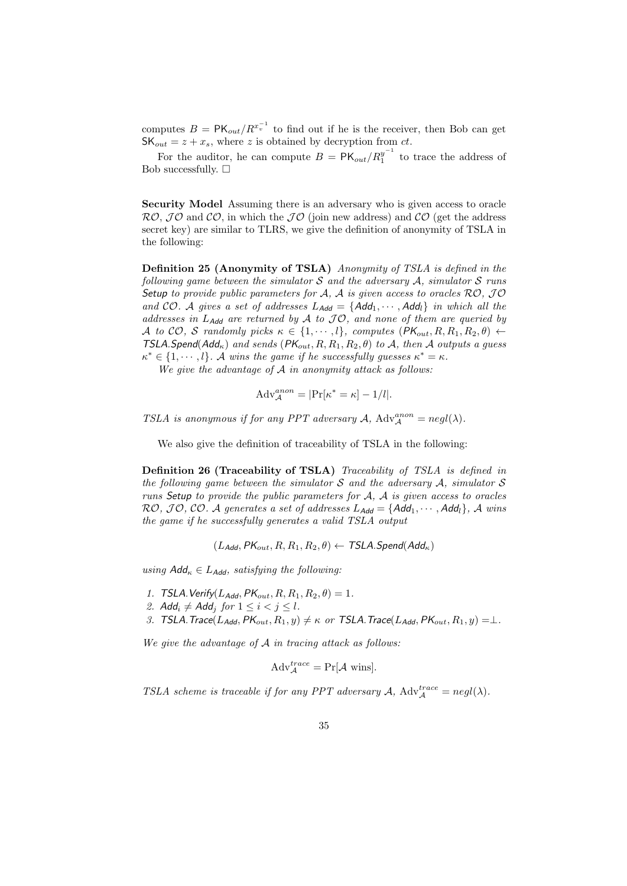computes $B = \mathsf{PK}_{out}/R^{x_v^{-1}}$ to find out if he is the receiver, then Bob can get $\mathsf{SK}_{out} = z + x_s$, where $z$ is obtained by decryption from $ct$.

For the auditor, he can compute $B = \mathsf{PK}_{out}/R_1^{y^{-1}}$ to trace the address of Bob successfully. □

**Security Model** Assuming there is an adversary who is given access to oracle $\mathcal{RO}$, $\mathcal{JO}$ and $\mathcal{CO}$, in which the $\mathcal{JO}$ (join new address) and $\mathcal{CO}$ (get the address secret key) are similar to TLRS, we give the definition of anonymity of TSLA in the following:

**Definition 25 (Anonymity of TSLA)** *Anonymity of TSLA is defined in the following game between the simulator $\mathcal{S}$ and the adversary $\mathcal{A}$, simulator $\mathcal{S}$ runs $\mathsf{Setup}$ to provide public parameters for $\mathcal{A}$, $\mathcal{A}$ is given access to oracles $\mathcal{RO}$, $\mathcal{JO}$ and $\mathcal{CO}$. $\mathcal{A}$ gives a set of addresses $L_{\mathsf{Add}} = \{\mathsf{Add}_1, \cdots, \mathsf{Add}_l\}$ in which all the addresses in $L_{\mathsf{Add}}$ are returned by $\mathcal{A}$ to $\mathcal{JO}$, and none of them are queried by $\mathcal{A}$ to $\mathcal{CO}$, $\mathcal{S}$ randomly picks $\kappa \in \{1, \cdots, l\}$, computes $(\mathsf{PK}_{out}, R, R_1, R_2, \theta) \leftarrow \mathsf{TSLA.Spend}(\mathsf{Add}_\kappa)$ and sends $(\mathsf{PK}_{out}, R, R_1, R_2, \theta)$ to $\mathcal{A}$, then $\mathcal{A}$ outputs a guess $\kappa^* \in \{1, \cdots, l\}$. $\mathcal{A}$ wins the game if he successfully guesses $\kappa^* = \kappa$.*

*We give the advantage of $\mathcal{A}$ in anonymity attack as follows:*

$$\mathrm{Adv}_{\mathcal{A}}^{anon} = |\Pr[\kappa^* = \kappa] - 1/l|.$$

*TSLA is anonymous if for any PPT adversary $\mathcal{A}$, $\mathrm{Adv}_{\mathcal{A}}^{anon} = negl(\lambda)$.*

We also give the definition of traceability of TSLA in the following:

**Definition 26 (Traceability of TSLA)** *Traceability of TSLA is defined in the following game between the simulator $\mathcal{S}$ and the adversary $\mathcal{A}$, simulator $\mathcal{S}$ runs $\mathsf{Setup}$ to provide the public parameters for $\mathcal{A}$, $\mathcal{A}$ is given access to oracles $\mathcal{RO}$, $\mathcal{JO}$, $\mathcal{CO}$. $\mathcal{A}$ generates a set of addresses $L_{\mathsf{Add}} = \{\mathsf{Add}_1, \cdots, \mathsf{Add}_l\}$, $\mathcal{A}$ wins the game if he successfully generates a valid TSLA output*

$$(L_{\mathsf{Add}}, \mathsf{PK}_{out}, R, R_1, R_2, \theta) \leftarrow \mathsf{TSLA.Spend}(\mathsf{Add}_\kappa)$$

*using $\mathsf{Add}_\kappa \in L_{\mathsf{Add}}$, satisfying the following:*

1. *$\mathsf{TSLA.Verify}(L_{\mathsf{Add}}, \mathsf{PK}_{out}, R, R_1, R_2, \theta) = 1$.*
2. *$\mathsf{Add}_i \neq \mathsf{Add}_j$ for $1 \leq i < j \leq l$.*
3. *$\mathsf{TSLA.Trace}(L_{\mathsf{Add}}, \mathsf{PK}_{out}, R_1, y) \neq \kappa$ or $\mathsf{TSLA.Trace}(L_{\mathsf{Add}}, \mathsf{PK}_{out}, R_1, y) = \perp$.*

*We give the advantage of $\mathcal{A}$ in tracing attack as follows:*

$$\mathrm{Adv}_{\mathcal{A}}^{trace} = \Pr[\mathcal{A} \text{ wins}].$$

*TSLA scheme is traceable if for any PPT adversary $\mathcal{A}$, $\mathrm{Adv}_{\mathcal{A}}^{trace} = negl(\lambda)$.*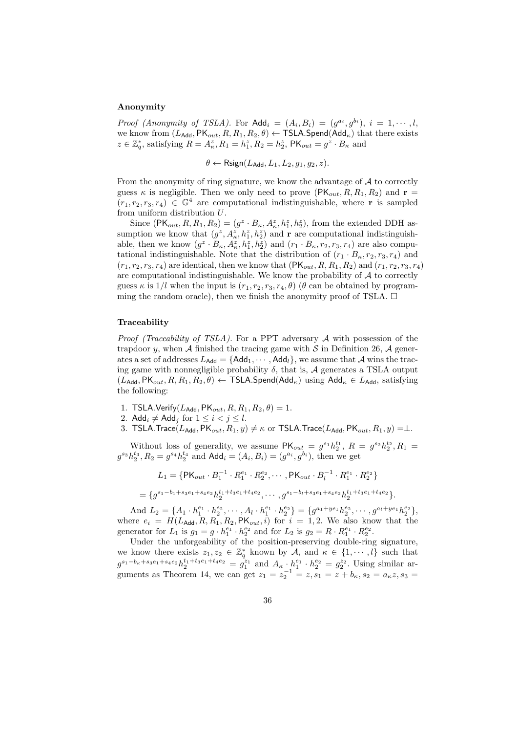### Anonymity

*Proof (Anonymity of TSLA).* For $\mathsf{Add}_i = (A_i, B_i) = (g^{a_i}, g^{b_i}),\ i = 1, \cdots, l$, we know from $(L_{\mathsf{Add}}, \mathsf{PK}_{out}, R, R_1, R_2, \theta) \leftarrow \mathsf{TSLA.Spend}(\mathsf{Add}_\kappa)$ that there exists $z \in \mathbb{Z}_q^*$, satisfying $R = A_\kappa^z, R_1 = h_1^z, R_2 = h_2^z$, $\mathsf{PK}_{out} = g^z \cdot B_\kappa$ and

$$\theta \leftarrow \mathsf{Rsign}(L_{\mathsf{Add}}, L_1, L_2, g_1, g_2, z).$$

From the anonymity of ring signature, we know the advantage of $\mathcal{A}$ to correctly guess $\kappa$ is negligible. Then we only need to prove $(\mathsf{PK}_{out}, R, R_1, R_2)$ and $\mathbf{r} = (r_1, r_2, r_3, r_4) \in \mathbb{G}^4$ are computational indistinguishable, where $\mathbf{r}$ is sampled from uniform distribution $U$.

Since $(\mathsf{PK}_{out}, R, R_1, R_2) = (g^z \cdot B_\kappa, A_\kappa^z, h_1^z, h_2^z)$, from the extended DDH assumption we know that $(g^z, A_\kappa^z, h_1^z, h_2^z)$ and $\mathbf{r}$ are computational indistinguishable, then we know $(g^z \cdot B_\kappa, A_\kappa^z, h_1^z, h_2^z)$ and $(r_1 \cdot B_\kappa, r_2, r_3, r_4)$ are also computational indistinguishable. Note that the distribution of $(r_1 \cdot B_\kappa, r_2, r_3, r_4)$ and $(r_1, r_2, r_3, r_4)$ are identical, then we know that $(\mathsf{PK}_{out}, R, R_1, R_2)$ and $(r_1, r_2, r_3, r_4)$ are computational indistinguishable. We know the probability of $\mathcal{A}$ to correctly guess $\kappa$ is $1/l$ when the input is $(r_1, r_2, r_3, r_4, \theta)$ ($\theta$ can be obtained by programming the random oracle), then we finish the anonymity proof of TSLA. $\square$

### Traceability

*Proof (Traceability of TSLA).* For a PPT adversary $\mathcal{A}$ with possession of the trapdoor $y$, when $\mathcal{A}$ finished the tracing game with $\mathcal{S}$ in Definition 26, $\mathcal{A}$ generates a set of addresses $L_{\mathsf{Add}} = \{\mathsf{Add}_1, \cdots, \mathsf{Add}_l\}$, we assume that $\mathcal{A}$ wins the tracing game with nonnegligible probability $\delta$, that is, $\mathcal{A}$ generates a TSLA output $(L_{\mathsf{Add}}, \mathsf{PK}_{out}, R, R_1, R_2, \theta) \leftarrow \mathsf{TSLA.Spend}(\mathsf{Add}_\kappa)$ using $\mathsf{Add}_\kappa \in L_{\mathsf{Add}}$, satisfying the following:

1. $\mathsf{TSLA.Verify}(L_{\mathsf{Add}}, \mathsf{PK}_{out}, R, R_1, R_2, \theta) = 1$.
2. $\mathsf{Add}_i \neq \mathsf{Add}_j$ for $1 \leq i < j \leq l$.
3. $\mathsf{TSLA.Trace}(L_{\mathsf{Add}}, \mathsf{PK}_{out}, R_1, y) \neq \kappa$ or $\mathsf{TSLA.Trace}(L_{\mathsf{Add}}, \mathsf{PK}_{out}, R_1, y) = \perp$.

Without loss of generality, we assume $\mathsf{PK}_{out} = g^{s_1} h_2^{t_1}$, $R = g^{s_2} h_2^{t_2}, R_1 = g^{s_3} h_2^{t_3}, R_2 = g^{s_4} h_2^{t_4}$ and $\mathsf{Add}_i = (A_i, B_i) = (g^{a_i}, g^{b_i})$, then we get

$$L_1 = \{\mathsf{PK}_{out} \cdot B_1^{-1} \cdot R_1^{e_1} \cdot R_2^{e_2}, \cdots, \mathsf{PK}_{out} \cdot B_l^{-1} \cdot R_1^{e_1} \cdot R_2^{e_2}\}$$

$$= \{g^{s_1 - b_1 + s_3 e_1 + s_4 e_2} h_2^{t_1 + t_3 e_1 + t_4 e_2}, \cdots, g^{s_1 - b_l + s_3 e_1 + s_4 e_2} h_2^{t_1 + t_3 e_1 + t_4 e_2}\}.$$

And $L_2 = \{A_1 \cdot h_1^{e_1} \cdot h_2^{e_2}, \cdots, A_l \cdot h_1^{e_1} \cdot h_2^{e_2}\} = \{g^{a_1 + y e_1} h_2^{e_2}, \cdots, g^{a_l + y e_1} h_2^{e_2}\}$, where $e_i = H(L_{\mathsf{Add}}, R, R_1, R_2, \mathsf{PK}_{out}, i)$ for $i = 1, 2$. We also know that the generator for $L_1$ is $g_1 = g \cdot h_1^{e_1} \cdot h_2^{e_2}$ and for $L_2$ is $g_2 = R \cdot R_1^{e_1} \cdot R_2^{e_2}$.

Under the unforgeability of the position-preserving double-ring signature, we know there exists $z_1, z_2 \in \mathbb{Z}_q^*$ known by $\mathcal{A}$, and $\kappa \in \{1, \cdots, l\}$ such that $g^{s_1 - b_\kappa + s_3 e_1 + s_4 e_2} h_2^{t_1 + t_3 e_1 + t_4 e_2} = g_1^{z_1}$ and $A_\kappa \cdot h_1^{e_1} \cdot h_2^{e_2} = g_2^{z_2}$. Using similar arguments as Theorem 14, we can get $z_1 = z_2^{-1} = z, s_1 = z + b_\kappa, s_2 = a_\kappa z, s_3 =$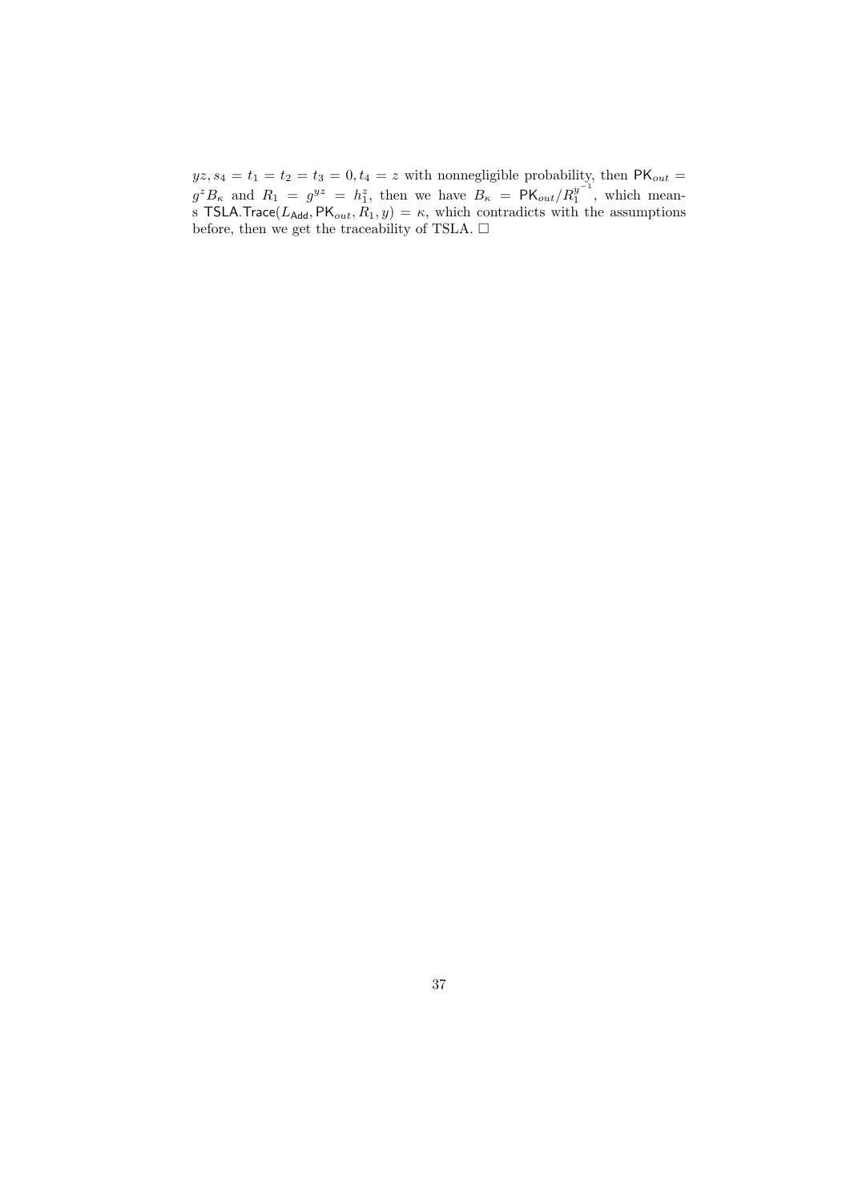$yz, s_4 = t_1 = t_2 = t_3 = 0, t_4 = z$ with nonnegligible probability, then $\mathsf{PK}_{out} = g^z B_\kappa$ and $R_1 = g^{yz} = h_1^z$, then we have $B_\kappa = \mathsf{PK}_{out}/R_1^{y^{-1}}$, which means $\mathsf{TSLA.Trace}(L_{\mathsf{Add}}, \mathsf{PK}_{out}, R_1, y) = \kappa$, which contradicts with the assumptions before, then we get the traceability of TSLA. □